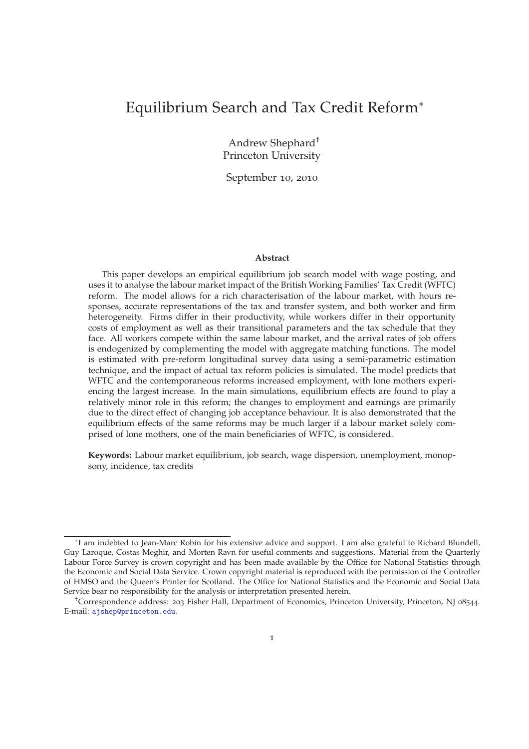# Equilibrium Search and Tax Credit Reform[*]

Andrew Shephard[†]
Princeton University

September 10, 2010

**Abstract**

This paper develops an empirical equilibrium job search model with wage posting, and uses it to analyse the labour market impact of the British Working Families' Tax Credit (WFTC) reform. The model allows for a rich characterisation of the labour market, with hours responses, accurate representations of the tax and transfer system, and both worker and firm heterogeneity. Firms differ in their productivity, while workers differ in their opportunity costs of employment as well as their transitional parameters and the tax schedule that they face. All workers compete within the same labour market, and the arrival rates of job offers is endogenized by complementing the model with aggregate matching functions. The model is estimated with pre-reform longitudinal survey data using a semi-parametric estimation technique, and the impact of actual tax reform policies is simulated. The model predicts that WFTC and the contemporaneous reforms increased employment, with lone mothers experiencing the largest increase. In the main simulations, equilibrium effects are found to play a relatively minor role in this reform; the changes to employment and earnings are primarily due to the direct effect of changing job acceptance behaviour. It is also demonstrated that the equilibrium effects of the same reforms may be much larger if a labour market solely comprised of lone mothers, one of the main beneficiaries of WFTC, is considered.

**Keywords:** Labour market equilibrium, job search, wage dispersion, unemployment, monopsony, incidence, tax credits

---

[*] I am indebted to Jean-Marc Robin for his extensive advice and support. I am also grateful to Richard Blundell, Guy Laroque, Costas Meghir, and Morten Ravn for useful comments and suggestions. Material from the Quarterly Labour Force Survey is crown copyright and has been made available by the Office for National Statistics through the Economic and Social Data Service. Crown copyright material is reproduced with the permission of the Controller of HMSO and the Queen's Printer for Scotland. The Office for National Statistics and the Economic and Social Data Service bear no responsibility for the analysis or interpretation presented herein.

[†] Correspondence address: 203 Fisher Hall, Department of Economics, Princeton University, Princeton, NJ 08544. E-mail: ajshep@princeton.edu.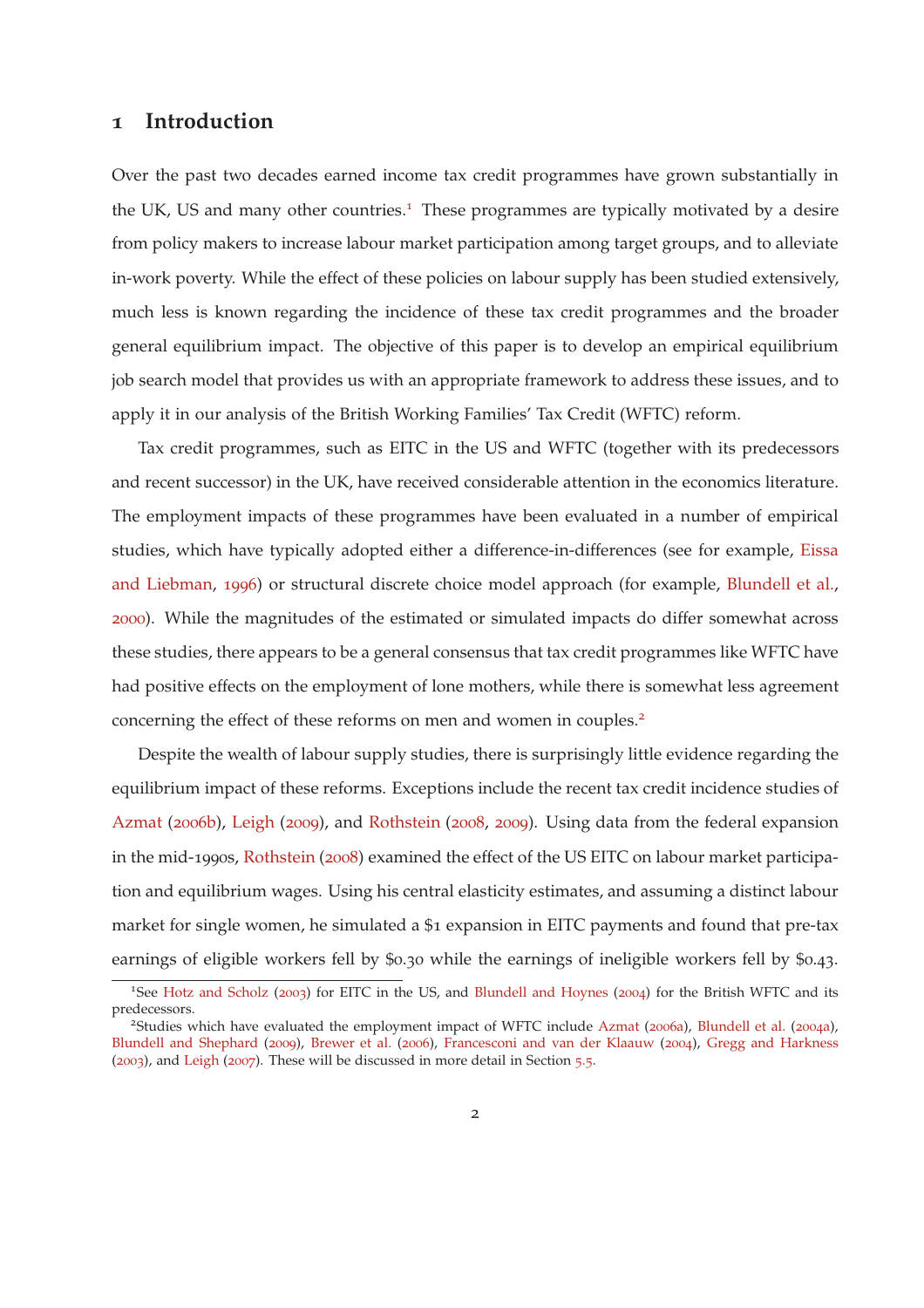# 1 Introduction

Over the past two decades earned income tax credit programmes have grown substantially in the UK, US and many other countries.[1] These programmes are typically motivated by a desire from policy makers to increase labour market participation among target groups, and to alleviate in-work poverty. While the effect of these policies on labour supply has been studied extensively, much less is known regarding the incidence of these tax credit programmes and the broader general equilibrium impact. The objective of this paper is to develop an empirical equilibrium job search model that provides us with an appropriate framework to address these issues, and to apply it in our analysis of the British Working Families' Tax Credit (WFTC) reform.

Tax credit programmes, such as EITC in the US and WFTC (together with its predecessors and recent successor) in the UK, have received considerable attention in the economics literature. The employment impacts of these programmes have been evaluated in a number of empirical studies, which have typically adopted either a difference-in-differences (see for example, Eissa and Liebman, 1996) or structural discrete choice model approach (for example, Blundell et al., 2000). While the magnitudes of the estimated or simulated impacts do differ somewhat across these studies, there appears to be a general consensus that tax credit programmes like WFTC have had positive effects on the employment of lone mothers, while there is somewhat less agreement concerning the effect of these reforms on men and women in couples.[2]

Despite the wealth of labour supply studies, there is surprisingly little evidence regarding the equilibrium impact of these reforms. Exceptions include the recent tax credit incidence studies of Azmat (2006b), Leigh (2009), and Rothstein (2008, 2009). Using data from the federal expansion in the mid-1990s, Rothstein (2008) examined the effect of the US EITC on labour market participation and equilibrium wages. Using his central elasticity estimates, and assuming a distinct labour market for single women, he simulated a \$1 expansion in EITC payments and found that pre-tax earnings of eligible workers fell by \$0.30 while the earnings of ineligible workers fell by \$0.43.

[1] See Hotz and Scholz (2003) for EITC in the US, and Blundell and Hoynes (2004) for the British WFTC and its predecessors.

[2] Studies which have evaluated the employment impact of WFTC include Azmat (2006a), Blundell et al. (2004a), Blundell and Shephard (2009), Brewer et al. (2006), Francesconi and van der Klaauw (2004), Gregg and Harkness (2003), and Leigh (2007). These will be discussed in more detail in Section 5.5.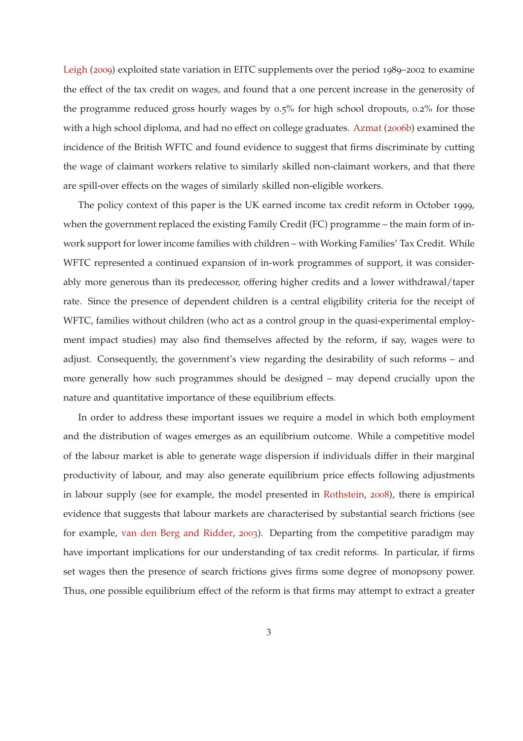Leigh (2009) exploited state variation in EITC supplements over the period 1989–2002 to examine the effect of the tax credit on wages, and found that a one percent increase in the generosity of the programme reduced gross hourly wages by 0.5% for high school dropouts, 0.2% for those with a high school diploma, and had no effect on college graduates. Azmat (2006b) examined the incidence of the British WFTC and found evidence to suggest that firms discriminate by cutting the wage of claimant workers relative to similarly skilled non-claimant workers, and that there are spill-over effects on the wages of similarly skilled non-eligible workers.

The policy context of this paper is the UK earned income tax credit reform in October 1999, when the government replaced the existing Family Credit (FC) programme – the main form of in-work support for lower income families with children – with Working Families' Tax Credit. While WFTC represented a continued expansion of in-work programmes of support, it was considerably more generous than its predecessor, offering higher credits and a lower withdrawal/taper rate. Since the presence of dependent children is a central eligibility criteria for the receipt of WFTC, families without children (who act as a control group in the quasi-experimental employment impact studies) may also find themselves affected by the reform, if say, wages were to adjust. Consequently, the government's view regarding the desirability of such reforms – and more generally how such programmes should be designed – may depend crucially upon the nature and quantitative importance of these equilibrium effects.

In order to address these important issues we require a model in which both employment and the distribution of wages emerges as an equilibrium outcome. While a competitive model of the labour market is able to generate wage dispersion if individuals differ in their marginal productivity of labour, and may also generate equilibrium price effects following adjustments in labour supply (see for example, the model presented in Rothstein, 2008), there is empirical evidence that suggests that labour markets are characterised by substantial search frictions (see for example, van den Berg and Ridder, 2003). Departing from the competitive paradigm may have important implications for our understanding of tax credit reforms. In particular, if firms set wages then the presence of search frictions gives firms some degree of monopsony power. Thus, one possible equilibrium effect of the reform is that firms may attempt to extract a greater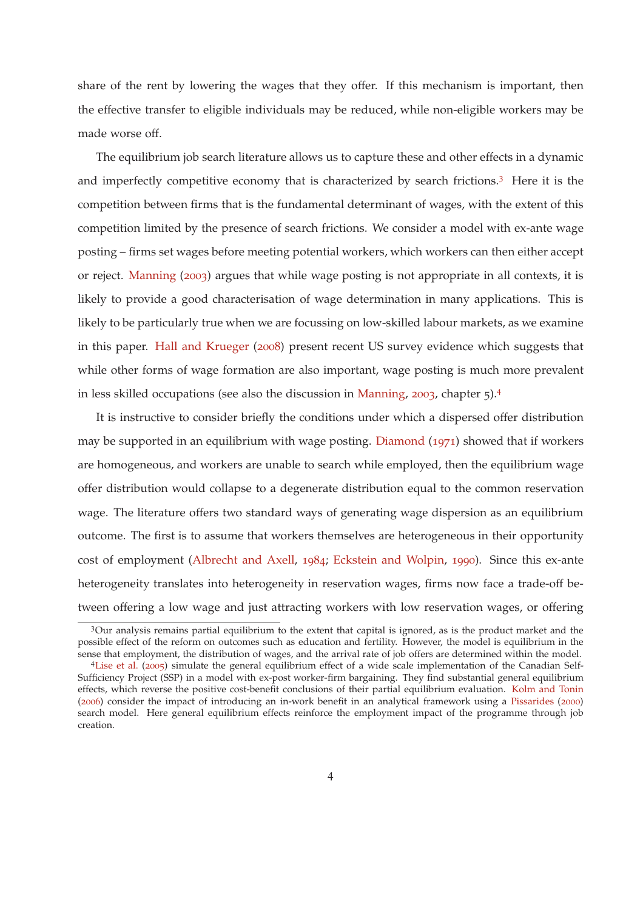share of the rent by lowering the wages that they offer. If this mechanism is important, then the effective transfer to eligible individuals may be reduced, while non-eligible workers may be made worse off.

The equilibrium job search literature allows us to capture these and other effects in a dynamic and imperfectly competitive economy that is characterized by search frictions.[3] Here it is the competition between firms that is the fundamental determinant of wages, with the extent of this competition limited by the presence of search frictions. We consider a model with ex-ante wage posting – firms set wages before meeting potential workers, which workers can then either accept or reject. Manning (2003) argues that while wage posting is not appropriate in all contexts, it is likely to provide a good characterisation of wage determination in many applications. This is likely to be particularly true when we are focussing on low-skilled labour markets, as we examine in this paper. Hall and Krueger (2008) present recent US survey evidence which suggests that while other forms of wage formation are also important, wage posting is much more prevalent in less skilled occupations (see also the discussion in Manning, 2003, chapter 5).[4]

It is instructive to consider briefly the conditions under which a dispersed offer distribution may be supported in an equilibrium with wage posting. Diamond (1971) showed that if workers are homogeneous, and workers are unable to search while employed, then the equilibrium wage offer distribution would collapse to a degenerate distribution equal to the common reservation wage. The literature offers two standard ways of generating wage dispersion as an equilibrium outcome. The first is to assume that workers themselves are heterogeneous in their opportunity cost of employment (Albrecht and Axell, 1984; Eckstein and Wolpin, 1990). Since this ex-ante heterogeneity translates into heterogeneity in reservation wages, firms now face a trade-off between offering a low wage and just attracting workers with low reservation wages, or offering

---

[3] Our analysis remains partial equilibrium to the extent that capital is ignored, as is the product market and the possible effect of the reform on outcomes such as education and fertility. However, the model is equilibrium in the sense that employment, the distribution of wages, and the arrival rate of job offers are determined within the model.

[4] Lise et al. (2005) simulate the general equilibrium effect of a wide scale implementation of the Canadian Self-Sufficiency Project (SSP) in a model with ex-post worker-firm bargaining. They find substantial general equilibrium effects, which reverse the positive cost-benefit conclusions of their partial equilibrium evaluation. Kolm and Tonin (2006) consider the impact of introducing an in-work benefit in an analytical framework using a Pissarides (2000) search model. Here general equilibrium effects reinforce the employment impact of the programme through job creation.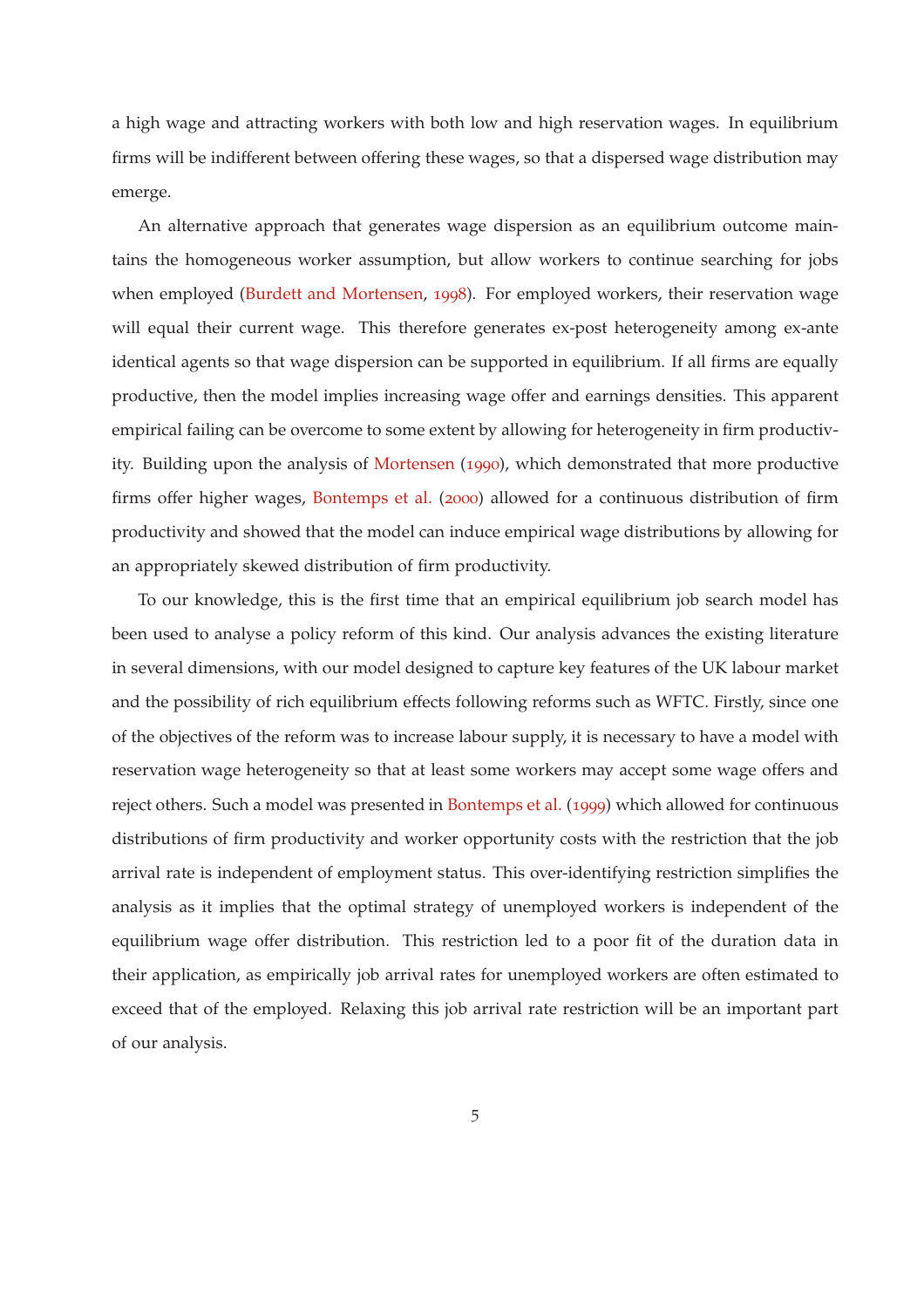a high wage and attracting workers with both low and high reservation wages. In equilibrium firms will be indifferent between offering these wages, so that a dispersed wage distribution may emerge.

An alternative approach that generates wage dispersion as an equilibrium outcome maintains the homogeneous worker assumption, but allow workers to continue searching for jobs when employed (Burdett and Mortensen, 1998). For employed workers, their reservation wage will equal their current wage. This therefore generates ex-post heterogeneity among ex-ante identical agents so that wage dispersion can be supported in equilibrium. If all firms are equally productive, then the model implies increasing wage offer and earnings densities. This apparent empirical failing can be overcome to some extent by allowing for heterogeneity in firm productivity. Building upon the analysis of Mortensen (1990), which demonstrated that more productive firms offer higher wages, Bontemps et al. (2000) allowed for a continuous distribution of firm productivity and showed that the model can induce empirical wage distributions by allowing for an appropriately skewed distribution of firm productivity.

To our knowledge, this is the first time that an empirical equilibrium job search model has been used to analyse a policy reform of this kind. Our analysis advances the existing literature in several dimensions, with our model designed to capture key features of the UK labour market and the possibility of rich equilibrium effects following reforms such as WFTC. Firstly, since one of the objectives of the reform was to increase labour supply, it is necessary to have a model with reservation wage heterogeneity so that at least some workers may accept some wage offers and reject others. Such a model was presented in Bontemps et al. (1999) which allowed for continuous distributions of firm productivity and worker opportunity costs with the restriction that the job arrival rate is independent of employment status. This over-identifying restriction simplifies the analysis as it implies that the optimal strategy of unemployed workers is independent of the equilibrium wage offer distribution. This restriction led to a poor fit of the duration data in their application, as empirically job arrival rates for unemployed workers are often estimated to exceed that of the employed. Relaxing this job arrival rate restriction will be an important part of our analysis.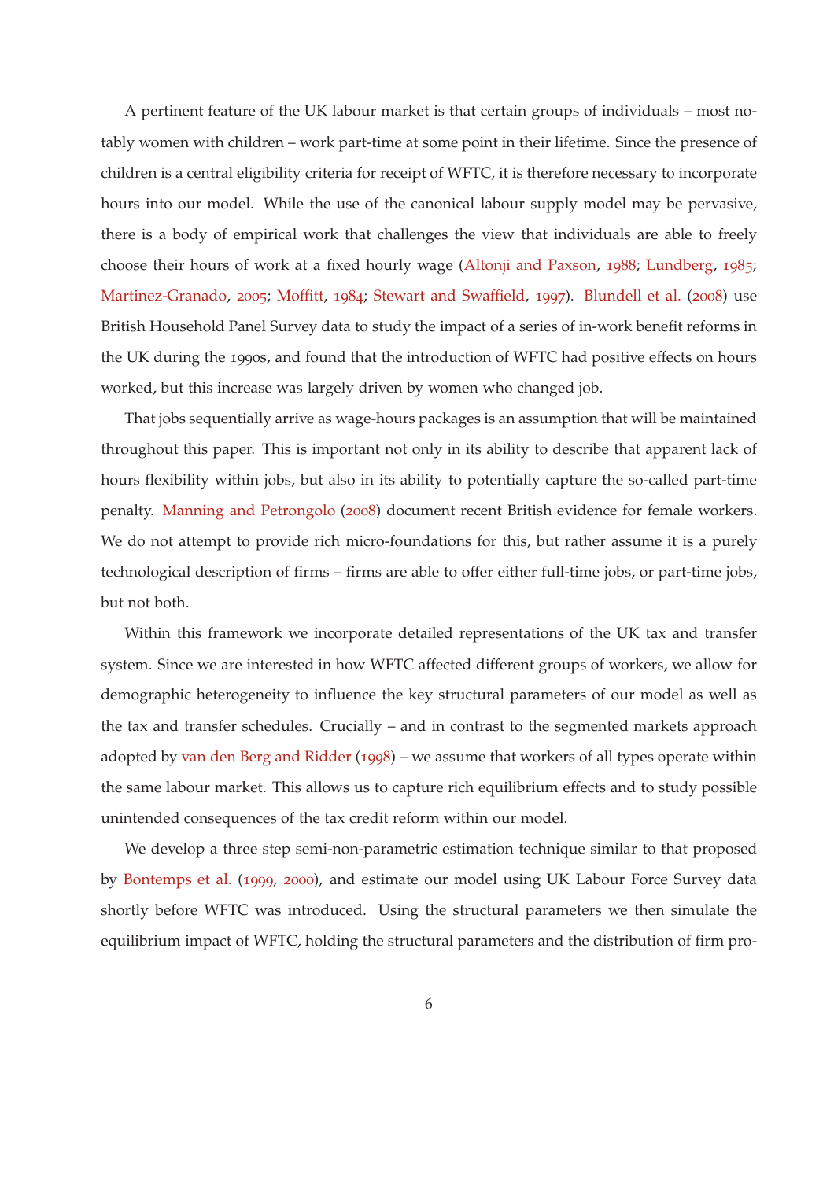A pertinent feature of the UK labour market is that certain groups of individuals – most notably women with children – work part-time at some point in their lifetime. Since the presence of children is a central eligibility criteria for receipt of WFTC, it is therefore necessary to incorporate hours into our model. While the use of the canonical labour supply model may be pervasive, there is a body of empirical work that challenges the view that individuals are able to freely choose their hours of work at a fixed hourly wage (Altonji and Paxson, 1988; Lundberg, 1985; Martinez-Granado, 2005; Moffitt, 1984; Stewart and Swaffield, 1997). Blundell et al. (2008) use British Household Panel Survey data to study the impact of a series of in-work benefit reforms in the UK during the 1990s, and found that the introduction of WFTC had positive effects on hours worked, but this increase was largely driven by women who changed job.

That jobs sequentially arrive as wage-hours packages is an assumption that will be maintained throughout this paper. This is important not only in its ability to describe that apparent lack of hours flexibility within jobs, but also in its ability to potentially capture the so-called part-time penalty. Manning and Petrongolo (2008) document recent British evidence for female workers. We do not attempt to provide rich micro-foundations for this, but rather assume it is a purely technological description of firms – firms are able to offer either full-time jobs, or part-time jobs, but not both.

Within this framework we incorporate detailed representations of the UK tax and transfer system. Since we are interested in how WFTC affected different groups of workers, we allow for demographic heterogeneity to influence the key structural parameters of our model as well as the tax and transfer schedules. Crucially – and in contrast to the segmented markets approach adopted by van den Berg and Ridder (1998) – we assume that workers of all types operate within the same labour market. This allows us to capture rich equilibrium effects and to study possible unintended consequences of the tax credit reform within our model.

We develop a three step semi-non-parametric estimation technique similar to that proposed by Bontemps et al. (1999, 2000), and estimate our model using UK Labour Force Survey data shortly before WFTC was introduced. Using the structural parameters we then simulate the equilibrium impact of WFTC, holding the structural parameters and the distribution of firm pro-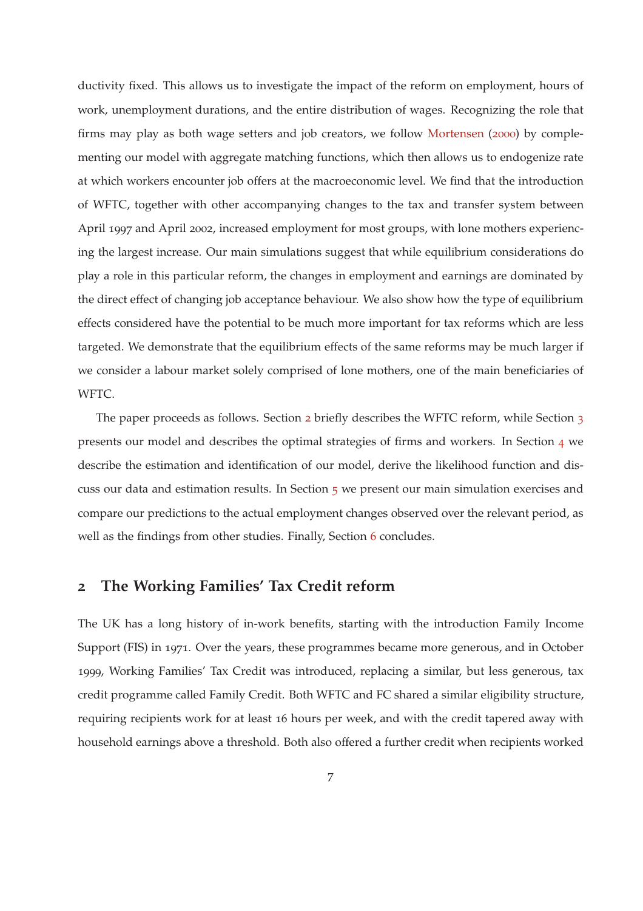ductivity fixed. This allows us to investigate the impact of the reform on employment, hours of work, unemployment durations, and the entire distribution of wages. Recognizing the role that firms may play as both wage setters and job creators, we follow Mortensen (2000) by complementing our model with aggregate matching functions, which then allows us to endogenize rate at which workers encounter job offers at the macroeconomic level. We find that the introduction of WFTC, together with other accompanying changes to the tax and transfer system between April 1997 and April 2002, increased employment for most groups, with lone mothers experiencing the largest increase. Our main simulations suggest that while equilibrium considerations do play a role in this particular reform, the changes in employment and earnings are dominated by the direct effect of changing job acceptance behaviour. We also show how the type of equilibrium effects considered have the potential to be much more important for tax reforms which are less targeted. We demonstrate that the equilibrium effects of the same reforms may be much larger if we consider a labour market solely comprised of lone mothers, one of the main beneficiaries of WFTC.

The paper proceeds as follows. Section 2 briefly describes the WFTC reform, while Section 3 presents our model and describes the optimal strategies of firms and workers. In Section 4 we describe the estimation and identification of our model, derive the likelihood function and discuss our data and estimation results. In Section 5 we present our main simulation exercises and compare our predictions to the actual employment changes observed over the relevant period, as well as the findings from other studies. Finally, Section 6 concludes.

## 2 The Working Families' Tax Credit reform

The UK has a long history of in-work benefits, starting with the introduction Family Income Support (FIS) in 1971. Over the years, these programmes became more generous, and in October 1999, Working Families' Tax Credit was introduced, replacing a similar, but less generous, tax credit programme called Family Credit. Both WFTC and FC shared a similar eligibility structure, requiring recipients work for at least 16 hours per week, and with the credit tapered away with household earnings above a threshold. Both also offered a further credit when recipients worked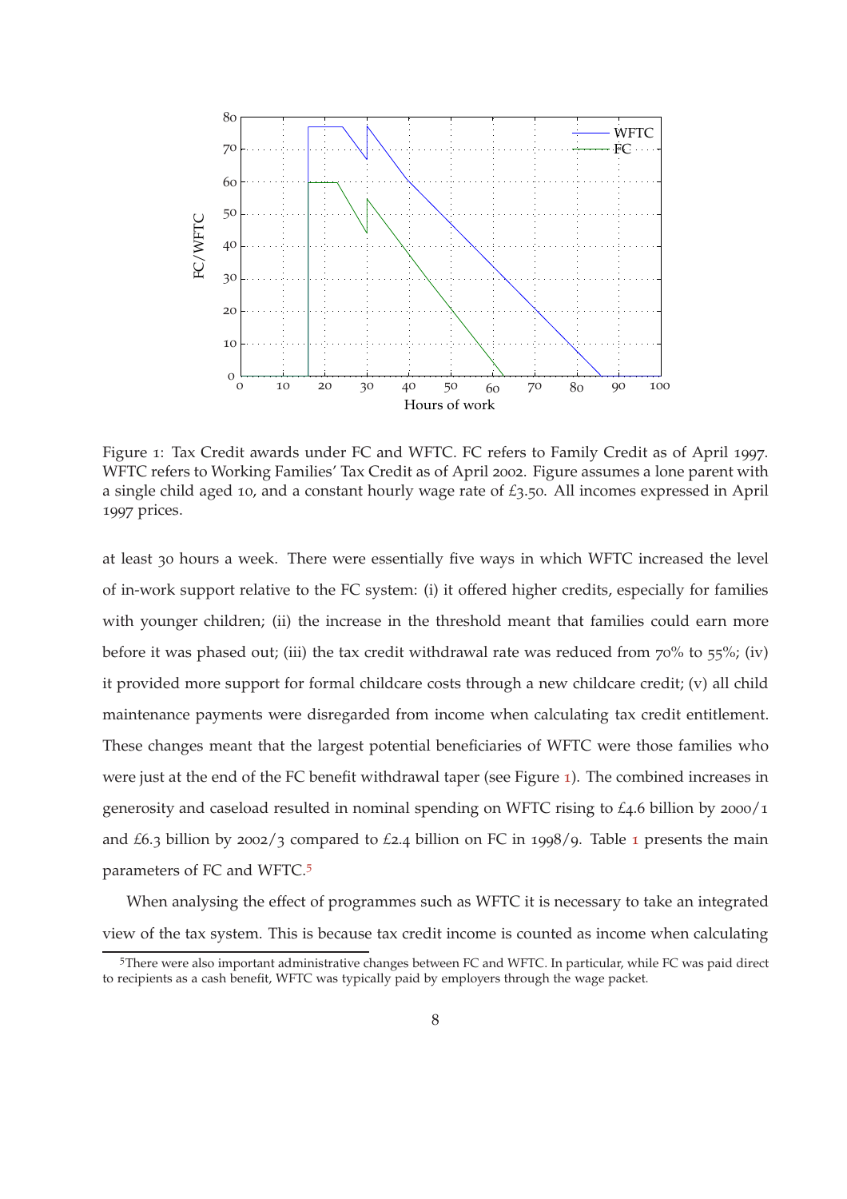Figure 1: Tax Credit awards under FC and WFTC. FC refers to Family Credit as of April 1997. WFTC refers to Working Families' Tax Credit as of April 2002. Figure assumes a lone parent with a single child aged 10, and a constant hourly wage rate of £3.50. All incomes expressed in April 1997 prices.

at least 30 hours a week. There were essentially five ways in which WFTC increased the level of in-work support relative to the FC system: (i) it offered higher credits, especially for families with younger children; (ii) the increase in the threshold meant that families could earn more before it was phased out; (iii) the tax credit withdrawal rate was reduced from 70% to 55%; (iv) it provided more support for formal childcare costs through a new childcare credit; (v) all child maintenance payments were disregarded from income when calculating tax credit entitlement. These changes meant that the largest potential beneficiaries of WFTC were those families who were just at the end of the FC benefit withdrawal taper (see Figure 1). The combined increases in generosity and caseload resulted in nominal spending on WFTC rising to £4.6 billion by 2000/1 and £6.3 billion by 2002/3 compared to £2.4 billion on FC in 1998/9. Table 1 presents the main parameters of FC and WFTC.[5]

When analysing the effect of programmes such as WFTC it is necessary to take an integrated view of the tax system. This is because tax credit income is counted as income when calculating

[5] There were also important administrative changes between FC and WFTC. In particular, while FC was paid direct to recipients as a cash benefit, WFTC was typically paid by employers through the wage packet.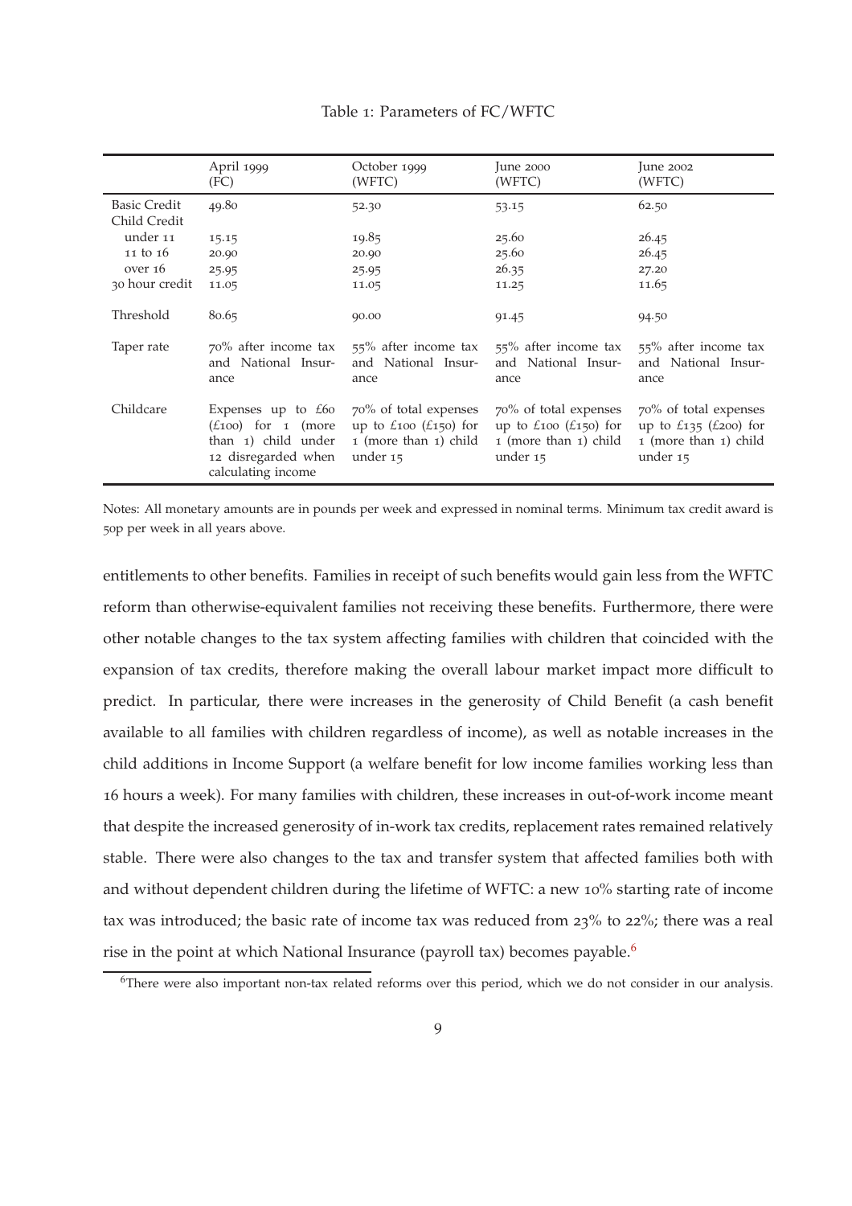Table 1: Parameters of FC/WFTC

| | April 1999 (FC) | October 1999 (WFTC) | June 2000 (WFTC) | June 2002 (WFTC) |
|---|---|---|---|---|
| Basic Credit | 49.80 | 52.30 | 53.15 | 62.50 |
| Child Credit | | | | |
| under 11 | 15.15 | 19.85 | 25.60 | 26.45 |
| 11 to 16 | 20.90 | 20.90 | 25.60 | 26.45 |
| over 16 | 25.95 | 25.95 | 26.35 | 27.20 |
| 30 hour credit | 11.05 | 11.05 | 11.25 | 11.65 |
| Threshold | 80.65 | 90.00 | 91.45 | 94.50 |
| Taper rate | 70% after income tax and National Insurance | 55% after income tax and National Insurance | 55% after income tax and National Insurance | 55% after income tax and National Insurance |
| Childcare | Expenses up to £60 (£100) for 1 (more than 1) child under 12 disregarded when calculating income | 70% of total expenses up to £100 (£150) for 1 (more than 1) child under 15 | 70% of total expenses up to £100 (£150) for 1 (more than 1) child under 15 | 70% of total expenses up to £135 (£200) for 1 (more than 1) child under 15 |

Notes: All monetary amounts are in pounds per week and expressed in nominal terms. Minimum tax credit award is 50p per week in all years above.

entitlements to other benefits. Families in receipt of such benefits would gain less from the WFTC reform than otherwise-equivalent families not receiving these benefits. Furthermore, there were other notable changes to the tax system affecting families with children that coincided with the expansion of tax credits, therefore making the overall labour market impact more difficult to predict. In particular, there were increases in the generosity of Child Benefit (a cash benefit available to all families with children regardless of income), as well as notable increases in the child additions in Income Support (a welfare benefit for low income families working less than 16 hours a week). For many families with children, these increases in out-of-work income meant that despite the increased generosity of in-work tax credits, replacement rates remained relatively stable. There were also changes to the tax and transfer system that affected families both with and without dependent children during the lifetime of WFTC: a new 10% starting rate of income tax was introduced; the basic rate of income tax was reduced from 23% to 22%; there was a real rise in the point at which National Insurance (payroll tax) becomes payable.[6]

[6] There were also important non-tax related reforms over this period, which we do not consider in our analysis.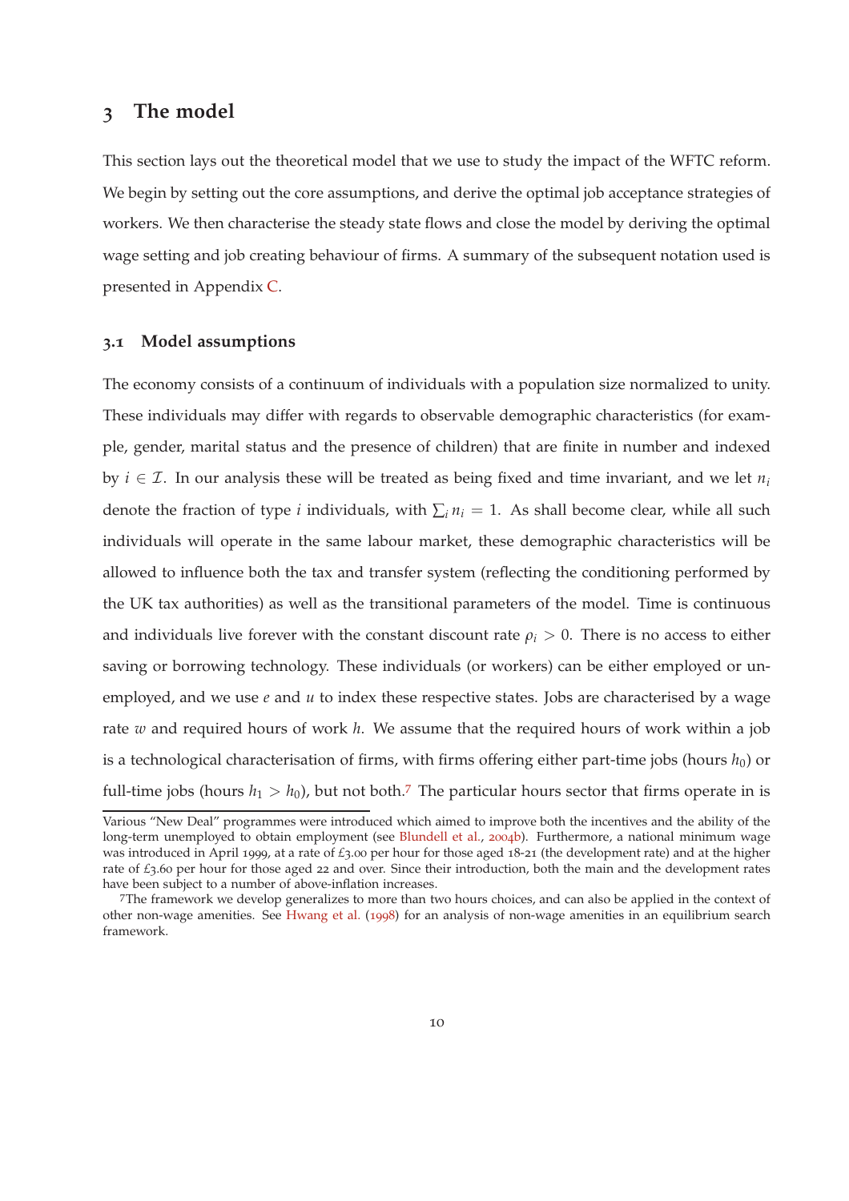## 3 The model

This section lays out the theoretical model that we use to study the impact of the WFTC reform. We begin by setting out the core assumptions, and derive the optimal job acceptance strategies of workers. We then characterise the steady state flows and close the model by deriving the optimal wage setting and job creating behaviour of firms. A summary of the subsequent notation used is presented in Appendix C.

### 3.1 Model assumptions

The economy consists of a continuum of individuals with a population size normalized to unity. These individuals may differ with regards to observable demographic characteristics (for example, gender, marital status and the presence of children) that are finite in number and indexed by $i \in \mathcal{I}$. In our analysis these will be treated as being fixed and time invariant, and we let $n_i$ denote the fraction of type $i$ individuals, with $\sum_i n_i = 1$. As shall become clear, while all such individuals will operate in the same labour market, these demographic characteristics will be allowed to influence both the tax and transfer system (reflecting the conditioning performed by the UK tax authorities) as well as the transitional parameters of the model. Time is continuous and individuals live forever with the constant discount rate $\rho_i > 0$. There is no access to either saving or borrowing technology. These individuals (or workers) can be either employed or unemployed, and we use $e$ and $u$ to index these respective states. Jobs are characterised by a wage rate $w$ and required hours of work $h$. We assume that the required hours of work within a job is a technological characterisation of firms, with firms offering either part-time jobs (hours $h_0$) or full-time jobs (hours $h_1 > h_0$), but not both.[7] The particular hours sector that firms operate in is

Various "New Deal" programmes were introduced which aimed to improve both the incentives and the ability of the long-term unemployed to obtain employment (see Blundell et al., 2004b). Furthermore, a national minimum wage was introduced in April 1999, at a rate of £3.00 per hour for those aged 18-21 (the development rate) and at the higher rate of £3.60 per hour for those aged 22 and over. Since their introduction, both the main and the development rates have been subject to a number of above-inflation increases.

[7] The framework we develop generalizes to more than two hours choices, and can also be applied in the context of other non-wage amenities. See Hwang et al. (1998) for an analysis of non-wage amenities in an equilibrium search framework.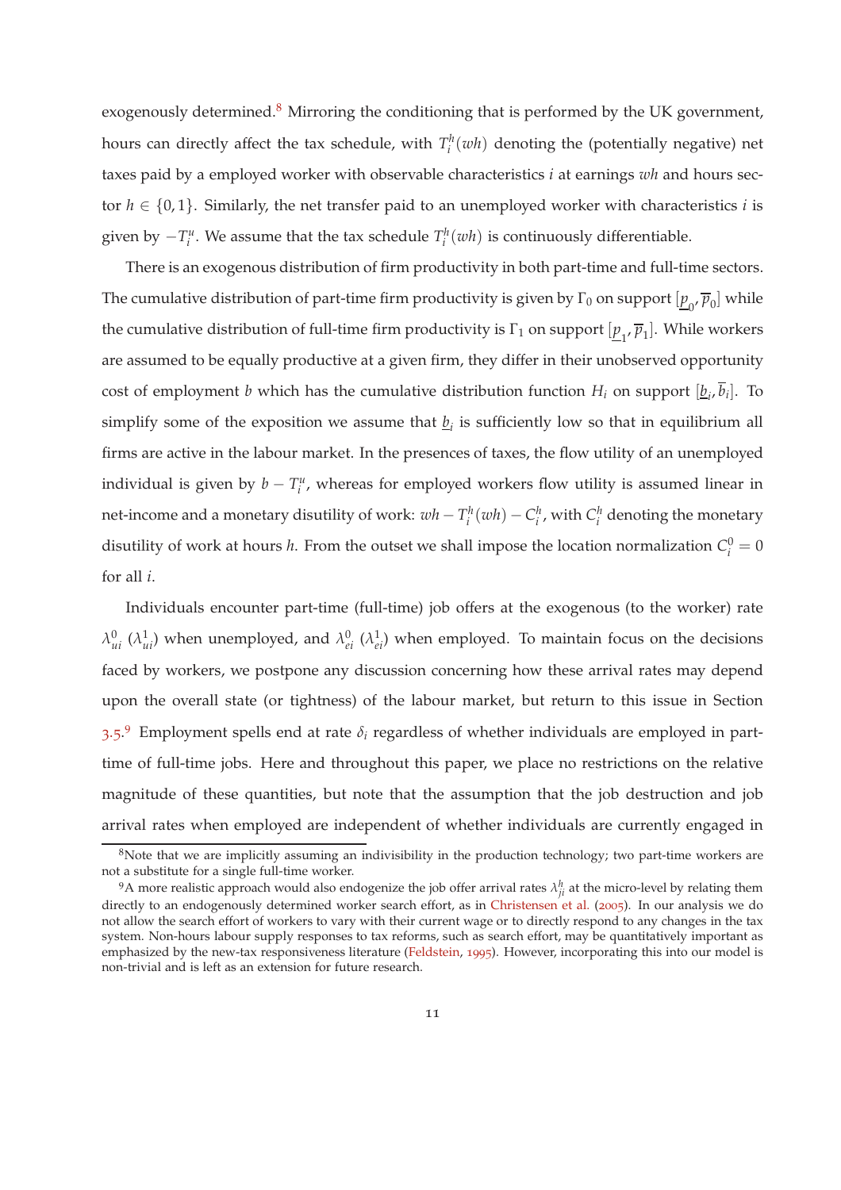exogenously determined.[8] Mirroring the conditioning that is performed by the UK government, hours can directly affect the tax schedule, with $T_i^h(wh)$ denoting the (potentially negative) net taxes paid by a employed worker with observable characteristics $i$ at earnings $wh$ and hours sector $h \in \{0, 1\}$. Similarly, the net transfer paid to an unemployed worker with characteristics $i$ is given by $-T_i^u$. We assume that the tax schedule $T_i^h(wh)$ is continuously differentiable.

There is an exogenous distribution of firm productivity in both part-time and full-time sectors. The cumulative distribution of part-time firm productivity is given by $\Gamma_0$ on support $[\underline{p}_0, \overline{p}_0]$ while the cumulative distribution of full-time firm productivity is $\Gamma_1$ on support $[\underline{p}_1, \overline{p}_1]$. While workers are assumed to be equally productive at a given firm, they differ in their unobserved opportunity cost of employment $b$ which has the cumulative distribution function $H_i$ on support $[\underline{b}_i, \overline{b}_i]$. To simplify some of the exposition we assume that $\underline{b}_i$ is sufficiently low so that in equilibrium all firms are active in the labour market. In the presences of taxes, the flow utility of an unemployed individual is given by $b - T_i^u$, whereas for employed workers flow utility is assumed linear in net-income and a monetary disutility of work: $wh - T_i^h(wh) - C_i^h$, with $C_i^h$ denoting the monetary disutility of work at hours $h$. From the outset we shall impose the location normalization $C_i^0 = 0$ for all $i$.

Individuals encounter part-time (full-time) job offers at the exogenous (to the worker) rate $\lambda_{ui}^0$ ($\lambda_{ui}^1$) when unemployed, and $\lambda_{ei}^0$ ($\lambda_{ei}^1$) when employed. To maintain focus on the decisions faced by workers, we postpone any discussion concerning how these arrival rates may depend upon the overall state (or tightness) of the labour market, but return to this issue in Section 3.5.[9] Employment spells end at rate $\delta_i$ regardless of whether individuals are employed in part-time of full-time jobs. Here and throughout this paper, we place no restrictions on the relative magnitude of these quantities, but note that the assumption that the job destruction and job arrival rates when employed are independent of whether individuals are currently engaged in

[8] Note that we are implicitly assuming an indivisibility in the production technology; two part-time workers are not a substitute for a single full-time worker.

[9] A more realistic approach would also endogenize the job offer arrival rates $\lambda_{ji}^h$ at the micro-level by relating them directly to an endogenously determined worker search effort, as in Christensen et al. (2005). In our analysis we do not allow the search effort of workers to vary with their current wage or to directly respond to any changes in the tax system. Non-hours labour supply responses to tax reforms, such as search effort, may be quantitatively important as emphasized by the new-tax responsiveness literature (Feldstein, 1995). However, incorporating this into our model is non-trivial and is left as an extension for future research.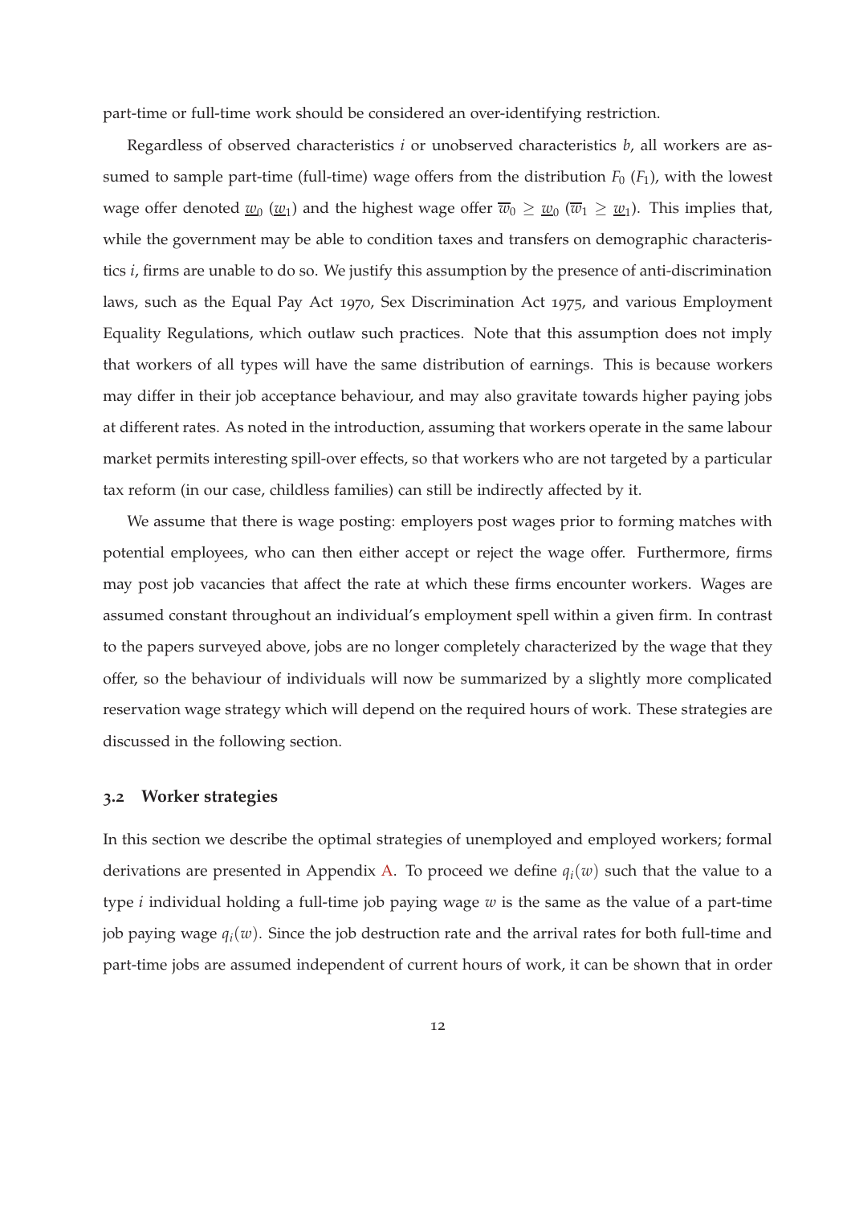part-time or full-time work should be considered an over-identifying restriction.

Regardless of observed characteristics $i$ or unobserved characteristics $b$, all workers are assumed to sample part-time (full-time) wage offers from the distribution $F_0$ ($F_1$), with the lowest wage offer denoted $\underline{w}_0$ ($\underline{w}_1$) and the highest wage offer $\overline{w}_0 \geq \underline{w}_0$ ($\overline{w}_1 \geq \underline{w}_1$). This implies that, while the government may be able to condition taxes and transfers on demographic characteristics $i$, firms are unable to do so. We justify this assumption by the presence of anti-discrimination laws, such as the Equal Pay Act 1970, Sex Discrimination Act 1975, and various Employment Equality Regulations, which outlaw such practices. Note that this assumption does not imply that workers of all types will have the same distribution of earnings. This is because workers may differ in their job acceptance behaviour, and may also gravitate towards higher paying jobs at different rates. As noted in the introduction, assuming that workers operate in the same labour market permits interesting spill-over effects, so that workers who are not targeted by a particular tax reform (in our case, childless families) can still be indirectly affected by it.

We assume that there is wage posting: employers post wages prior to forming matches with potential employees, who can then either accept or reject the wage offer. Furthermore, firms may post job vacancies that affect the rate at which these firms encounter workers. Wages are assumed constant throughout an individual's employment spell within a given firm. In contrast to the papers surveyed above, jobs are no longer completely characterized by the wage that they offer, so the behaviour of individuals will now be summarized by a slightly more complicated reservation wage strategy which will depend on the required hours of work. These strategies are discussed in the following section.

### 3.2 Worker strategies

In this section we describe the optimal strategies of unemployed and employed workers; formal derivations are presented in Appendix A. To proceed we define $q_i(w)$ such that the value to a type $i$ individual holding a full-time job paying wage $w$ is the same as the value of a part-time job paying wage $q_i(w)$. Since the job destruction rate and the arrival rates for both full-time and part-time jobs are assumed independent of current hours of work, it can be shown that in order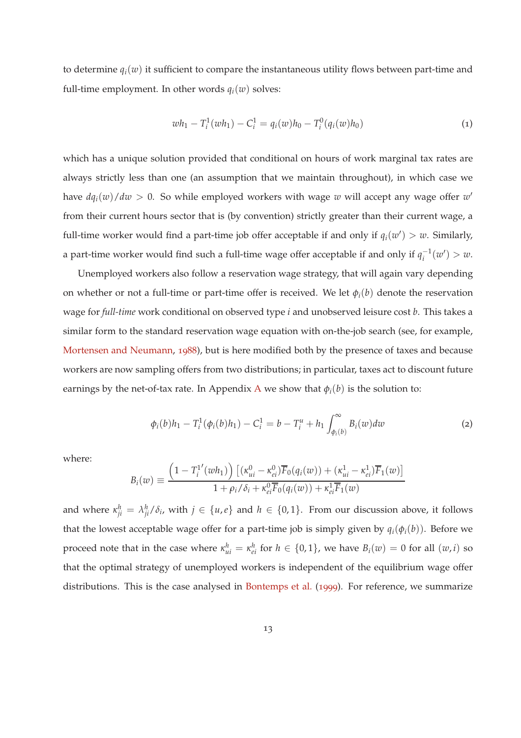to determine $q_i(w)$ it sufficient to compare the instantaneous utility flows between part-time and full-time employment. In other words $q_i(w)$ solves:

$$wh_1 - T_i^1(wh_1) - C_i^1 = q_i(w)h_0 - T_i^0(q_i(w)h_0) \tag{1}$$

which has a unique solution provided that conditional on hours of work marginal tax rates are always strictly less than one (an assumption that we maintain throughout), in which case we have $dq_i(w)/dw > 0$. So while employed workers with wage $w$ will accept any wage offer $w'$ from their current hours sector that is (by convention) strictly greater than their current wage, a full-time worker would find a part-time job offer acceptable if and only if $q_i(w') > w$. Similarly, a part-time worker would find such a full-time wage offer acceptable if and only if $q_i^{-1}(w') > w$.

Unemployed workers also follow a reservation wage strategy, that will again vary depending on whether or not a full-time or part-time offer is received. We let $\phi_i(b)$ denote the reservation wage for *full-time* work conditional on observed type $i$ and unobserved leisure cost $b$. This takes a similar form to the standard reservation wage equation with on-the-job search (see, for example, Mortensen and Neumann, 1988), but is here modified both by the presence of taxes and because workers are now sampling offers from two distributions; in particular, taxes act to discount future earnings by the net-of-tax rate. In Appendix A we show that $\phi_i(b)$ is the solution to:

$$\phi_i(b)h_1 - T_i^1(\phi_i(b)h_1) - C_i^1 = b - T_i^u + h_1 \int_{\phi_i(b)}^{\infty} B_i(w)dw \tag{2}$$

where:

$$B_i(w) \equiv \frac{\left(1 - T_i^{1\prime}(wh_1)\right)\left[(\kappa_{ui}^0 - \kappa_{ei}^0)\overline{F}_0(q_i(w)) + (\kappa_{ui}^1 - \kappa_{ei}^1)\overline{F}_1(w)\right]}{1 + \rho_i/\delta_i + \kappa_{ei}^0\overline{F}_0(q_i(w)) + \kappa_{ei}^1\overline{F}_1(w)}$$

and where $\kappa_{ji}^h = \lambda_{ji}^h/\delta_i$, with $j \in \{u, e\}$ and $h \in \{0, 1\}$. From our discussion above, it follows that the lowest acceptable wage offer for a part-time job is simply given by $q_i(\phi_i(b))$. Before we proceed note that in the case where $\kappa_{ui}^h = \kappa_{ei}^h$ for $h \in \{0, 1\}$, we have $B_i(w) = 0$ for all $(w, i)$ so that the optimal strategy of unemployed workers is independent of the equilibrium wage offer distributions. This is the case analysed in Bontemps et al. (1999). For reference, we summarize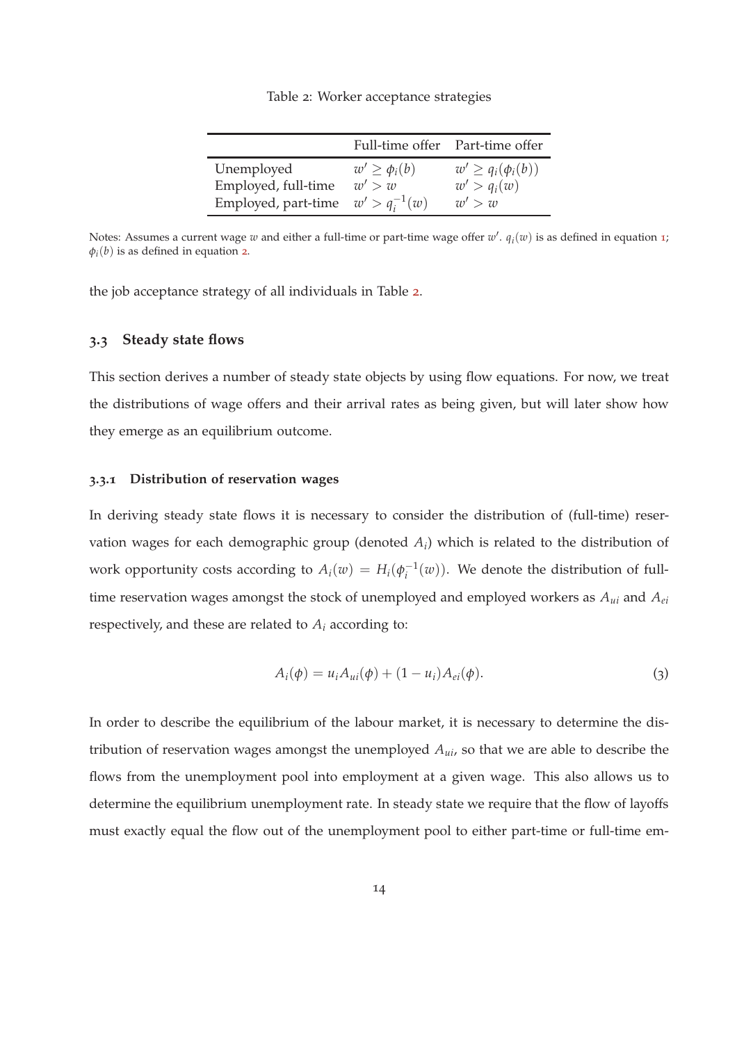Table 2: Worker acceptance strategies

| | Full-time offer | Part-time offer |
|---|---|---|
| Unemployed | $w' \geq \phi_i(b)$ | $w' \geq q_i(\phi_i(b))$ |
| Employed, full-time | $w' > w$ | $w' > q_i(w)$ |
| Employed, part-time | $w' > q_i^{-1}(w)$ | $w' > w$ |

Notes: Assumes a current wage $w$ and either a full-time or part-time wage offer $w'$. $q_i(w)$ is as defined in equation 1; $\phi_i(b)$ is as defined in equation 2.

the job acceptance strategy of all individuals in Table 2.

### 3.3 Steady state flows

This section derives a number of steady state objects by using flow equations. For now, we treat the distributions of wage offers and their arrival rates as being given, but will later show how they emerge as an equilibrium outcome.

#### 3.3.1 Distribution of reservation wages

In deriving steady state flows it is necessary to consider the distribution of (full-time) reservation wages for each demographic group (denoted $A_i$) which is related to the distribution of work opportunity costs according to $A_i(w) = H_i(\phi_i^{-1}(w))$. We denote the distribution of full-time reservation wages amongst the stock of unemployed and employed workers as $A_{ui}$ and $A_{ei}$ respectively, and these are related to $A_i$ according to:

$$A_i(\phi) = u_i A_{ui}(\phi) + (1 - u_i) A_{ei}(\phi). \tag{3}$$

In order to describe the equilibrium of the labour market, it is necessary to determine the distribution of reservation wages amongst the unemployed $A_{ui}$, so that we are able to describe the flows from the unemployment pool into employment at a given wage. This also allows us to determine the equilibrium unemployment rate. In steady state we require that the flow of layoffs must exactly equal the flow out of the unemployment pool to either part-time or full-time em-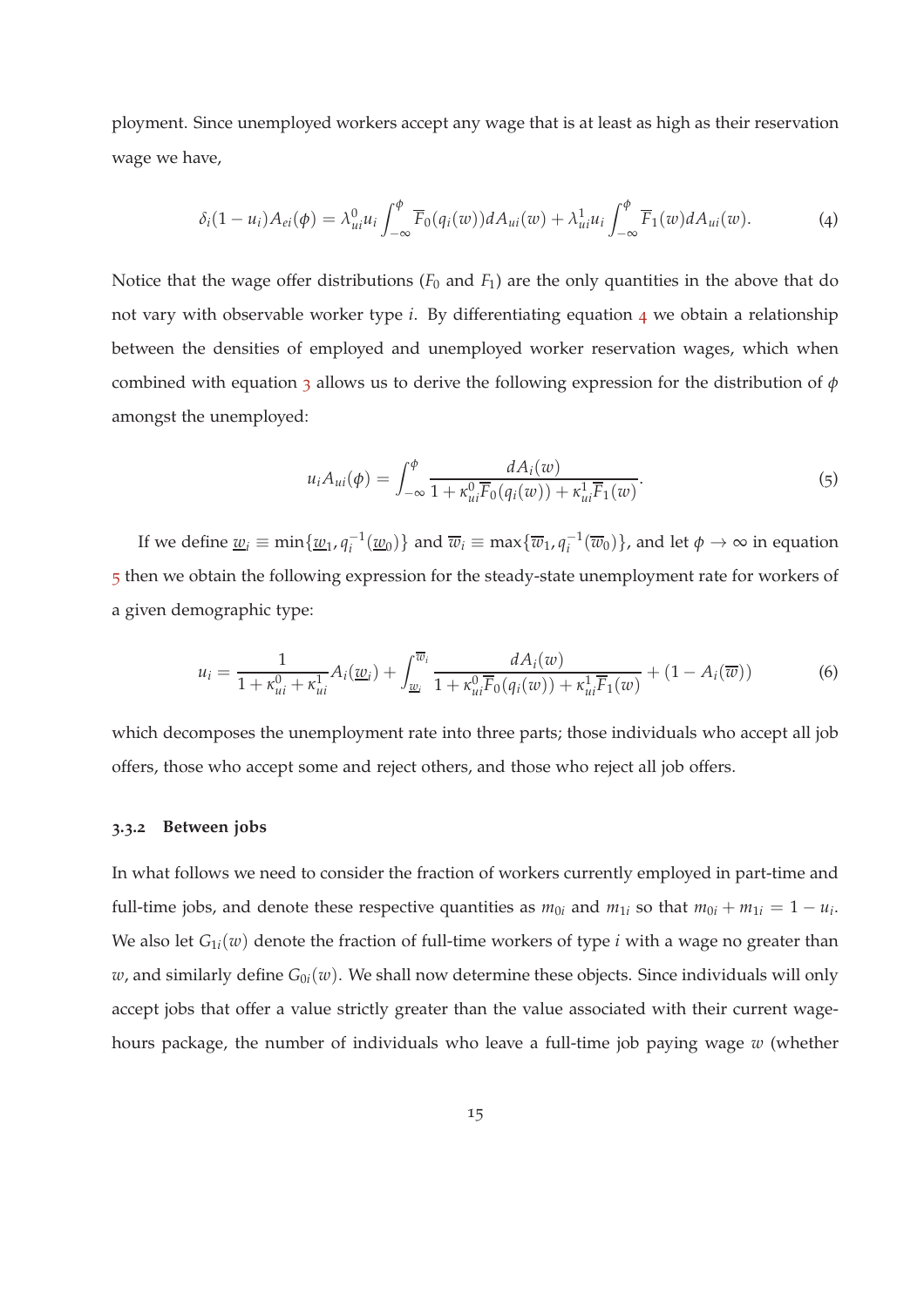ployment. Since unemployed workers accept any wage that is at least as high as their reservation wage we have,

$$\delta_i(1-u_i)A_{ei}(\phi) = \lambda_{ui}^0 u_i \int_{-\infty}^{\phi} \overline{F}_0(q_i(w))dA_{ui}(w) + \lambda_{ui}^1 u_i \int_{-\infty}^{\phi} \overline{F}_1(w)dA_{ui}(w). \tag{4}$$

Notice that the wage offer distributions ($F_0$ and $F_1$) are the only quantities in the above that do not vary with observable worker type $i$. By differentiating equation 4 we obtain a relationship between the densities of employed and unemployed worker reservation wages, which when combined with equation 3 allows us to derive the following expression for the distribution of $\phi$ amongst the unemployed:

$$u_i A_{ui}(\phi) = \int_{-\infty}^{\phi} \frac{dA_i(w)}{1+\kappa_{ui}^0 \overline{F}_0(q_i(w)) + \kappa_{ui}^1 \overline{F}_1(w)}. \tag{5}$$

If we define $\underline{w}_i \equiv \min\{\underline{w}_1, q_i^{-1}(\underline{w}_0)\}$ and $\overline{w}_i \equiv \max\{\overline{w}_1, q_i^{-1}(\overline{w}_0)\}$, and let $\phi \to \infty$ in equation 5 then we obtain the following expression for the steady-state unemployment rate for workers of a given demographic type:

$$u_i = \frac{1}{1+\kappa_{ui}^0+\kappa_{ui}^1} A_i(\underline{w}_i) + \int_{\underline{w}_i}^{\overline{w}_i} \frac{dA_i(w)}{1+\kappa_{ui}^0 \overline{F}_0(q_i(w)) + \kappa_{ui}^1 \overline{F}_1(w)} + (1 - A_i(\overline{w})) \tag{6}$$

which decomposes the unemployment rate into three parts; those individuals who accept all job offers, those who accept some and reject others, and those who reject all job offers.

### 3.3.2 Between jobs

In what follows we need to consider the fraction of workers currently employed in part-time and full-time jobs, and denote these respective quantities as $m_{0i}$ and $m_{1i}$ so that $m_{0i} + m_{1i} = 1 - u_i$. We also let $G_{1i}(w)$ denote the fraction of full-time workers of type $i$ with a wage no greater than $w$, and similarly define $G_{0i}(w)$. We shall now determine these objects. Since individuals will only accept jobs that offer a value strictly greater than the value associated with their current wage-hours package, the number of individuals who leave a full-time job paying wage $w$ (whether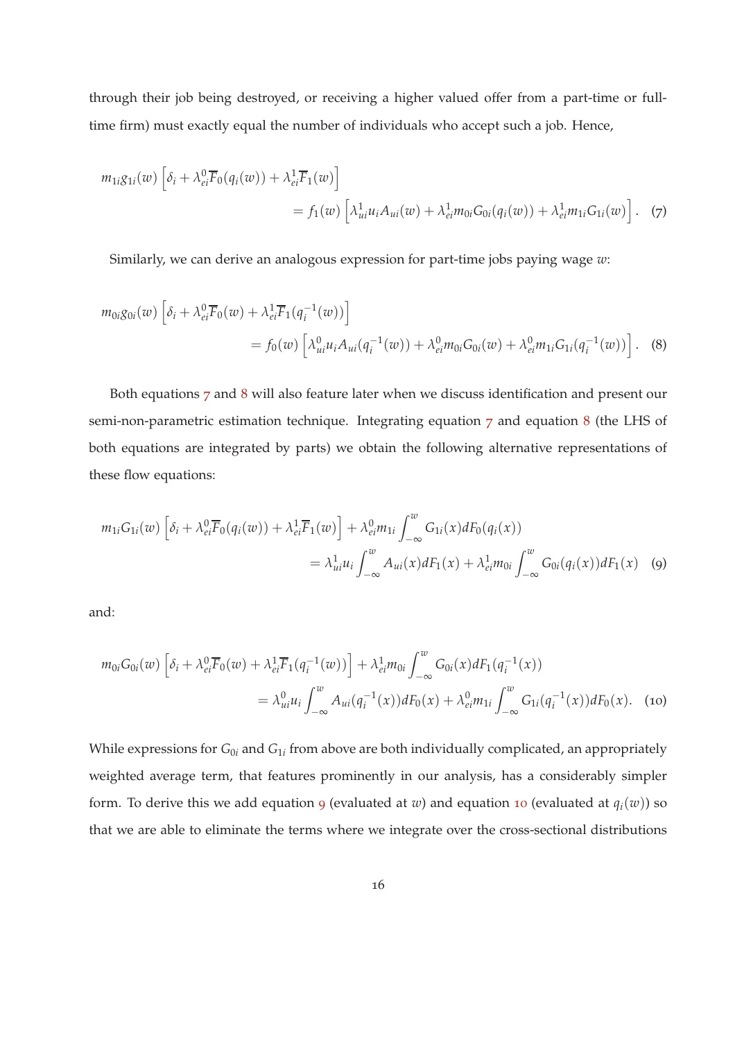through their job being destroyed, or receiving a higher valued offer from a part-time or full-time firm) must exactly equal the number of individuals who accept such a job. Hence,

$$m_{1i}g_{1i}(w)\left[\delta_i + \lambda_{ei}^0\overline{F}_0(q_i(w)) + \lambda_{ei}^1\overline{F}_1(w)\right] = f_1(w)\left[\lambda_{ui}^1 u_i A_{ui}(w) + \lambda_{ei}^1 m_{0i}G_{0i}(q_i(w)) + \lambda_{ei}^1 m_{1i}G_{1i}(w)\right]. \quad (7)$$

Similarly, we can derive an analogous expression for part-time jobs paying wage $w$:

$$m_{0i}g_{0i}(w)\left[\delta_i + \lambda_{ei}^0\overline{F}_0(w) + \lambda_{ei}^1\overline{F}_1(q_i^{-1}(w))\right] = f_0(w)\left[\lambda_{ui}^0 u_i A_{ui}(q_i^{-1}(w)) + \lambda_{ei}^0 m_{0i}G_{0i}(w) + \lambda_{ei}^0 m_{1i}G_{1i}(q_i^{-1}(w))\right]. \quad (8)$$

Both equations 7 and 8 will also feature later when we discuss identification and present our semi-non-parametric estimation technique. Integrating equation 7 and equation 8 (the LHS of both equations are integrated by parts) we obtain the following alternative representations of these flow equations:

$$m_{1i}G_{1i}(w)\left[\delta_i + \lambda_{ei}^0\overline{F}_0(q_i(w)) + \lambda_{ei}^1\overline{F}_1(w)\right] + \lambda_{ei}^0 m_{1i}\int_{-\infty}^{w} G_{1i}(x)dF_0(q_i(x)) = \lambda_{ui}^1 u_i \int_{-\infty}^{w} A_{ui}(x)dF_1(x) + \lambda_{ei}^1 m_{0i}\int_{-\infty}^{w} G_{0i}(q_i(x))dF_1(x) \quad (9)$$

and:

$$m_{0i}G_{0i}(w)\left[\delta_i + \lambda_{ei}^0\overline{F}_0(w) + \lambda_{ei}^1\overline{F}_1(q_i^{-1}(w))\right] + \lambda_{ei}^1 m_{0i}\int_{-\infty}^{w} G_{0i}(x)dF_1(q_i^{-1}(x)) = \lambda_{ui}^0 u_i \int_{-\infty}^{w} A_{ui}(q_i^{-1}(x))dF_0(x) + \lambda_{ei}^0 m_{1i}\int_{-\infty}^{w} G_{1i}(q_i^{-1}(x))dF_0(x). \quad (10)$$

While expressions for $G_{0i}$ and $G_{1i}$ from above are both individually complicated, an appropriately weighted average term, that features prominently in our analysis, has a considerably simpler form. To derive this we add equation 9 (evaluated at $w$) and equation 10 (evaluated at $q_i(w)$) so that we are able to eliminate the terms where we integrate over the cross-sectional distributions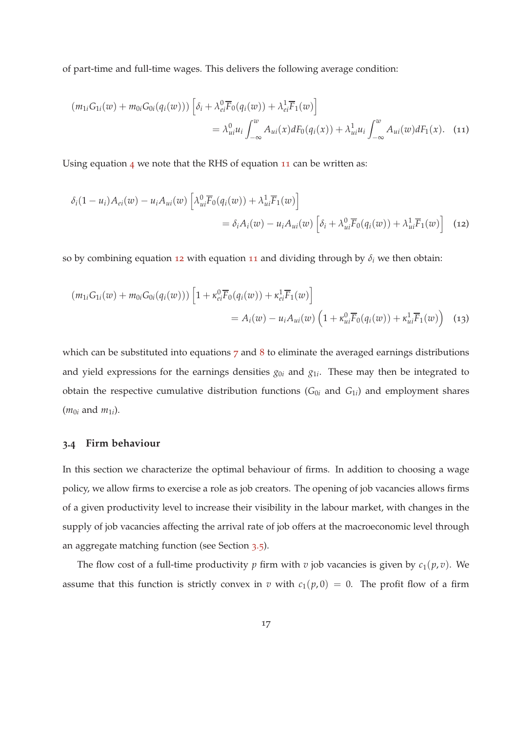of part-time and full-time wages. This delivers the following average condition:

$$
\begin{aligned}
(m_{1i}G_{1i}(w) + m_{0i}G_{0i}(q_i(w))) \left[\delta_i + \lambda_{ei}^0 \overline{F}_0(q_i(w)) + \lambda_{ei}^1 \overline{F}_1(w)\right] \\
= \lambda_{ui}^0 u_i \int_{-\infty}^{w} A_{ui}(x) dF_0(q_i(x)) + \lambda_{ui}^1 u_i \int_{-\infty}^{w} A_{ui}(w) dF_1(x). \quad (11)
\end{aligned}
$$

Using equation 4 we note that the RHS of equation 11 can be written as:

$$
\begin{aligned}
\delta_i(1-u_i)A_{ei}(w) - u_i A_{ui}(w) \left[\lambda_{ui}^0 \overline{F}_0(q_i(w)) + \lambda_{ui}^1 \overline{F}_1(w)\right] \\
= \delta_i A_i(w) - u_i A_{ui}(w) \left[\delta_i + \lambda_{ui}^0 \overline{F}_0(q_i(w)) + \lambda_{ui}^1 \overline{F}_1(w)\right] \quad (12)
\end{aligned}
$$

so by combining equation 12 with equation 11 and dividing through by $\delta_i$ we then obtain:

$$
\begin{aligned}
(m_{1i}G_{1i}(w) + m_{0i}G_{0i}(q_i(w))) \left[1 + \kappa_{ei}^0 \overline{F}_0(q_i(w)) + \kappa_{ei}^1 \overline{F}_1(w)\right] \\
= A_i(w) - u_i A_{ui}(w) \left(1 + \kappa_{ui}^0 \overline{F}_0(q_i(w)) + \kappa_{ui}^1 \overline{F}_1(w)\right) \quad (13)
\end{aligned}
$$

which can be substituted into equations 7 and 8 to eliminate the averaged earnings distributions and yield expressions for the earnings densities $g_{0i}$ and $g_{1i}$. These may then be integrated to obtain the respective cumulative distribution functions ($G_{0i}$ and $G_{1i}$) and employment shares ($m_{0i}$ and $m_{1i}$).

### 3.4 Firm behaviour

In this section we characterize the optimal behaviour of firms. In addition to choosing a wage policy, we allow firms to exercise a role as job creators. The opening of job vacancies allows firms of a given productivity level to increase their visibility in the labour market, with changes in the supply of job vacancies affecting the arrival rate of job offers at the macroeconomic level through an aggregate matching function (see Section 3.5).

The flow cost of a full-time productivity $p$ firm with $v$ job vacancies is given by $c_1(p, v)$. We assume that this function is strictly convex in $v$ with $c_1(p, 0) = 0$. The profit flow of a firm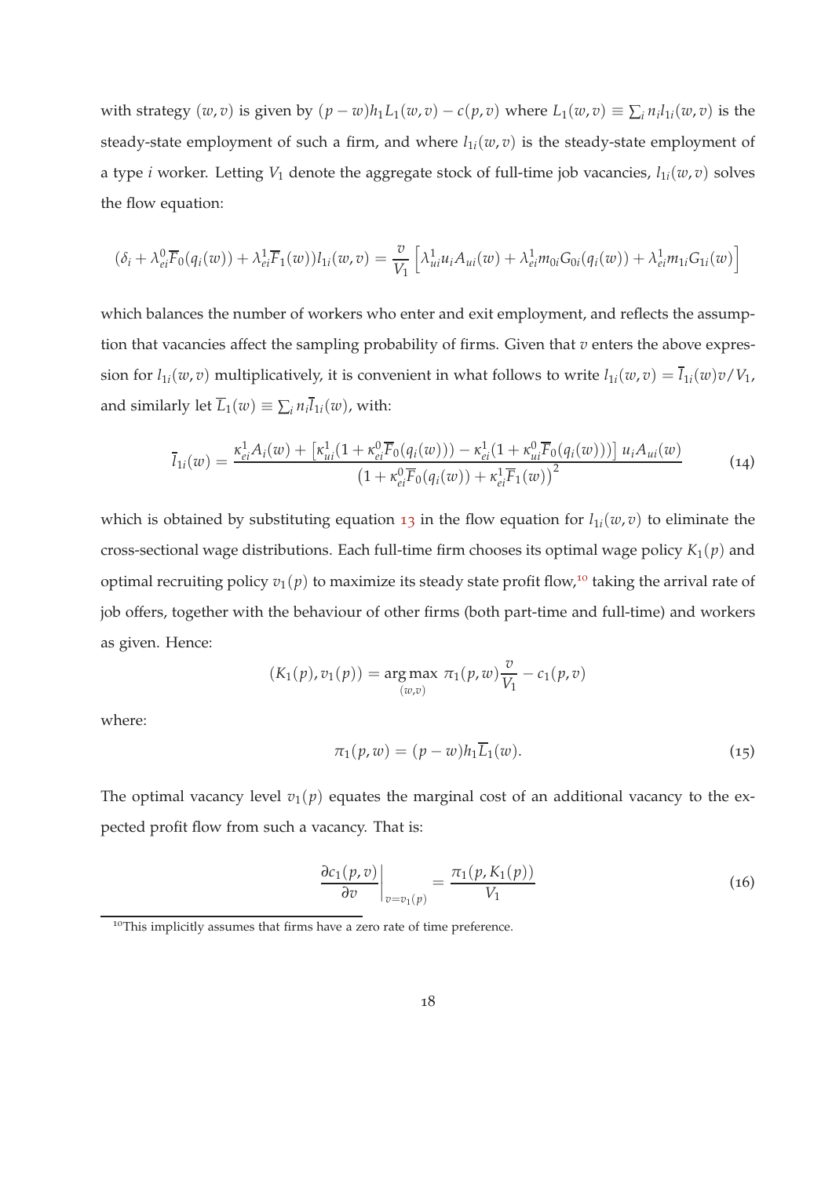with strategy $(w, v)$ is given by $(p - w)h_1 L_1(w, v) - c(p, v)$ where $L_1(w, v) \equiv \sum_i n_i l_{1i}(w, v)$ is the steady-state employment of such a firm, and where $l_{1i}(w, v)$ is the steady-state employment of a type $i$ worker. Letting $V_1$ denote the aggregate stock of full-time job vacancies, $l_{1i}(w, v)$ solves the flow equation:

$$(\delta_i + \lambda_{ei}^0 \overline{F}_0(q_i(w)) + \lambda_{ei}^1 \overline{F}_1(w)) l_{1i}(w, v) = \frac{v}{V_1} \left[ \lambda_{ui}^1 u_i A_{ui}(w) + \lambda_{ei}^1 m_{0i} G_{0i}(q_i(w)) + \lambda_{ei}^1 m_{1i} G_{1i}(w) \right]$$

which balances the number of workers who enter and exit employment, and reflects the assumption that vacancies affect the sampling probability of firms. Given that $v$ enters the above expression for $l_{1i}(w, v)$ multiplicatively, it is convenient in what follows to write $l_{1i}(w, v) = \overline{l}_{1i}(w) v / V_1$, and similarly let $\overline{L}_1(w) \equiv \sum_i n_i \overline{l}_{1i}(w)$, with:

$$\overline{l}_{1i}(w) = \frac{\kappa_{ei}^1 A_i(w) + \left[ \kappa_{ui}^1 (1 + \kappa_{ei}^0 \overline{F}_0(q_i(w))) - \kappa_{ei}^1 (1 + \kappa_{ui}^0 \overline{F}_0(q_i(w))) \right] u_i A_{ui}(w)}{\left(1 + \kappa_{ei}^0 \overline{F}_0(q_i(w)) + \kappa_{ei}^1 \overline{F}_1(w)\right)^2} \tag{14}$$

which is obtained by substituting equation 13 in the flow equation for $l_{1i}(w, v)$ to eliminate the cross-sectional wage distributions. Each full-time firm chooses its optimal wage policy $K_1(p)$ and optimal recruiting policy $v_1(p)$ to maximize its steady state profit flow,[10] taking the arrival rate of job offers, together with the behaviour of other firms (both part-time and full-time) and workers as given. Hence:

$$(K_1(p), v_1(p)) = \underset{(w,v)}{\arg\max} \ \pi_1(p, w) \frac{v}{V_1} - c_1(p, v)$$

where:

$$\pi_1(p, w) = (p - w) h_1 \overline{L}_1(w). \tag{15}$$

The optimal vacancy level $v_1(p)$ equates the marginal cost of an additional vacancy to the expected profit flow from such a vacancy. That is:

$$\left. \frac{\partial c_1(p, v)}{\partial v} \right|_{v = v_1(p)} = \frac{\pi_1(p, K_1(p))}{V_1} \tag{16}$$

[10] This implicitly assumes that firms have a zero rate of time preference.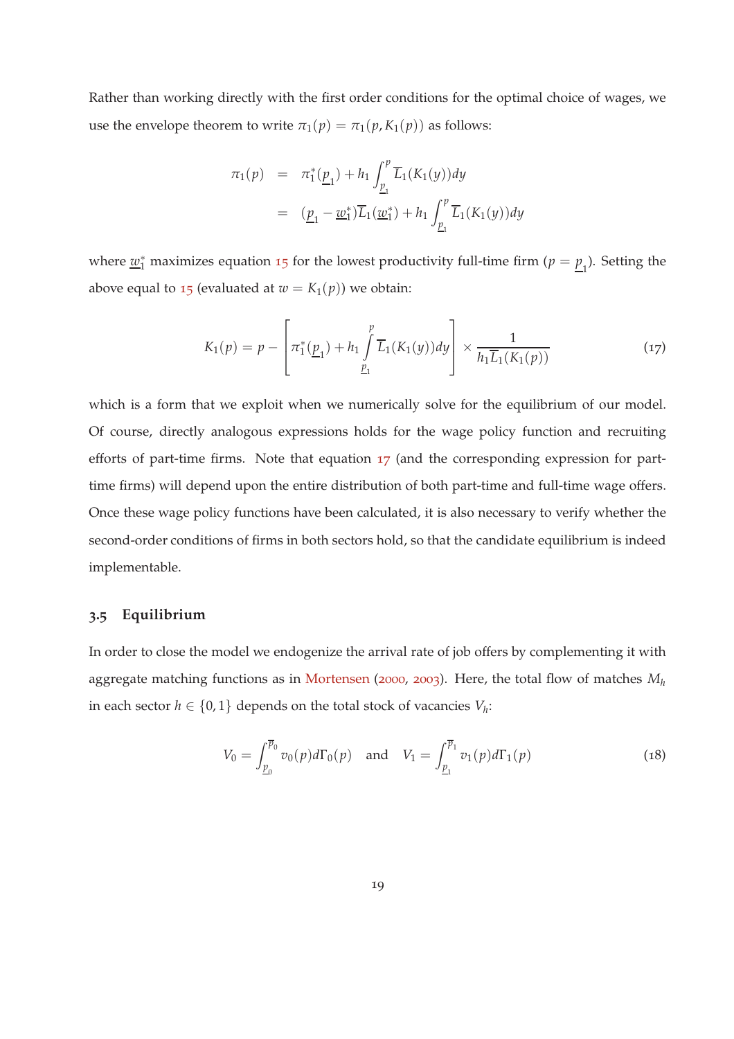Rather than working directly with the first order conditions for the optimal choice of wages, we use the envelope theorem to write $\pi_1(p) = \pi_1(p, K_1(p))$ as follows:

$$
\begin{aligned}
\pi_1(p) &= \pi_1^*(\underline{p}_1) + h_1 \int_{\underline{p}_1}^{p} \overline{L}_1(K_1(y))dy \\
&= (\underline{p}_1 - \underline{w}_1^*)\overline{L}_1(\underline{w}_1^*) + h_1 \int_{\underline{p}_1}^{p} \overline{L}_1(K_1(y))dy
\end{aligned}
$$

where $\underline{w}_1^*$ maximizes equation 15 for the lowest productivity full-time firm ($p = \underline{p}_1$). Setting the above equal to 15 (evaluated at $w = K_1(p)$) we obtain:

$$
K_1(p) = p - \left[ \pi_1^*(\underline{p}_1) + h_1 \int_{\underline{p}_1}^{p} \overline{L}_1(K_1(y))dy \right] \times \frac{1}{h_1 \overline{L}_1(K_1(p))} \tag{17}
$$

which is a form that we exploit when we numerically solve for the equilibrium of our model. Of course, directly analogous expressions holds for the wage policy function and recruiting efforts of part-time firms. Note that equation 17 (and the corresponding expression for part-time firms) will depend upon the entire distribution of both part-time and full-time wage offers. Once these wage policy functions have been calculated, it is also necessary to verify whether the second-order conditions of firms in both sectors hold, so that the candidate equilibrium is indeed implementable.

### 3.5 Equilibrium

In order to close the model we endogenize the arrival rate of job offers by complementing it with aggregate matching functions as in Mortensen (2000, 2003). Here, the total flow of matches $M_h$ in each sector $h \in \{0, 1\}$ depends on the total stock of vacancies $V_h$:

$$
V_0 = \int_{\underline{p}_0}^{\overline{p}_0} v_0(p) d\Gamma_0(p) \quad \text{and} \quad V_1 = \int_{\underline{p}_1}^{\overline{p}_1} v_1(p) d\Gamma_1(p) \tag{18}
$$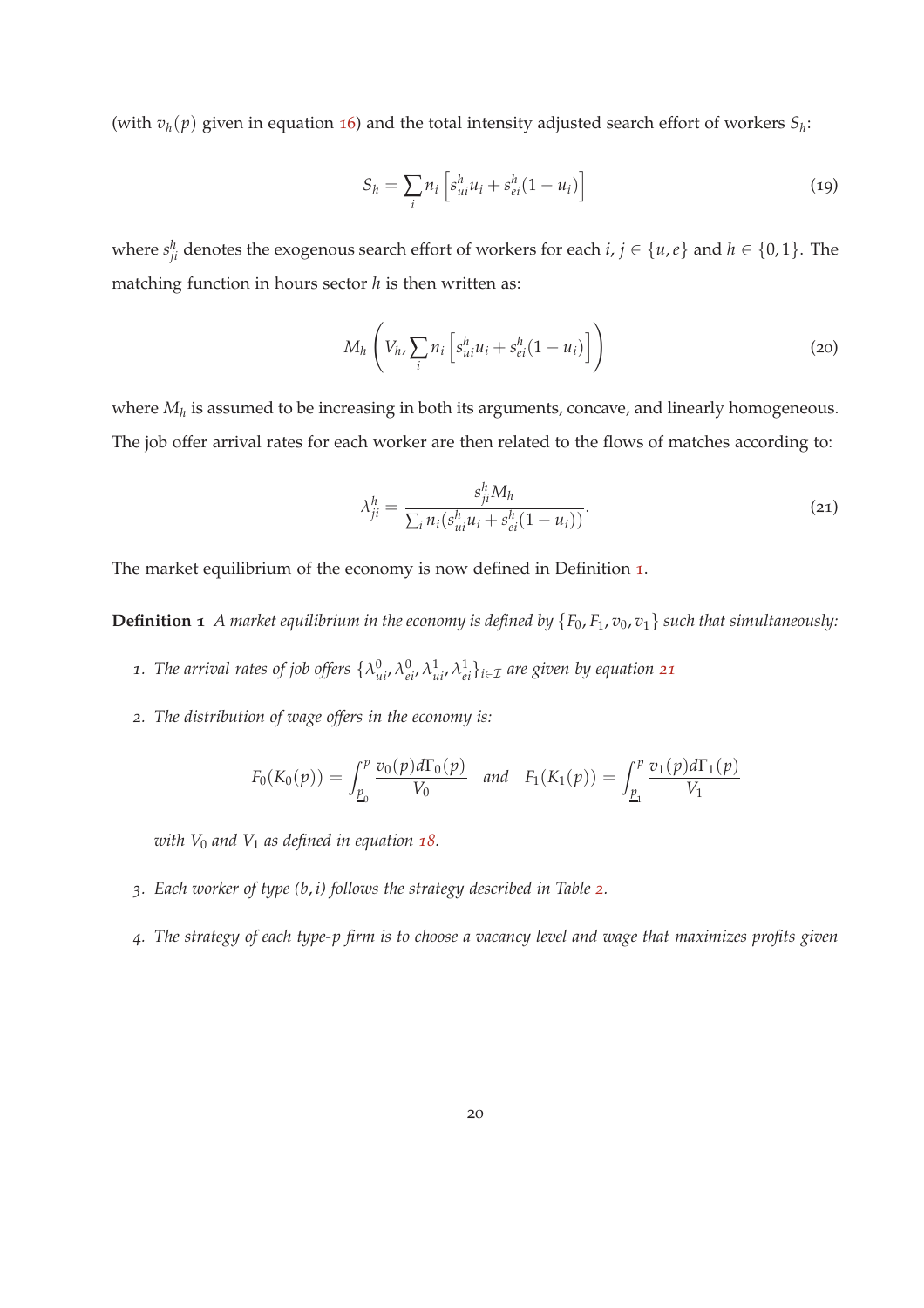(with $v_h(p)$ given in equation 16) and the total intensity adjusted search effort of workers $S_h$:

$$S_h = \sum_i n_i \left[ s^h_{ui} u_i + s^h_{ei}(1 - u_i) \right] \tag{19}$$

where $s^h_{ji}$ denotes the exogenous search effort of workers for each $i, j \in \{u, e\}$ and $h \in \{0, 1\}$. The matching function in hours sector $h$ is then written as:

$$M_h \left( V_h, \sum_i n_i \left[ s^h_{ui} u_i + s^h_{ei}(1 - u_i) \right] \right) \tag{20}$$

where $M_h$ is assumed to be increasing in both its arguments, concave, and linearly homogeneous. The job offer arrival rates for each worker are then related to the flows of matches according to:

$$\lambda^h_{ji} = \frac{s^h_{ji} M_h}{\sum_i n_i (s^h_{ui} u_i + s^h_{ei}(1 - u_i))}. \tag{21}$$

The market equilibrium of the economy is now defined in Definition 1.

**Definition 1** *A market equilibrium in the economy is defined by $\{F_0, F_1, v_0, v_1\}$ such that simultaneously:*

1. *The arrival rates of job offers $\{\lambda^0_{ui}, \lambda^0_{ei}, \lambda^1_{ui}, \lambda^1_{ei}\}_{i \in \mathcal{I}}$ are given by equation 21*
2. *The distribution of wage offers in the economy is:*

$$F_0(K_0(p)) = \int_{\underline{p}_0}^{p} \frac{v_0(p) d\Gamma_0(p)}{V_0} \quad \text{and} \quad F_1(K_1(p)) = \int_{\underline{p}_1}^{p} \frac{v_1(p) d\Gamma_1(p)}{V_1}$$

   *with $V_0$ and $V_1$ as defined in equation 18.*

3. *Each worker of type $(b, i)$ follows the strategy described in Table 2.*
4. *The strategy of each type-p firm is to choose a vacancy level and wage that maximizes profits given*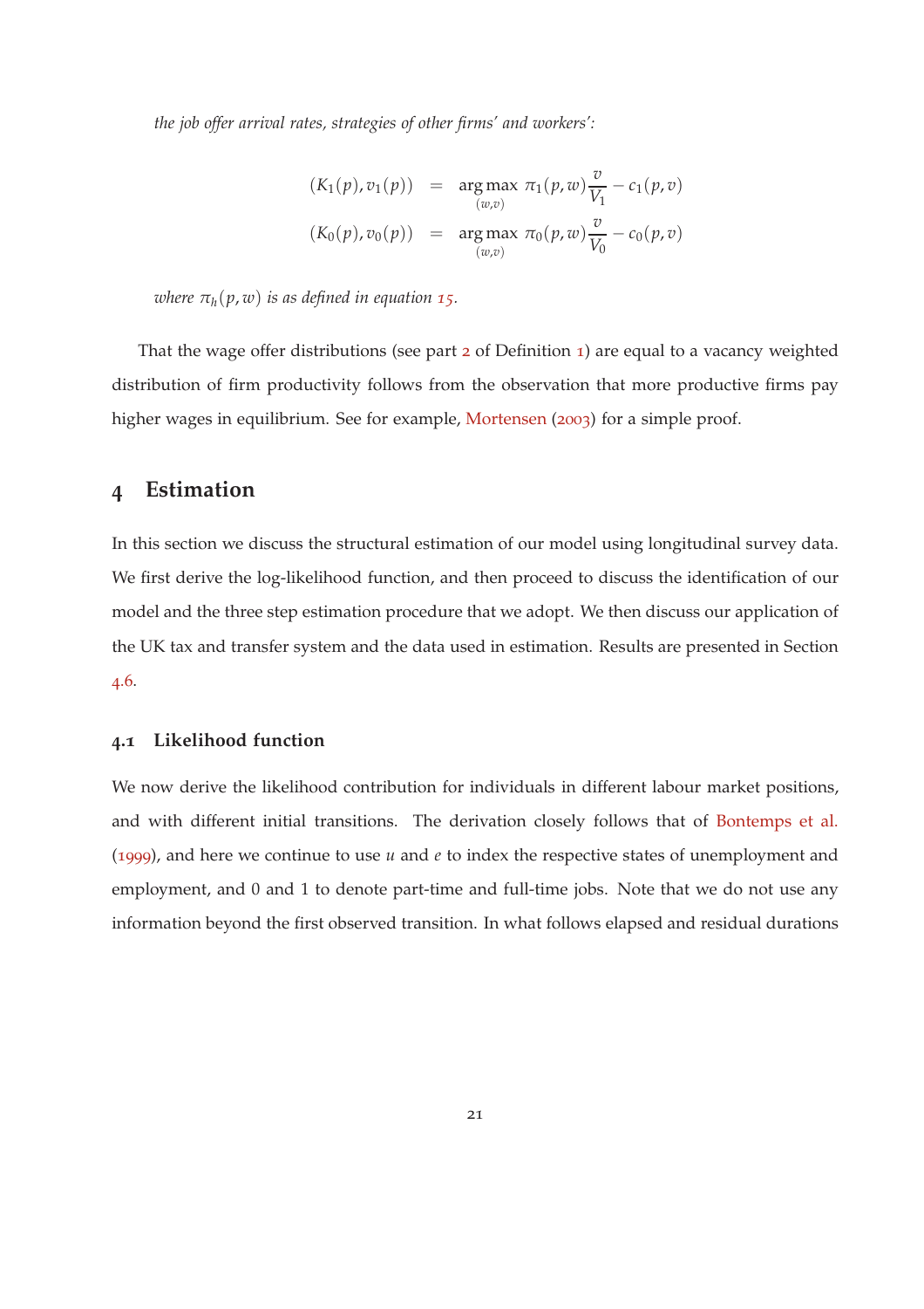*the job offer arrival rates, strategies of other firms' and workers':*

$$
\begin{aligned}
(K_1(p), v_1(p)) &= \underset{(w,v)}{\arg\max}\ \pi_1(p, w)\frac{v}{V_1} - c_1(p, v) \\
(K_0(p), v_0(p)) &= \underset{(w,v)}{\arg\max}\ \pi_0(p, w)\frac{v}{V_0} - c_0(p, v)
\end{aligned}
$$

*where $\pi_h(p, w)$ is as defined in equation 15.*

That the wage offer distributions (see part 2 of Definition 1) are equal to a vacancy weighted distribution of firm productivity follows from the observation that more productive firms pay higher wages in equilibrium. See for example, Mortensen (2003) for a simple proof.

## 4 Estimation

In this section we discuss the structural estimation of our model using longitudinal survey data. We first derive the log-likelihood function, and then proceed to discuss the identification of our model and the three step estimation procedure that we adopt. We then discuss our application of the UK tax and transfer system and the data used in estimation. Results are presented in Section 4.6.

### 4.1 Likelihood function

We now derive the likelihood contribution for individuals in different labour market positions, and with different initial transitions. The derivation closely follows that of Bontemps et al. (1999), and here we continue to use $u$ and $e$ to index the respective states of unemployment and employment, and 0 and 1 to denote part-time and full-time jobs. Note that we do not use any information beyond the first observed transition. In what follows elapsed and residual durations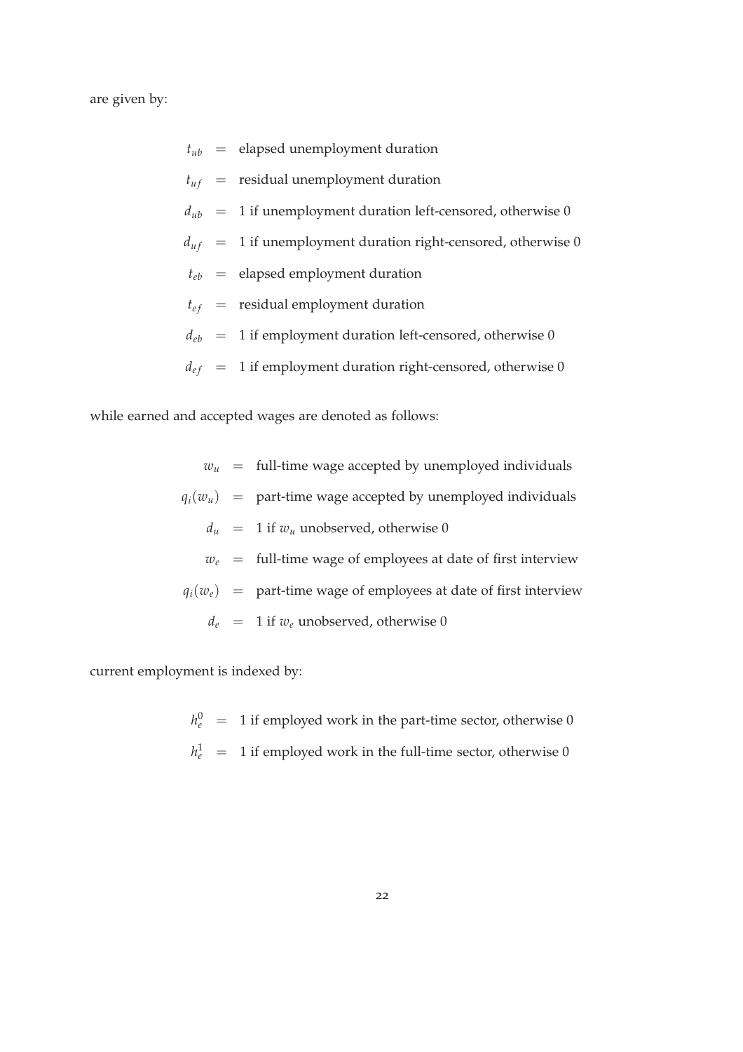are given by:

$$
\begin{aligned}
t_{ub} &= \text{elapsed unemployment duration} \\
t_{uf} &= \text{residual unemployment duration} \\
d_{ub} &= 1 \text{ if unemployment duration left-censored, otherwise } 0 \\
d_{uf} &= 1 \text{ if unemployment duration right-censored, otherwise } 0 \\
t_{eb} &= \text{elapsed employment duration} \\
t_{ef} &= \text{residual employment duration} \\
d_{eb} &= 1 \text{ if employment duration left-censored, otherwise } 0 \\
d_{ef} &= 1 \text{ if employment duration right-censored, otherwise } 0
\end{aligned}
$$

while earned and accepted wages are denoted as follows:

$$
\begin{aligned}
w_u &= \text{full-time wage accepted by unemployed individuals} \\
q_i(w_u) &= \text{part-time wage accepted by unemployed individuals} \\
d_u &= 1 \text{ if } w_u \text{ unobserved, otherwise } 0 \\
w_e &= \text{full-time wage of employees at date of first interview} \\
q_i(w_e) &= \text{part-time wage of employees at date of first interview} \\
d_e &= 1 \text{ if } w_e \text{ unobserved, otherwise } 0
\end{aligned}
$$

current employment is indexed by:

$$
\begin{aligned}
h_e^0 &= 1 \text{ if employed work in the part-time sector, otherwise } 0 \\
h_e^1 &= 1 \text{ if employed work in the full-time sector, otherwise } 0
\end{aligned}
$$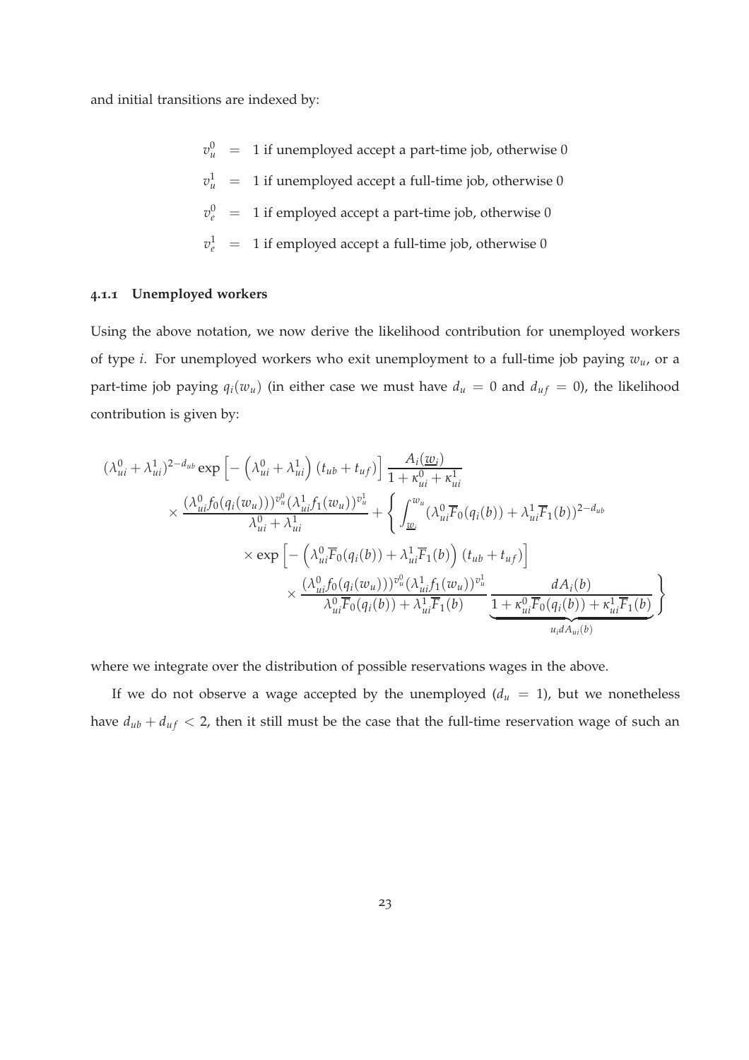and initial transitions are indexed by:

$$
\begin{aligned}
v_u^0 &= \text{1 if unemployed accept a part-time job, otherwise 0} \\
v_u^1 &= \text{1 if unemployed accept a full-time job, otherwise 0} \\
v_e^0 &= \text{1 if employed accept a part-time job, otherwise 0} \\
v_e^1 &= \text{1 if employed accept a full-time job, otherwise 0}
\end{aligned}
$$

### 4.1.1 Unemployed workers

Using the above notation, we now derive the likelihood contribution for unemployed workers of type $i$. For unemployed workers who exit unemployment to a full-time job paying $w_u$, or a part-time job paying $q_i(w_u)$ (in either case we must have $d_u = 0$ and $d_{uf} = 0$), the likelihood contribution is given by:

$$
\begin{aligned}
&(\lambda_{ui}^0 + \lambda_{ui}^1)^{2-d_{ub}} \exp\left[-\left(\lambda_{ui}^0 + \lambda_{ui}^1\right)(t_{ub} + t_{uf})\right] \frac{A_i(\underline{w}_i)}{1 + \kappa_{ui}^0 + \kappa_{ui}^1} \\
&\quad \times \frac{(\lambda_{ui}^0 f_0(q_i(w_u)))^{v_u^0} (\lambda_{ui}^1 f_1(w_u))^{v_u^1}}{\lambda_{ui}^0 + \lambda_{ui}^1} + \left\{ \int_{\underline{w}_i}^{w_u} (\lambda_{ui}^0 \overline{F}_0(q_i(b)) + \lambda_{ui}^1 \overline{F}_1(b))^{2-d_{ub}} \right. \\
&\qquad \times \exp\left[-\left(\lambda_{ui}^0 \overline{F}_0(q_i(b)) + \lambda_{ui}^1 \overline{F}_1(b)\right)(t_{ub} + t_{uf})\right] \\
&\qquad\quad \left. \times \frac{(\lambda_{ui}^0 f_0(q_i(w_u)))^{v_u^0} (\lambda_{ui}^1 f_1(w_u))^{v_u^1}}{\lambda_{ui}^0 \overline{F}_0(q_i(b)) + \lambda_{ui}^1 \overline{F}_1(b)} \underbrace{\frac{dA_i(b)}{1 + \kappa_{ui}^0 \overline{F}_0(q_i(b)) + \kappa_{ui}^1 \overline{F}_1(b)}}_{u_i dA_{ui}(b)} \right\}
\end{aligned}
$$

where we integrate over the distribution of possible reservations wages in the above.

If we do not observe a wage accepted by the unemployed ($d_u = 1$), but we nonetheless have $d_{ub} + d_{uf} < 2$, then it still must be the case that the full-time reservation wage of such an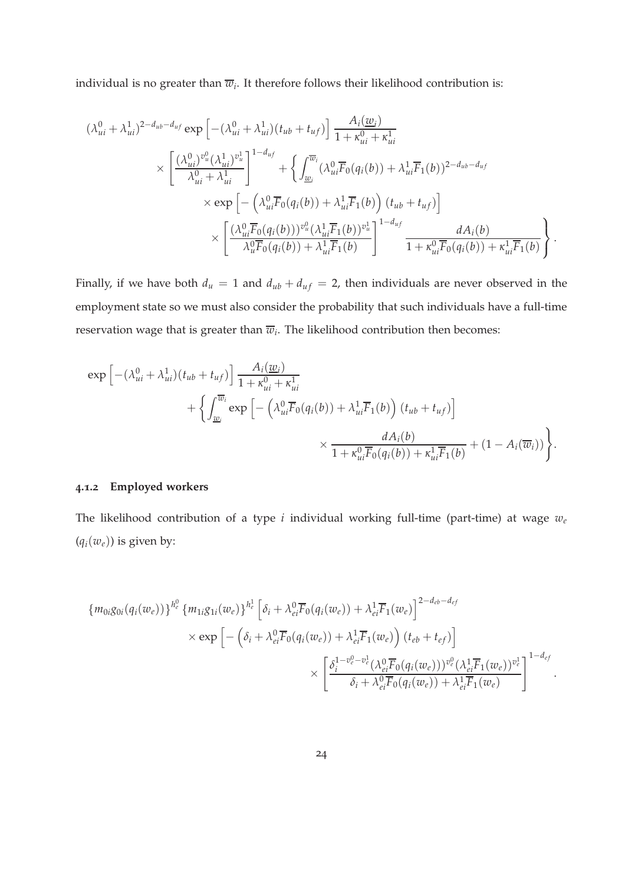individual is no greater than $\overline{w}_i$. It therefore follows their likelihood contribution is:

$$
\begin{aligned}
&(\lambda_{ui}^0 + \lambda_{ui}^1)^{2-d_{ub}-d_{uf}} \exp\left[-(\lambda_{ui}^0 + \lambda_{ui}^1)(t_{ub} + t_{uf})\right] \frac{A_i(\underline{w}_i)}{1 + \kappa_{ui}^0 + \kappa_{ui}^1} \\
&\quad \times \left[\frac{(\lambda_{ui}^0)^{v_u^0}(\lambda_{ui}^1)^{v_u^1}}{\lambda_{ui}^0 + \lambda_{ui}^1}\right]^{1-d_{uf}} + \left\{ \int_{\underline{w}_i}^{\overline{w}_i} (\lambda_{ui}^0 \overline{F}_0(q_i(b)) + \lambda_{ui}^1 \overline{F}_1(b))^{2-d_{ub}-d_{uf}} \right. \\
&\qquad \times \exp\left[-\left(\lambda_{ui}^0 \overline{F}_0(q_i(b)) + \lambda_{ui}^1 \overline{F}_1(b)\right)(t_{ub} + t_{uf})\right] \\
&\qquad\quad \left. \times \left[\frac{(\lambda_{ui}^0 \overline{F}_0(q_i(b)))^{v_u^0}(\lambda_{ui}^1 \overline{F}_1(b))^{v_u^1}}{\lambda_u^0 \overline{F}_0(q_i(b)) + \lambda_{ui}^1 \overline{F}_1(b)}\right]^{1-d_{uf}} \frac{dA_i(b)}{1 + \kappa_{ui}^0 \overline{F}_0(q_i(b)) + \kappa_{ui}^1 \overline{F}_1(b)} \right\}.
\end{aligned}
$$

Finally, if we have both $d_u = 1$ and $d_{ub} + d_{uf} = 2$, then individuals are never observed in the employment state so we must also consider the probability that such individuals have a full-time reservation wage that is greater than $\overline{w}_i$. The likelihood contribution then becomes:

$$
\begin{aligned}
&\exp\left[-(\lambda_{ui}^0 + \lambda_{ui}^1)(t_{ub} + t_{uf})\right] \frac{A_i(\underline{w}_i)}{1 + \kappa_{ui}^0 + \kappa_{ui}^1} \\
&\quad + \left\{ \int_{\underline{w}_i}^{\overline{w}_i} \exp\left[-\left(\lambda_{ui}^0 \overline{F}_0(q_i(b)) + \lambda_{ui}^1 \overline{F}_1(b)\right)(t_{ub} + t_{uf})\right] \right. \\
&\qquad \left. \times \frac{dA_i(b)}{1 + \kappa_{ui}^0 \overline{F}_0(q_i(b)) + \kappa_{ui}^1 \overline{F}_1(b)} + (1 - A_i(\overline{w}_i)) \right\}.
\end{aligned}
$$

### 4.1.2 Employed workers

The likelihood contribution of a type $i$ individual working full-time (part-time) at wage $w_e$ ($q_i(w_e)$) is given by:

$$
\begin{aligned}
&\{m_{0i} g_{0i}(q_i(w_e))\}^{h_e^0} \{m_{1i} g_{1i}(w_e)\}^{h_e^1} \left[\delta_i + \lambda_{ei}^0 \overline{F}_0(q_i(w_e)) + \lambda_{ei}^1 \overline{F}_1(w_e)\right]^{2-d_{eb}-d_{ef}} \\
&\quad \times \exp\left[-\left(\delta_i + \lambda_{ei}^0 \overline{F}_0(q_i(w_e)) + \lambda_{ei}^1 \overline{F}_1(w_e)\right)(t_{eb} + t_{ef})\right] \\
&\qquad \times \left[\frac{\delta_i^{1-v_e^0-v_e^1}(\lambda_{ei}^0 \overline{F}_0(q_i(w_e)))^{v_e^0}(\lambda_{ei}^1 \overline{F}_1(w_e))^{v_e^1}}{\delta_i + \lambda_{ei}^0 \overline{F}_0(q_i(w_e)) + \lambda_{ei}^1 \overline{F}_1(w_e)}\right]^{1-d_{ef}}.
\end{aligned}
$$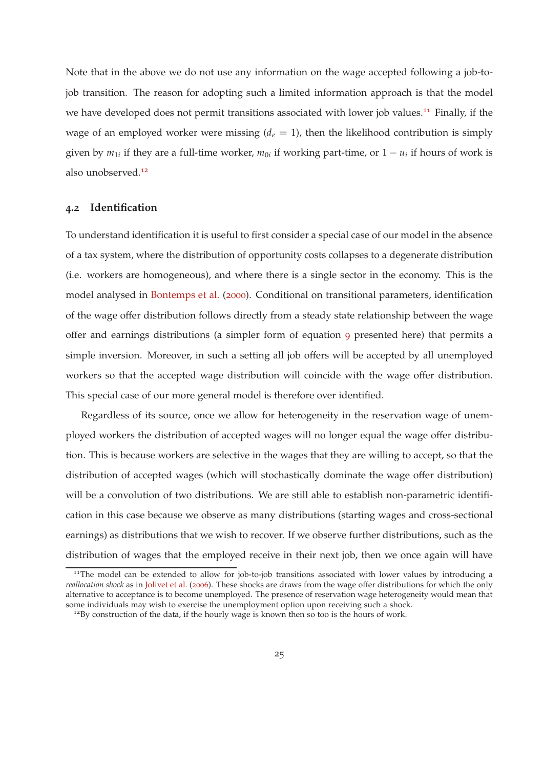Note that in the above we do not use any information on the wage accepted following a job-to-job transition. The reason for adopting such a limited information approach is that the model we have developed does not permit transitions associated with lower job values.[11] Finally, if the wage of an employed worker were missing ($d_e = 1$), then the likelihood contribution is simply given by $m_{1i}$ if they are a full-time worker, $m_{0i}$ if working part-time, or $1 - u_i$ if hours of work is also unobserved.[12]

### 4.2 Identification

To understand identification it is useful to first consider a special case of our model in the absence of a tax system, where the distribution of opportunity costs collapses to a degenerate distribution (i.e. workers are homogeneous), and where there is a single sector in the economy. This is the model analysed in Bontemps et al. (2000). Conditional on transitional parameters, identification of the wage offer distribution follows directly from a steady state relationship between the wage offer and earnings distributions (a simpler form of equation 9 presented here) that permits a simple inversion. Moreover, in such a setting all job offers will be accepted by all unemployed workers so that the accepted wage distribution will coincide with the wage offer distribution. This special case of our more general model is therefore over identified.

Regardless of its source, once we allow for heterogeneity in the reservation wage of unemployed workers the distribution of accepted wages will no longer equal the wage offer distribution. This is because workers are selective in the wages that they are willing to accept, so that the distribution of accepted wages (which will stochastically dominate the wage offer distribution) will be a convolution of two distributions. We are still able to establish non-parametric identification in this case because we observe as many distributions (starting wages and cross-sectional earnings) as distributions that we wish to recover. If we observe further distributions, such as the distribution of wages that the employed receive in their next job, then we once again will have

[11] The model can be extended to allow for job-to-job transitions associated with lower values by introducing a *reallocation shock* as in Jolivet et al. (2006). These shocks are draws from the wage offer distributions for which the only alternative to acceptance is to become unemployed. The presence of reservation wage heterogeneity would mean that some individuals may wish to exercise the unemployment option upon receiving such a shock.

[12] By construction of the data, if the hourly wage is known then so too is the hours of work.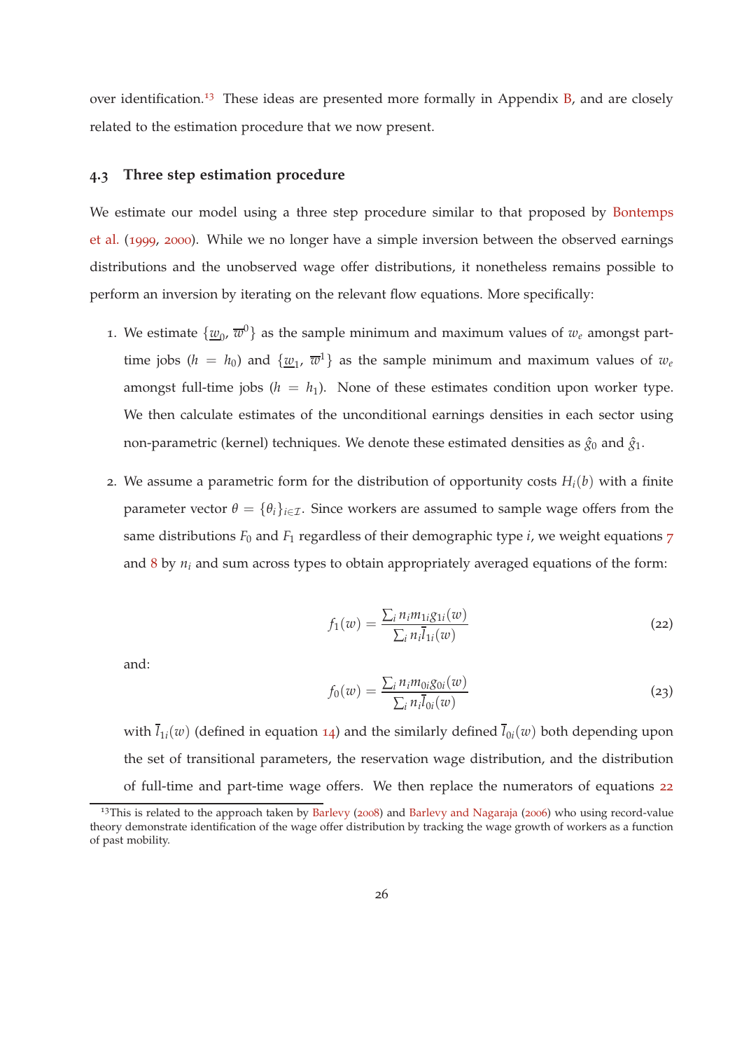over identification.[13] These ideas are presented more formally in Appendix B, and are closely related to the estimation procedure that we now present.

### 4.3 Three step estimation procedure

We estimate our model using a three step procedure similar to that proposed by Bontemps et al. (1999, 2000). While we no longer have a simple inversion between the observed earnings distributions and the unobserved wage offer distributions, it nonetheless remains possible to perform an inversion by iterating on the relevant flow equations. More specifically:

1. We estimate $\{\underline{w}_0, \overline{w}^0\}$ as the sample minimum and maximum values of $w_e$ amongst part-time jobs ($h = h_0$) and $\{\underline{w}_1, \overline{w}^1\}$ as the sample minimum and maximum values of $w_e$ amongst full-time jobs ($h = h_1$). None of these estimates condition upon worker type. We then calculate estimates of the unconditional earnings densities in each sector using non-parametric (kernel) techniques. We denote these estimated densities as $\hat{g}_0$ and $\hat{g}_1$.

2. We assume a parametric form for the distribution of opportunity costs $H_i(b)$ with a finite parameter vector $\theta = \{\theta_i\}_{i \in \mathcal{I}}$. Since workers are assumed to sample wage offers from the same distributions $F_0$ and $F_1$ regardless of their demographic type $i$, we weight equations 7 and 8 by $n_i$ and sum across types to obtain appropriately averaged equations of the form:

$$f_1(w) = \frac{\sum_i n_i m_{1i} g_{1i}(w)}{\sum_i n_i \bar{l}_{1i}(w)} \tag{22}$$

and:

$$f_0(w) = \frac{\sum_i n_i m_{0i} g_{0i}(w)}{\sum_i n_i \bar{l}_{0i}(w)} \tag{23}$$

with $\bar{l}_{1i}(w)$ (defined in equation 14) and the similarly defined $\bar{l}_{0i}(w)$ both depending upon the set of transitional parameters, the reservation wage distribution, and the distribution of full-time and part-time wage offers. We then replace the numerators of equations 22

[13] This is related to the approach taken by Barlevy (2008) and Barlevy and Nagaraja (2006) who using record-value theory demonstrate identification of the wage offer distribution by tracking the wage growth of workers as a function of past mobility.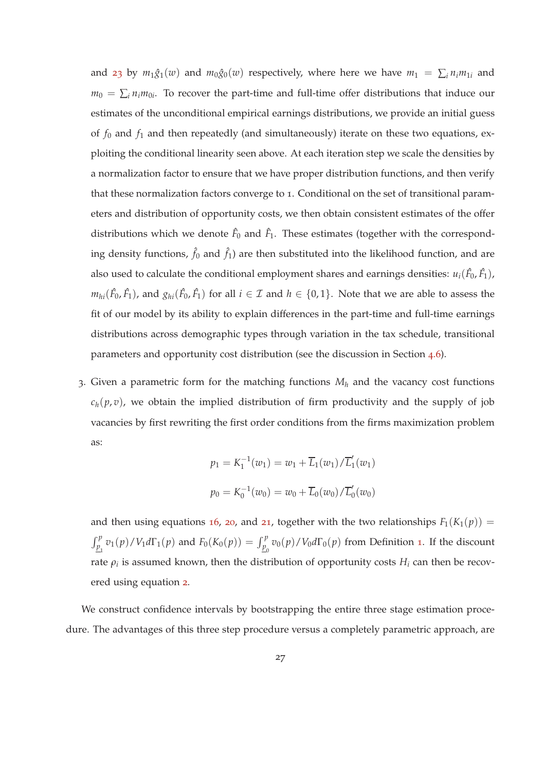and 23 by $m_1\hat{g}_1(w)$ and $m_0\hat{g}_0(w)$ respectively, where here we have $m_1 = \sum_i n_i m_{1i}$ and $m_0 = \sum_i n_i m_{0i}$. To recover the part-time and full-time offer distributions that induce our estimates of the unconditional empirical earnings distributions, we provide an initial guess of $f_0$ and $f_1$ and then repeatedly (and simultaneously) iterate on these two equations, exploiting the conditional linearity seen above. At each iteration step we scale the densities by a normalization factor to ensure that we have proper distribution functions, and then verify that these normalization factors converge to 1. Conditional on the set of transitional parameters and distribution of opportunity costs, we then obtain consistent estimates of the offer distributions which we denote $\hat{F}_0$ and $\hat{F}_1$. These estimates (together with the corresponding density functions, $\hat{f}_0$ and $\hat{f}_1$) are then substituted into the likelihood function, and are also used to calculate the conditional employment shares and earnings densities: $u_i(\hat{F}_0, \hat{F}_1)$, $m_{hi}(\hat{F}_0, \hat{F}_1)$, and $g_{hi}(\hat{F}_0, \hat{F}_1)$ for all $i \in \mathcal{I}$ and $h \in \{0,1\}$. Note that we are able to assess the fit of our model by its ability to explain differences in the part-time and full-time earnings distributions across demographic types through variation in the tax schedule, transitional parameters and opportunity cost distribution (see the discussion in Section 4.6).

3. Given a parametric form for the matching functions $M_h$ and the vacancy cost functions $c_h(p, v)$, we obtain the implied distribution of firm productivity and the supply of job vacancies by first rewriting the first order conditions from the firms maximization problem as:

$$p_1 = K_1^{-1}(w_1) = w_1 + \overline{L}_1(w_1)/\overline{L}_1'(w_1)$$

$$p_0 = K_0^{-1}(w_0) = w_0 + \overline{L}_0(w_0)/\overline{L}_0'(w_0)$$

and then using equations 16, 20, and 21, together with the two relationships $F_1(K_1(p)) = \int_{\underline{p}_1}^{p} v_1(p)/V_1 d\Gamma_1(p)$ and $F_0(K_0(p)) = \int_{\underline{p}_0}^{p} v_0(p)/V_0 d\Gamma_0(p)$ from Definition 1. If the discount rate $\rho_i$ is assumed known, then the distribution of opportunity costs $H_i$ can then be recovered using equation 2.

We construct confidence intervals by bootstrapping the entire three stage estimation procedure. The advantages of this three step procedure versus a completely parametric approach, are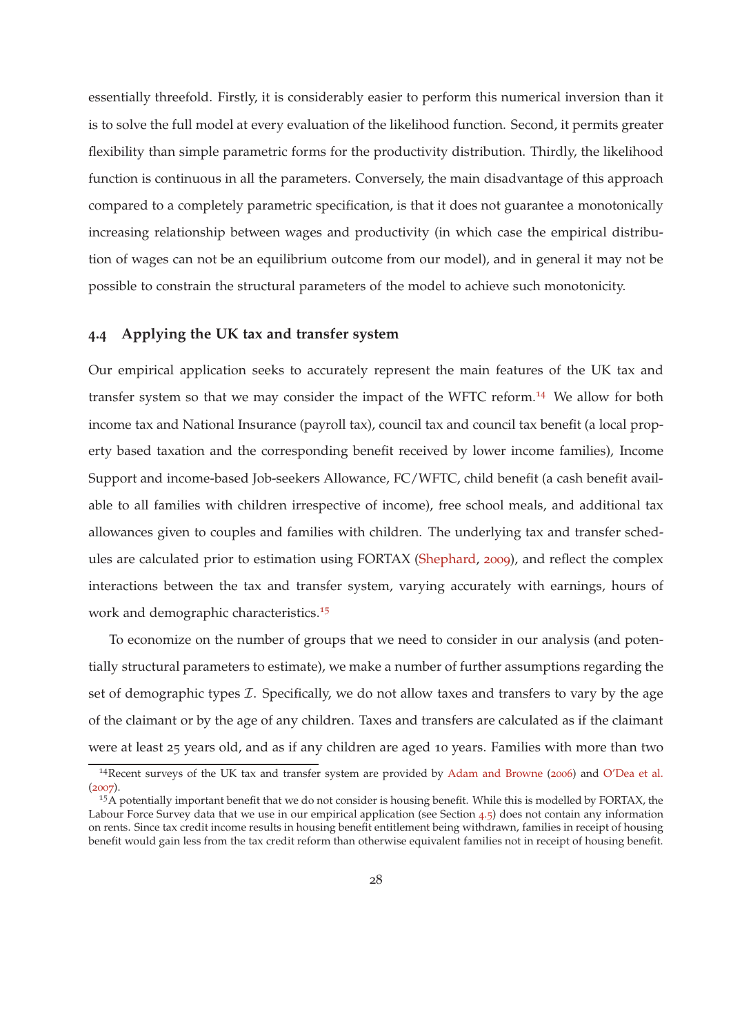essentially threefold. Firstly, it is considerably easier to perform this numerical inversion than it is to solve the full model at every evaluation of the likelihood function. Second, it permits greater flexibility than simple parametric forms for the productivity distribution. Thirdly, the likelihood function is continuous in all the parameters. Conversely, the main disadvantage of this approach compared to a completely parametric specification, is that it does not guarantee a monotonically increasing relationship between wages and productivity (in which case the empirical distribution of wages can not be an equilibrium outcome from our model), and in general it may not be possible to constrain the structural parameters of the model to achieve such monotonicity.

### 4.4 Applying the UK tax and transfer system

Our empirical application seeks to accurately represent the main features of the UK tax and transfer system so that we may consider the impact of the WFTC reform.[14] We allow for both income tax and National Insurance (payroll tax), council tax and council tax benefit (a local property based taxation and the corresponding benefit received by lower income families), Income Support and income-based Job-seekers Allowance, FC/WFTC, child benefit (a cash benefit available to all families with children irrespective of income), free school meals, and additional tax allowances given to couples and families with children. The underlying tax and transfer schedules are calculated prior to estimation using FORTAX (Shephard, 2009), and reflect the complex interactions between the tax and transfer system, varying accurately with earnings, hours of work and demographic characteristics.[15]

To economize on the number of groups that we need to consider in our analysis (and potentially structural parameters to estimate), we make a number of further assumptions regarding the set of demographic types $\mathcal{I}$. Specifically, we do not allow taxes and transfers to vary by the age of the claimant or by the age of any children. Taxes and transfers are calculated as if the claimant were at least 25 years old, and as if any children are aged 10 years. Families with more than two

[14] Recent surveys of the UK tax and transfer system are provided by Adam and Browne (2006) and O'Dea et al. (2007).

[15] A potentially important benefit that we do not consider is housing benefit. While this is modelled by FORTAX, the Labour Force Survey data that we use in our empirical application (see Section 4.5) does not contain any information on rents. Since tax credit income results in housing benefit entitlement being withdrawn, families in receipt of housing benefit would gain less from the tax credit reform than otherwise equivalent families not in receipt of housing benefit.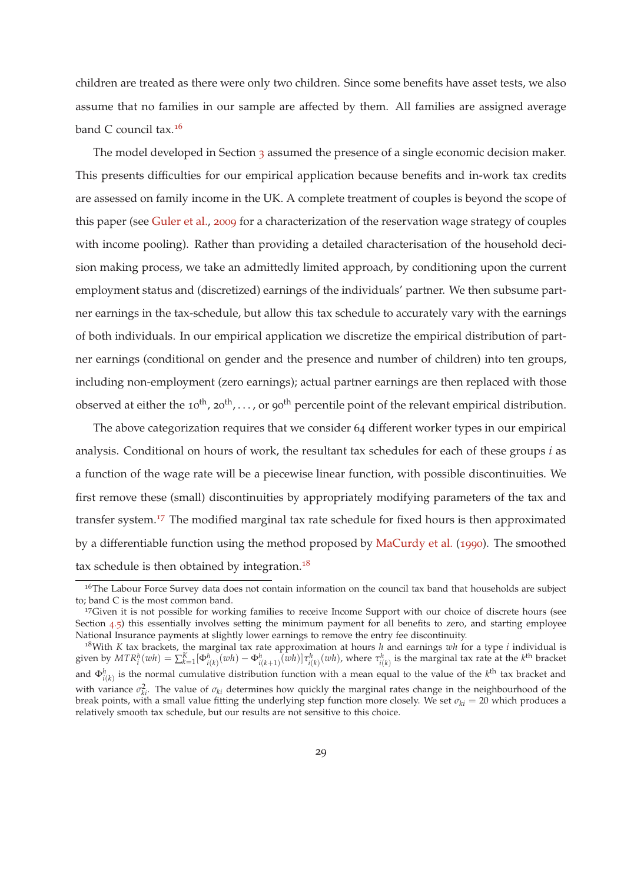children are treated as there were only two children. Since some benefits have asset tests, we also assume that no families in our sample are affected by them. All families are assigned average band C council tax.[16]

The model developed in Section 3 assumed the presence of a single economic decision maker. This presents difficulties for our empirical application because benefits and in-work tax credits are assessed on family income in the UK. A complete treatment of couples is beyond the scope of this paper (see Guler et al., 2009 for a characterization of the reservation wage strategy of couples with income pooling). Rather than providing a detailed characterisation of the household decision making process, we take an admittedly limited approach, by conditioning upon the current employment status and (discretized) earnings of the individuals' partner. We then subsume partner earnings in the tax-schedule, but allow this tax schedule to accurately vary with the earnings of both individuals. In our empirical application we discretize the empirical distribution of partner earnings (conditional on gender and the presence and number of children) into ten groups, including non-employment (zero earnings); actual partner earnings are then replaced with those observed at either the 10$^{\text{th}}$, 20$^{\text{th}}$, ..., or 90$^{\text{th}}$ percentile point of the relevant empirical distribution.

The above categorization requires that we consider 64 different worker types in our empirical analysis. Conditional on hours of work, the resultant tax schedules for each of these groups $i$ as a function of the wage rate will be a piecewise linear function, with possible discontinuities. We first remove these (small) discontinuities by appropriately modifying parameters of the tax and transfer system.[17] The modified marginal tax rate schedule for fixed hours is then approximated by a differentiable function using the method proposed by MaCurdy et al. (1990). The smoothed tax schedule is then obtained by integration.[18]

[16]The Labour Force Survey data does not contain information on the council tax band that households are subject to; band C is the most common band.

[17]Given it is not possible for working families to receive Income Support with our choice of discrete hours (see Section 4.5) this essentially involves setting the minimum payment for all benefits to zero, and starting employee National Insurance payments at slightly lower earnings to remove the entry fee discontinuity.

[18]With $K$ tax brackets, the marginal tax rate approximation at hours $h$ and earnings $wh$ for a type $i$ individual is given by $MTR_i^h(wh) = \sum_{k=1}^{K}[\Phi_{i(k)}^h(wh) - \Phi_{i(k+1)}^h(wh)]\tau_{i(k)}^h(wh)$, where $\tau_{i(k)}^h$ is the marginal tax rate at the $k^{\text{th}}$ bracket and $\Phi_{i(k)}^h$ is the normal cumulative distribution function with a mean equal to the value of the $k^{\text{th}}$ tax bracket and with variance $\sigma_{ki}^2$. The value of $\sigma_{ki}$ determines how quickly the marginal rates change in the neighbourhood of the break points, with a small value fitting the underlying step function more closely. We set $\sigma_{ki} = 20$ which produces a relatively smooth tax schedule, but our results are not sensitive to this choice.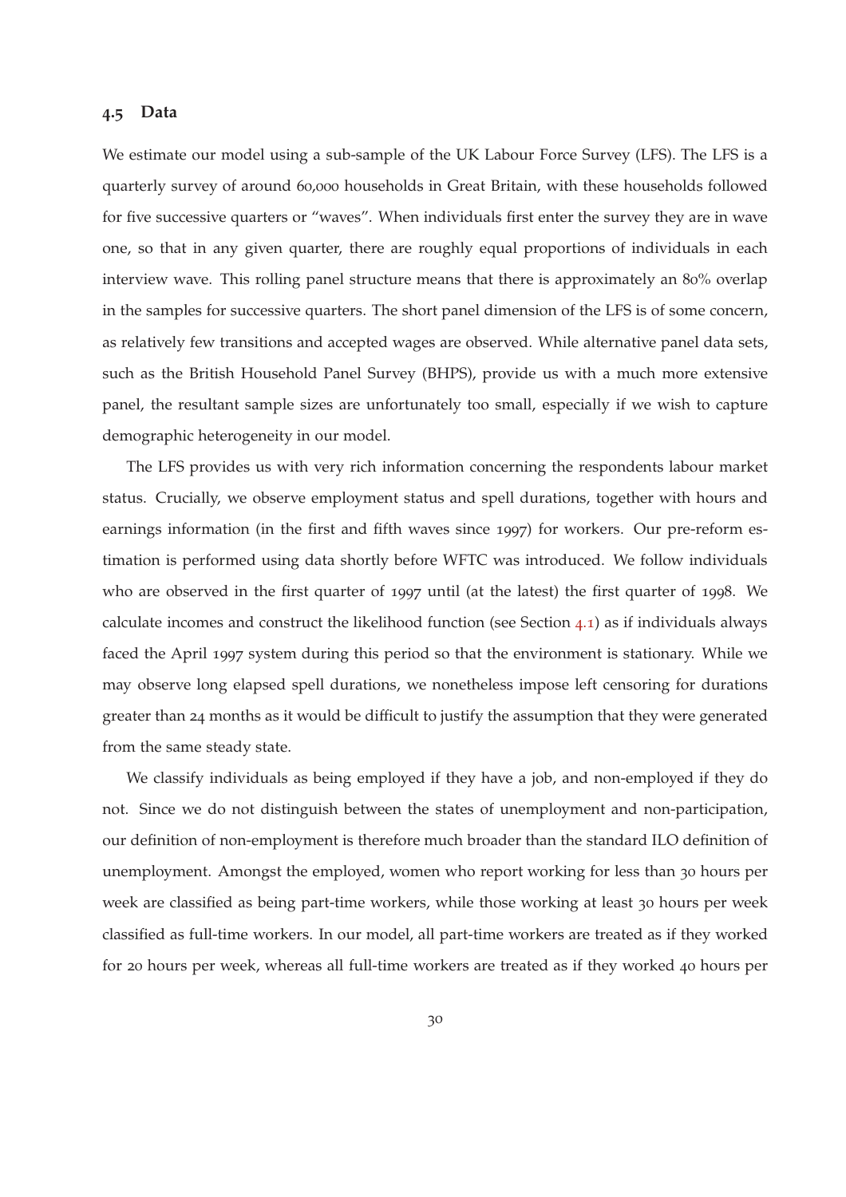### 4.5 Data

We estimate our model using a sub-sample of the UK Labour Force Survey (LFS). The LFS is a quarterly survey of around 60,000 households in Great Britain, with these households followed for five successive quarters or "waves". When individuals first enter the survey they are in wave one, so that in any given quarter, there are roughly equal proportions of individuals in each interview wave. This rolling panel structure means that there is approximately an 80% overlap in the samples for successive quarters. The short panel dimension of the LFS is of some concern, as relatively few transitions and accepted wages are observed. While alternative panel data sets, such as the British Household Panel Survey (BHPS), provide us with a much more extensive panel, the resultant sample sizes are unfortunately too small, especially if we wish to capture demographic heterogeneity in our model.

The LFS provides us with very rich information concerning the respondents labour market status. Crucially, we observe employment status and spell durations, together with hours and earnings information (in the first and fifth waves since 1997) for workers. Our pre-reform estimation is performed using data shortly before WFTC was introduced. We follow individuals who are observed in the first quarter of 1997 until (at the latest) the first quarter of 1998. We calculate incomes and construct the likelihood function (see Section 4.1) as if individuals always faced the April 1997 system during this period so that the environment is stationary. While we may observe long elapsed spell durations, we nonetheless impose left censoring for durations greater than 24 months as it would be difficult to justify the assumption that they were generated from the same steady state.

We classify individuals as being employed if they have a job, and non-employed if they do not. Since we do not distinguish between the states of unemployment and non-participation, our definition of non-employment is therefore much broader than the standard ILO definition of unemployment. Amongst the employed, women who report working for less than 30 hours per week are classified as being part-time workers, while those working at least 30 hours per week classified as full-time workers. In our model, all part-time workers are treated as if they worked for 20 hours per week, whereas all full-time workers are treated as if they worked 40 hours per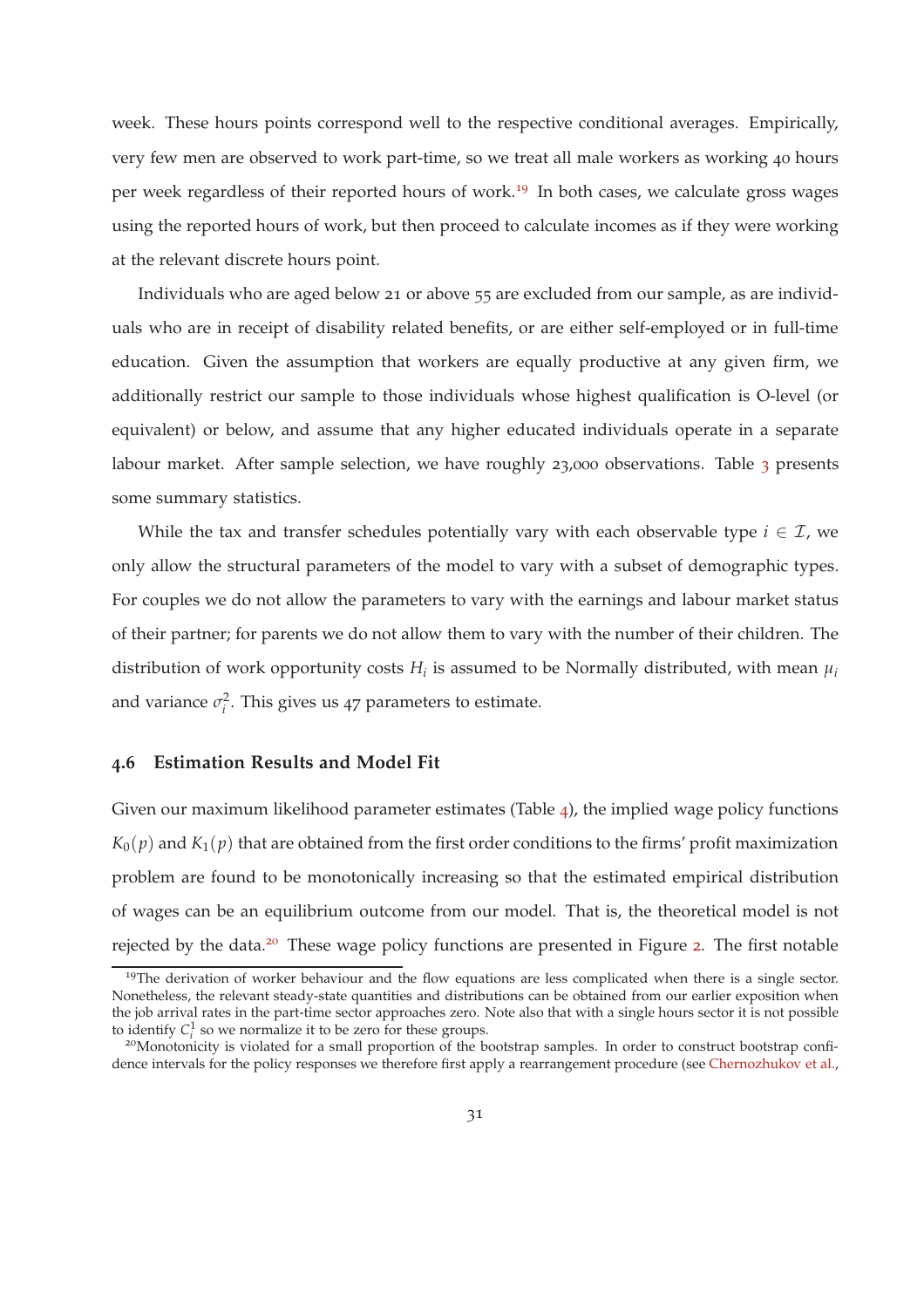week. These hours points correspond well to the respective conditional averages. Empirically, very few men are observed to work part-time, so we treat all male workers as working 40 hours per week regardless of their reported hours of work.[19] In both cases, we calculate gross wages using the reported hours of work, but then proceed to calculate incomes as if they were working at the relevant discrete hours point.

Individuals who are aged below 21 or above 55 are excluded from our sample, as are individuals who are in receipt of disability related benefits, or are either self-employed or in full-time education. Given the assumption that workers are equally productive at any given firm, we additionally restrict our sample to those individuals whose highest qualification is O-level (or equivalent) or below, and assume that any higher educated individuals operate in a separate labour market. After sample selection, we have roughly 23,000 observations. Table 3 presents some summary statistics.

While the tax and transfer schedules potentially vary with each observable type $i \in \mathcal{I}$, we only allow the structural parameters of the model to vary with a subset of demographic types. For couples we do not allow the parameters to vary with the earnings and labour market status of their partner; for parents we do not allow them to vary with the number of their children. The distribution of work opportunity costs $H_i$ is assumed to be Normally distributed, with mean $\mu_i$ and variance $\sigma_i^2$. This gives us 47 parameters to estimate.

### 4.6 Estimation Results and Model Fit

Given our maximum likelihood parameter estimates (Table 4), the implied wage policy functions $K_0(p)$ and $K_1(p)$ that are obtained from the first order conditions to the firms' profit maximization problem are found to be monotonically increasing so that the estimated empirical distribution of wages can be an equilibrium outcome from our model. That is, the theoretical model is not rejected by the data.[20] These wage policy functions are presented in Figure 2. The first notable

[19] The derivation of worker behaviour and the flow equations are less complicated when there is a single sector. Nonetheless, the relevant steady-state quantities and distributions can be obtained from our earlier exposition when the job arrival rates in the part-time sector approaches zero. Note also that with a single hours sector it is not possible to identify $C_i^1$ so we normalize it to be zero for these groups.

[20] Monotonicity is violated for a small proportion of the bootstrap samples. In order to construct bootstrap confidence intervals for the policy responses we therefore first apply a rearrangement procedure (see Chernozhukov et al.,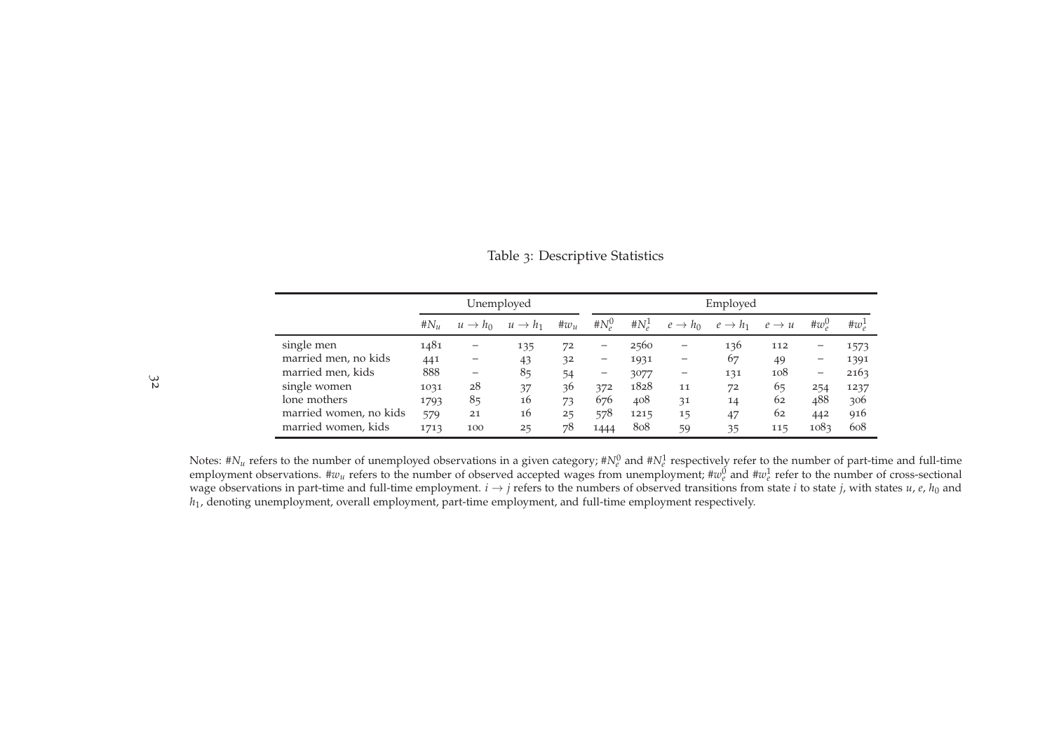Table 3: Descriptive Statistics

| | Unemployed | | | | Employed | | | | | | |
|---|---|---|---|---|---|---|---|---|---|---|---|
| | $\#N_u$ | $u \to h_0$ | $u \to h_1$ | $\#w_u$ | $\#N_e^0$ | $\#N_e^1$ | $e \to h_0$ | $e \to h_1$ | $e \to u$ | $\#w_e^0$ | $\#w_e^1$ |
| single men | 1481 | – | 135 | 72 | – | 2560 | – | 136 | 112 | – | 1573 |
| married men, no kids | 441 | – | 43 | 32 | – | 1931 | – | 67 | 49 | – | 1391 |
| married men, kids | 888 | – | 85 | 54 | – | 3077 | – | 131 | 108 | – | 2163 |
| single women | 1031 | 28 | 37 | 36 | 372 | 1828 | 11 | 72 | 65 | 254 | 1237 |
| lone mothers | 1793 | 85 | 16 | 73 | 676 | 408 | 31 | 14 | 62 | 488 | 306 |
| married women, no kids | 579 | 21 | 16 | 25 | 578 | 1215 | 15 | 47 | 62 | 442 | 916 |
| married women, kids | 1713 | 100 | 25 | 78 | 1444 | 808 | 59 | 35 | 115 | 1083 | 608 |

Notes: $\#N_u$ refers to the number of unemployed observations in a given category; $\#N_e^0$ and $\#N_e^1$ respectively refer to the number of part-time and full-time employment observations. $\#w_u$ refers to the number of observed accepted wages from unemployment; $\#w_e^0$ and $\#w_e^1$ refer to the number of cross-sectional wage observations in part-time and full-time employment. $i \to j$ refers to the numbers of observed transitions from state $i$ to state $j$, with states $u$, $e$, $h_0$ and $h_1$, denoting unemployment, overall employment, part-time employment, and full-time employment respectively.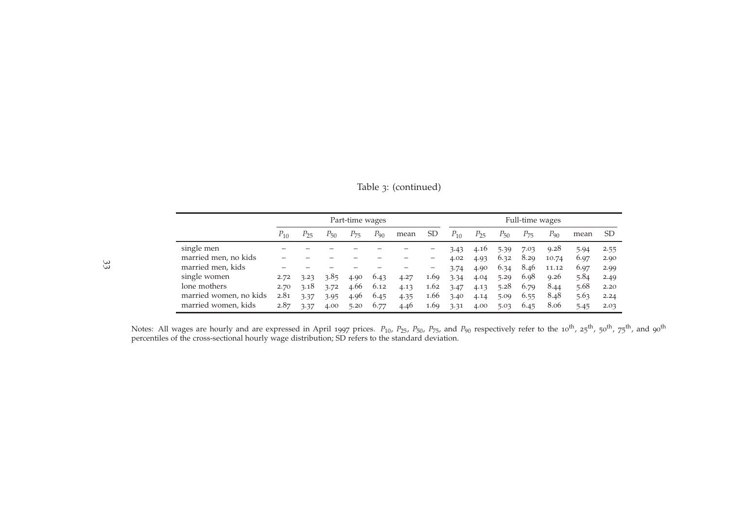Table 3: (continued)

| | Part-time wages | | | | | | | Full-time wages | | | | | | |
|---|---|---|---|---|---|---|---|---|---|---|---|---|---|---|
| | $P_{10}$ | $P_{25}$ | $P_{50}$ | $P_{75}$ | $P_{90}$ | mean | SD | $P_{10}$ | $P_{25}$ | $P_{50}$ | $P_{75}$ | $P_{90}$ | mean | SD |
| single men | – | – | – | – | – | – | – | 3.43 | 4.16 | 5.39 | 7.03 | 9.28 | 5.94 | 2.55 |
| married men, no kids | – | – | – | – | – | – | – | 4.02 | 4.93 | 6.32 | 8.29 | 10.74 | 6.97 | 2.90 |
| married men, kids | – | – | – | – | – | – | – | 3.74 | 4.90 | 6.34 | 8.46 | 11.12 | 6.97 | 2.99 |
| single women | 2.72 | 3.23 | 3.85 | 4.90 | 6.43 | 4.27 | 1.69 | 3.34 | 4.04 | 5.29 | 6.98 | 9.26 | 5.84 | 2.49 |
| lone mothers | 2.70 | 3.18 | 3.72 | 4.66 | 6.12 | 4.13 | 1.62 | 3.47 | 4.13 | 5.28 | 6.79 | 8.44 | 5.68 | 2.20 |
| married women, no kids | 2.81 | 3.37 | 3.95 | 4.96 | 6.45 | 4.35 | 1.66 | 3.40 | 4.14 | 5.09 | 6.55 | 8.48 | 5.63 | 2.24 |
| married women, kids | 2.87 | 3.37 | 4.00 | 5.20 | 6.77 | 4.46 | 1.69 | 3.31 | 4.00 | 5.03 | 6.45 | 8.06 | 5.45 | 2.03 |

Notes: All wages are hourly and are expressed in April 1997 prices. $P_{10}$, $P_{25}$, $P_{50}$, $P_{75}$, and $P_{90}$ respectively refer to the $10^{th}$, $25^{th}$, $50^{th}$, $75^{th}$, and $90^{th}$ percentiles of the cross-sectional hourly wage distribution; SD refers to the standard deviation.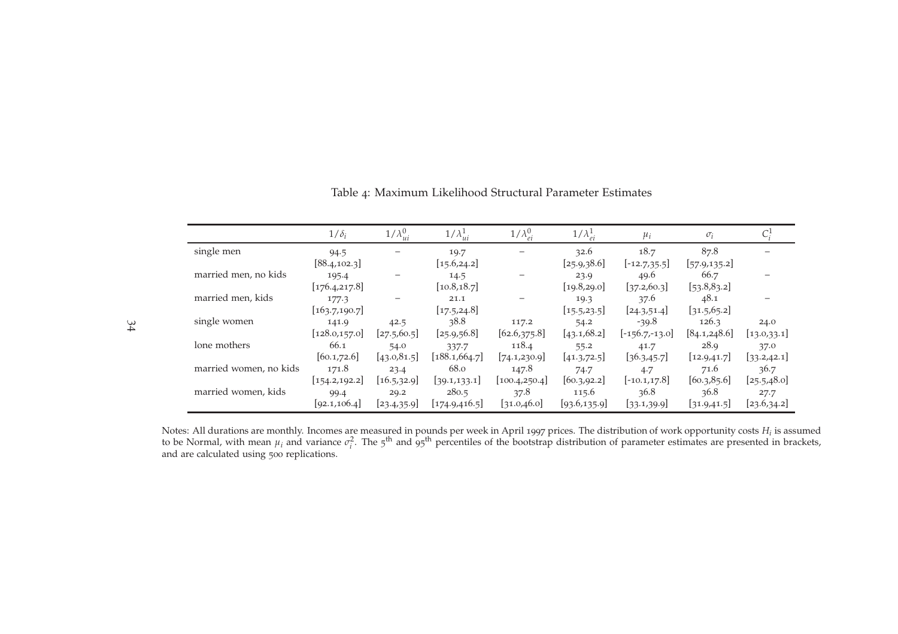Table 4: Maximum Likelihood Structural Parameter Estimates

| | $1/\delta_i$ | $1/\lambda_{ui}^0$ | $1/\lambda_{ui}^1$ | $1/\lambda_{ei}^0$ | $1/\lambda_{ei}^1$ | $\mu_i$ | $\sigma_i$ | $C_i^1$ |
|---|---|---|---|---|---|---|---|---|
| single men | 94.5 | – | 19.7 | – | 32.6 | 18.7 | 87.8 | – |
| | [88.4,102.3] | | [15.6,24.2] | | [25.9,38.6] | [-12.7,35.5] | [57.9,135.2] | |
| married men, no kids | 195.4 | – | 14.5 | – | 23.9 | 49.6 | 66.7 | – |
| | [176.4,217.8] | | [10.8,18.7] | | [19.8,29.0] | [37.2,60.3] | [53.8,83.2] | |
| married men, kids | 177.3 | – | 21.1 | – | 19.3 | 37.6 | 48.1 | – |
| | [163.7,190.7] | | [17.5,24.8] | | [15.5,23.5] | [24.3,51.4] | [31.5,65.2] | |
| single women | 141.9 | 42.5 | 38.8 | 117.2 | 54.2 | -39.8 | 126.3 | 24.0 |
| | [128.0,157.0] | [27.5,60.5] | [25.9,56.8] | [62.6,375.8] | [43.1,68.2] | [-156.7,-13.0] | [84.1,248.6] | [13.0,33.1] |
| lone mothers | 66.1 | 54.0 | 337.7 | 118.4 | 55.2 | 41.7 | 28.9 | 37.0 |
| | [60.1,72.6] | [43.0,81.5] | [188.1,664.7] | [74.1,230.9] | [41.3,72.5] | [36.3,45.7] | [12.9,41.7] | [33.2,42.1] |
| married women, no kids | 171.8 | 23.4 | 68.0 | 147.8 | 74.7 | 4.7 | 71.6 | 36.7 |
| | [154.2,192.2] | [16.5,32.9] | [39.1,133.1] | [100.4,250.4] | [60.3,92.2] | [-10.1,17.8] | [60.3,85.6] | [25.5,48.0] |
| married women, kids | 99.4 | 29.2 | 280.5 | 37.8 | 115.6 | 36.8 | 36.8 | 27.7 |
| | [92.1,106.4] | [23.4,35.9] | [174.9,416.5] | [31.0,46.0] | [93.6,135.9] | [33.1,39.9] | [31.9,41.5] | [23.6,34.2] |

Notes: All durations are monthly. Incomes are measured in pounds per week in April 1997 prices. The distribution of work opportunity costs $H_i$ is assumed to be Normal, with mean $\mu_i$ and variance $\sigma_i^2$. The 5$^{\text{th}}$ and 95$^{\text{th}}$ percentiles of the bootstrap distribution of parameter estimates are presented in brackets, and are calculated using 500 replications.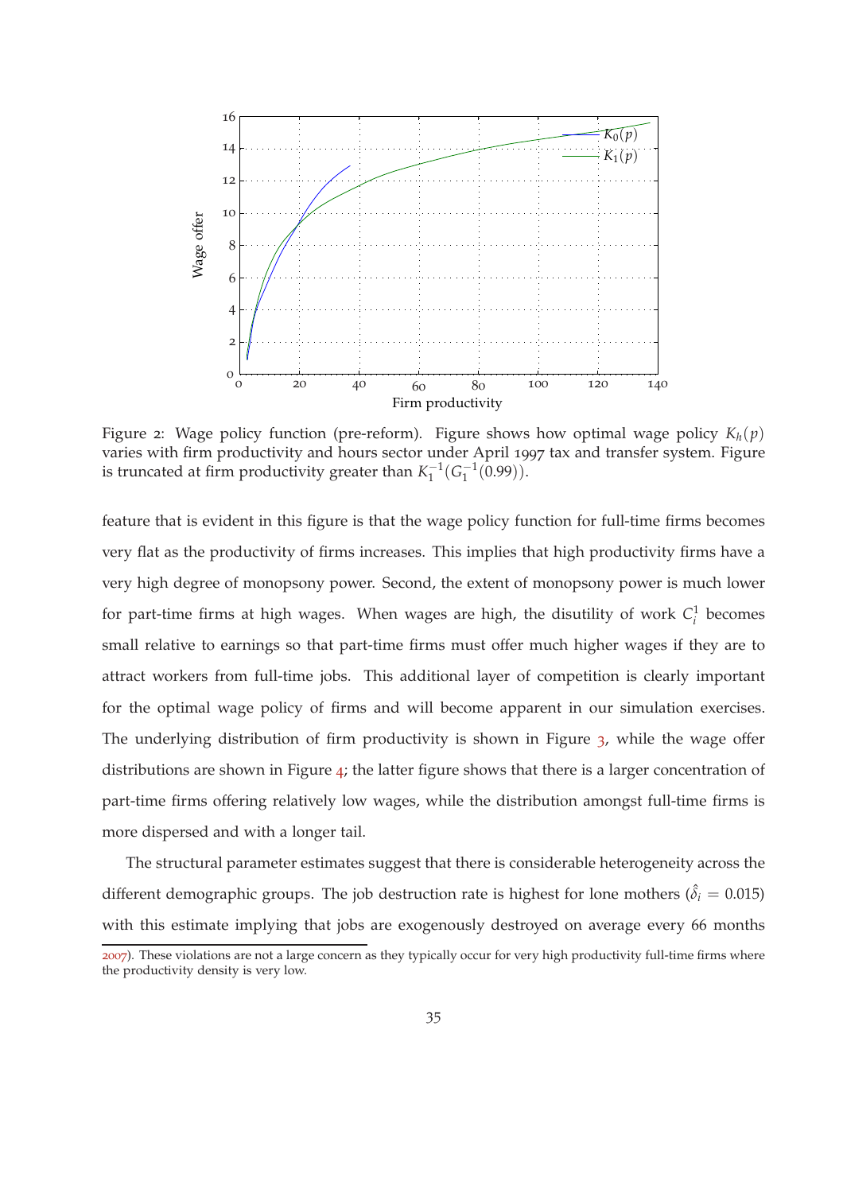Figure 2: Wage policy function (pre-reform). Figure shows how optimal wage policy $K_h(p)$ varies with firm productivity and hours sector under April 1997 tax and transfer system. Figure is truncated at firm productivity greater than $K_1^{-1}(G_1^{-1}(0.99))$.

feature that is evident in this figure is that the wage policy function for full-time firms becomes very flat as the productivity of firms increases. This implies that high productivity firms have a very high degree of monopsony power. Second, the extent of monopsony power is much lower for part-time firms at high wages. When wages are high, the disutility of work $C_i^1$ becomes small relative to earnings so that part-time firms must offer much higher wages if they are to attract workers from full-time jobs. This additional layer of competition is clearly important for the optimal wage policy of firms and will become apparent in our simulation exercises. The underlying distribution of firm productivity is shown in Figure 3, while the wage offer distributions are shown in Figure 4; the latter figure shows that there is a larger concentration of part-time firms offering relatively low wages, while the distribution amongst full-time firms is more dispersed and with a longer tail.

The structural parameter estimates suggest that there is considerable heterogeneity across the different demographic groups. The job destruction rate is highest for lone mothers ($\hat{\delta}_i = 0.015$) with this estimate implying that jobs are exogenously destroyed on average every 66 months

2007). These violations are not a large concern as they typically occur for very high productivity full-time firms where the productivity density is very low.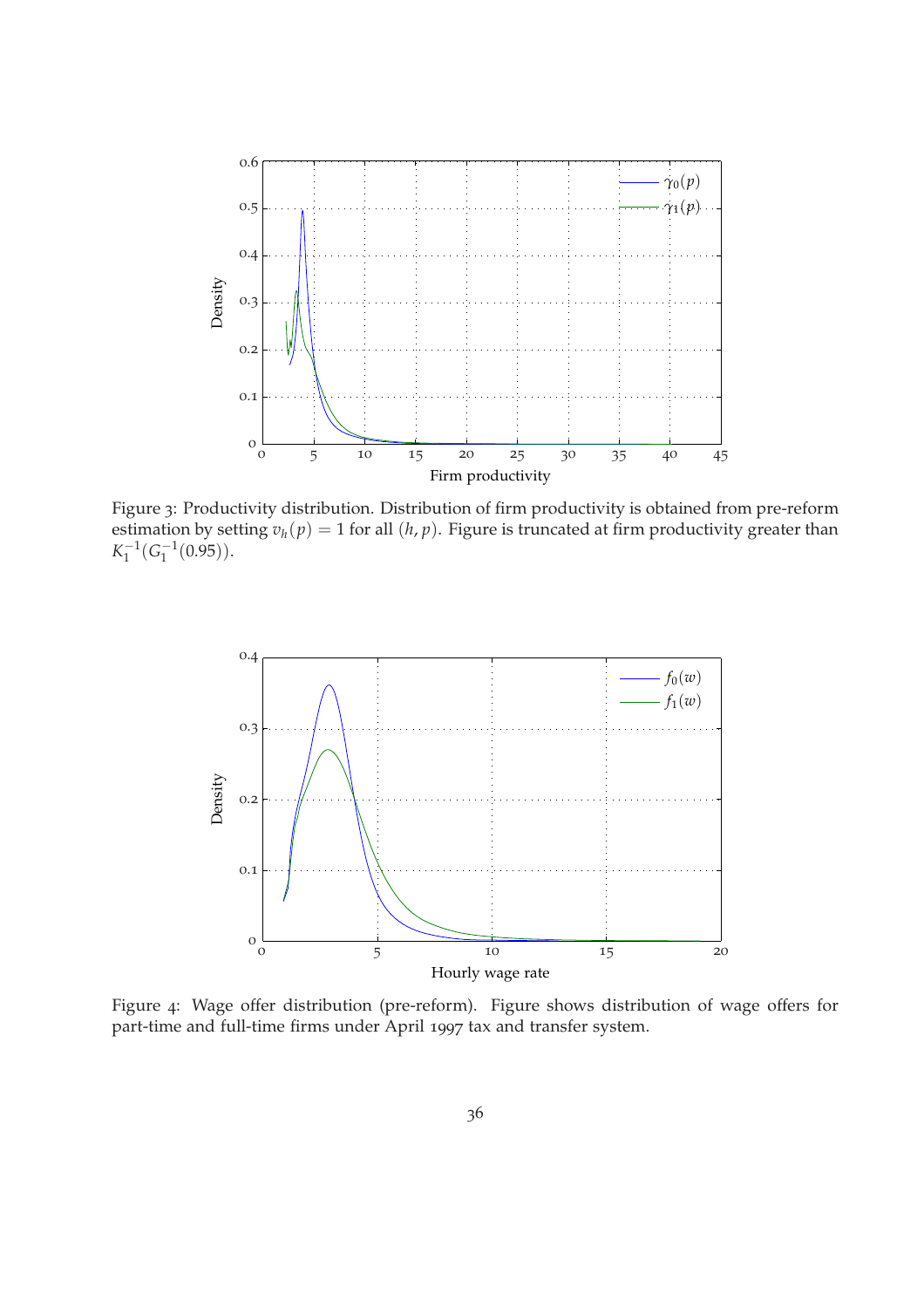Figure 3: Productivity distribution. Distribution of firm productivity is obtained from pre-reform estimation by setting $v_h(p) = 1$ for all $(h, p)$. Figure is truncated at firm productivity greater than $K_1^{-1}(G_1^{-1}(0.95))$.

Figure 4: Wage offer distribution (pre-reform). Figure shows distribution of wage offers for part-time and full-time firms under April 1997 tax and transfer system.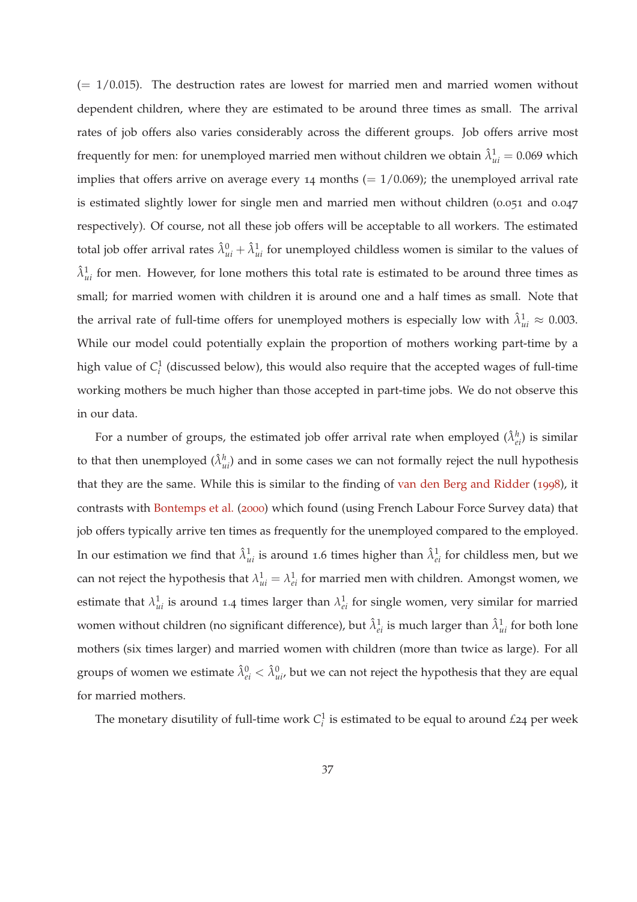(= 1/0.015). The destruction rates are lowest for married men and married women without dependent children, where they are estimated to be around three times as small. The arrival rates of job offers also varies considerably across the different groups. Job offers arrive most frequently for men: for unemployed married men without children we obtain $\hat{\lambda}^1_{ui} = 0.069$ which implies that offers arrive on average every 14 months (= 1/0.069); the unemployed arrival rate is estimated slightly lower for single men and married men without children (0.051 and 0.047 respectively). Of course, not all these job offers will be acceptable to all workers. The estimated total job offer arrival rates $\hat{\lambda}^0_{ui} + \hat{\lambda}^1_{ui}$ for unemployed childless women is similar to the values of $\hat{\lambda}^1_{ui}$ for men. However, for lone mothers this total rate is estimated to be around three times as small; for married women with children it is around one and a half times as small. Note that the arrival rate of full-time offers for unemployed mothers is especially low with $\hat{\lambda}^1_{ui} \approx 0.003$. While our model could potentially explain the proportion of mothers working part-time by a high value of $C^1_i$ (discussed below), this would also require that the accepted wages of full-time working mothers be much higher than those accepted in part-time jobs. We do not observe this in our data.

For a number of groups, the estimated job offer arrival rate when employed ($\hat{\lambda}^h_{ei}$) is similar to that then unemployed ($\hat{\lambda}^h_{ui}$) and in some cases we can not formally reject the null hypothesis that they are the same. While this is similar to the finding of van den Berg and Ridder (1998), it contrasts with Bontemps et al. (2000) which found (using French Labour Force Survey data) that job offers typically arrive ten times as frequently for the unemployed compared to the employed. In our estimation we find that $\hat{\lambda}^1_{ui}$ is around 1.6 times higher than $\hat{\lambda}^1_{ei}$ for childless men, but we can not reject the hypothesis that $\lambda^1_{ui} = \lambda^1_{ei}$ for married men with children. Amongst women, we estimate that $\lambda^1_{ui}$ is around 1.4 times larger than $\lambda^1_{ei}$ for single women, very similar for married women without children (no significant difference), but $\hat{\lambda}^1_{ei}$ is much larger than $\hat{\lambda}^1_{ui}$ for both lone mothers (six times larger) and married women with children (more than twice as large). For all groups of women we estimate $\hat{\lambda}^0_{ei} < \hat{\lambda}^0_{ui}$, but we can not reject the hypothesis that they are equal for married mothers.

The monetary disutility of full-time work $C^1_i$ is estimated to be equal to around £24 per week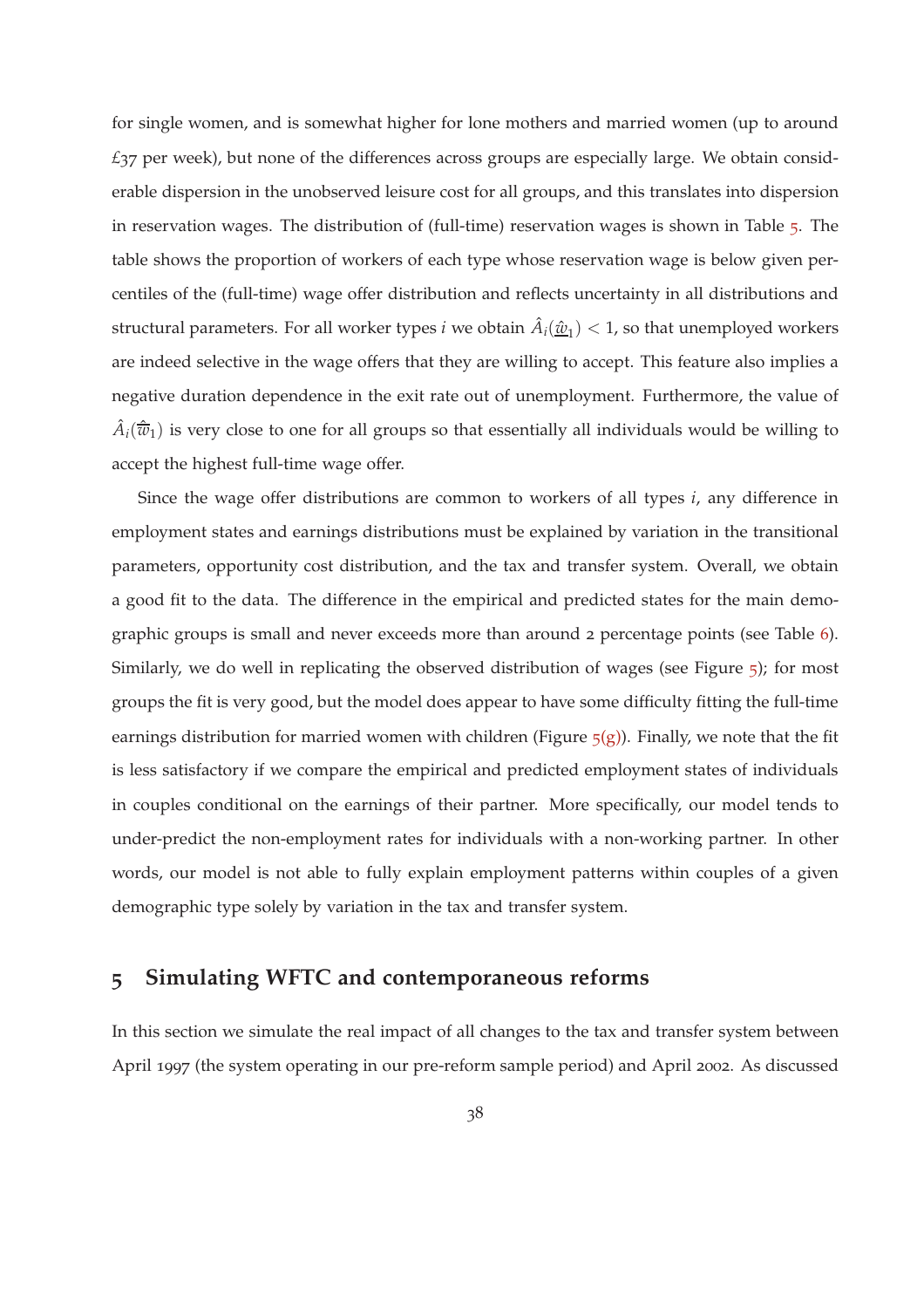for single women, and is somewhat higher for lone mothers and married women (up to around £37 per week), but none of the differences across groups are especially large. We obtain considerable dispersion in the unobserved leisure cost for all groups, and this translates into dispersion in reservation wages. The distribution of (full-time) reservation wages is shown in Table 5. The table shows the proportion of workers of each type whose reservation wage is below given percentiles of the (full-time) wage offer distribution and reflects uncertainty in all distributions and structural parameters. For all worker types $i$ we obtain $\hat{A}_i(\underline{\hat{w}}_1) < 1$, so that unemployed workers are indeed selective in the wage offers that they are willing to accept. This feature also implies a negative duration dependence in the exit rate out of unemployment. Furthermore, the value of $\hat{A}_i(\hat{\overline{w}}_1)$ is very close to one for all groups so that essentially all individuals would be willing to accept the highest full-time wage offer.

Since the wage offer distributions are common to workers of all types $i$, any difference in employment states and earnings distributions must be explained by variation in the transitional parameters, opportunity cost distribution, and the tax and transfer system. Overall, we obtain a good fit to the data. The difference in the empirical and predicted states for the main demographic groups is small and never exceeds more than around 2 percentage points (see Table 6). Similarly, we do well in replicating the observed distribution of wages (see Figure 5); for most groups the fit is very good, but the model does appear to have some difficulty fitting the full-time earnings distribution for married women with children (Figure 5(g)). Finally, we note that the fit is less satisfactory if we compare the empirical and predicted employment states of individuals in couples conditional on the earnings of their partner. More specifically, our model tends to under-predict the non-employment rates for individuals with a non-working partner. In other words, our model is not able to fully explain employment patterns within couples of a given demographic type solely by variation in the tax and transfer system.

## 5 Simulating WFTC and contemporaneous reforms

In this section we simulate the real impact of all changes to the tax and transfer system between April 1997 (the system operating in our pre-reform sample period) and April 2002. As discussed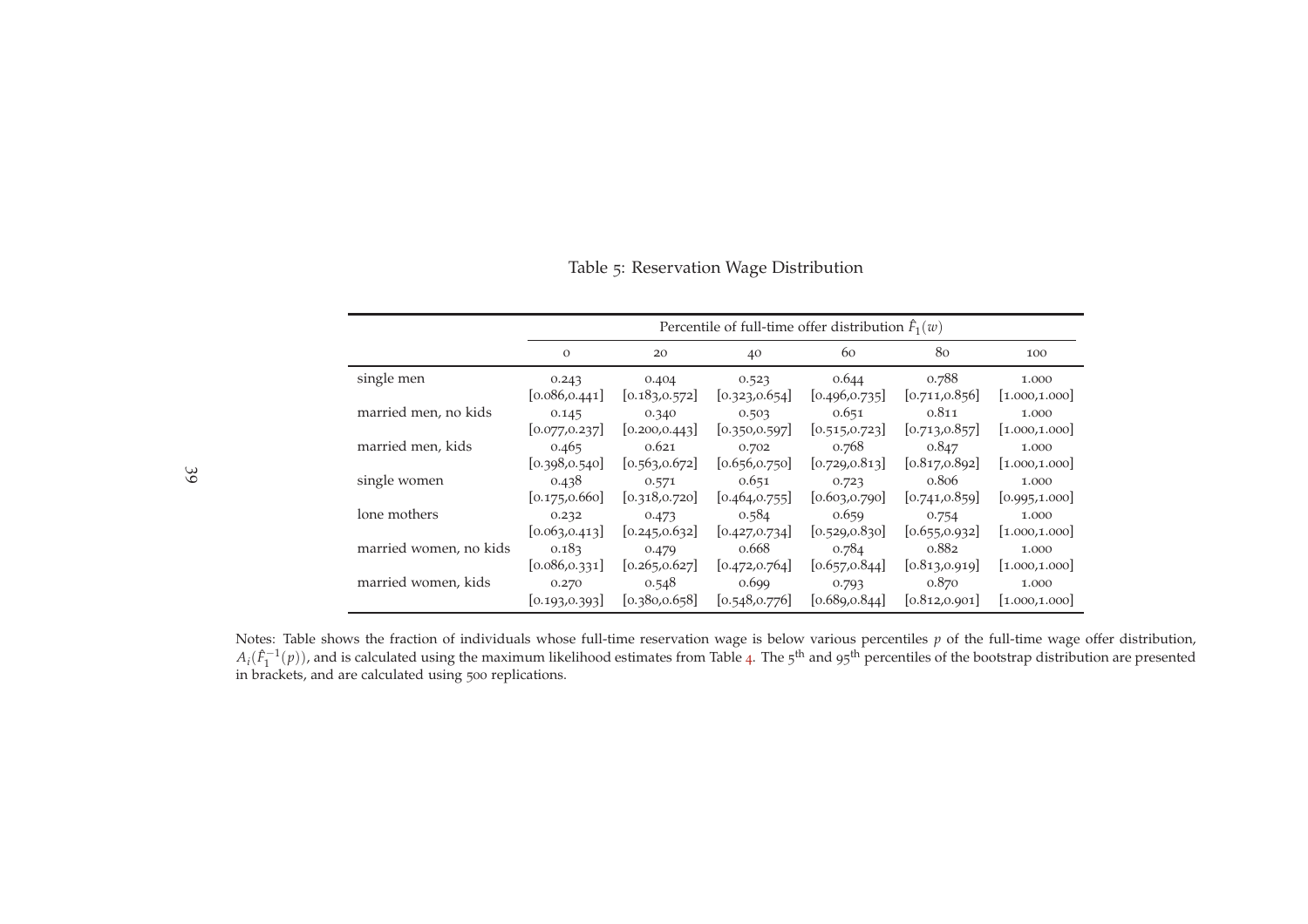Table 5: Reservation Wage Distribution

| | Percentile of full-time offer distribution $\hat{F}_1(w)$ | | | | | |
|---|---|---|---|---|---|---|
| | 0 | 20 | 40 | 60 | 80 | 100 |
| single men | 0.243 | 0.404 | 0.523 | 0.644 | 0.788 | 1.000 |
| | [0.086,0.441] | [0.183,0.572] | [0.323,0.654] | [0.496,0.735] | [0.711,0.856] | [1.000,1.000] |
| married men, no kids | 0.145 | 0.340 | 0.503 | 0.651 | 0.811 | 1.000 |
| | [0.077,0.237] | [0.200,0.443] | [0.350,0.597] | [0.515,0.723] | [0.713,0.857] | [1.000,1.000] |
| married men, kids | 0.465 | 0.621 | 0.702 | 0.768 | 0.847 | 1.000 |
| | [0.398,0.540] | [0.563,0.672] | [0.656,0.750] | [0.729,0.813] | [0.817,0.892] | [1.000,1.000] |
| single women | 0.438 | 0.571 | 0.651 | 0.723 | 0.806 | 1.000 |
| | [0.175,0.660] | [0.318,0.720] | [0.464,0.755] | [0.603,0.790] | [0.741,0.859] | [0.995,1.000] |
| lone mothers | 0.232 | 0.473 | 0.584 | 0.659 | 0.754 | 1.000 |
| | [0.063,0.413] | [0.245,0.632] | [0.427,0.734] | [0.529,0.830] | [0.655,0.932] | [1.000,1.000] |
| married women, no kids | 0.183 | 0.479 | 0.668 | 0.784 | 0.882 | 1.000 |
| | [0.086,0.331] | [0.265,0.627] | [0.472,0.764] | [0.657,0.844] | [0.813,0.919] | [1.000,1.000] |
| married women, kids | 0.270 | 0.548 | 0.699 | 0.793 | 0.870 | 1.000 |
| | [0.193,0.393] | [0.380,0.658] | [0.548,0.776] | [0.689,0.844] | [0.812,0.901] | [1.000,1.000] |

Notes: Table shows the fraction of individuals whose full-time reservation wage is below various percentiles $p$ of the full-time wage offer distribution, $A_i(\hat{F}_1^{-1}(p))$, and is calculated using the maximum likelihood estimates from Table 4. The $5^{\text{th}}$ and $95^{\text{th}}$ percentiles of the bootstrap distribution are presented in brackets, and are calculated using 500 replications.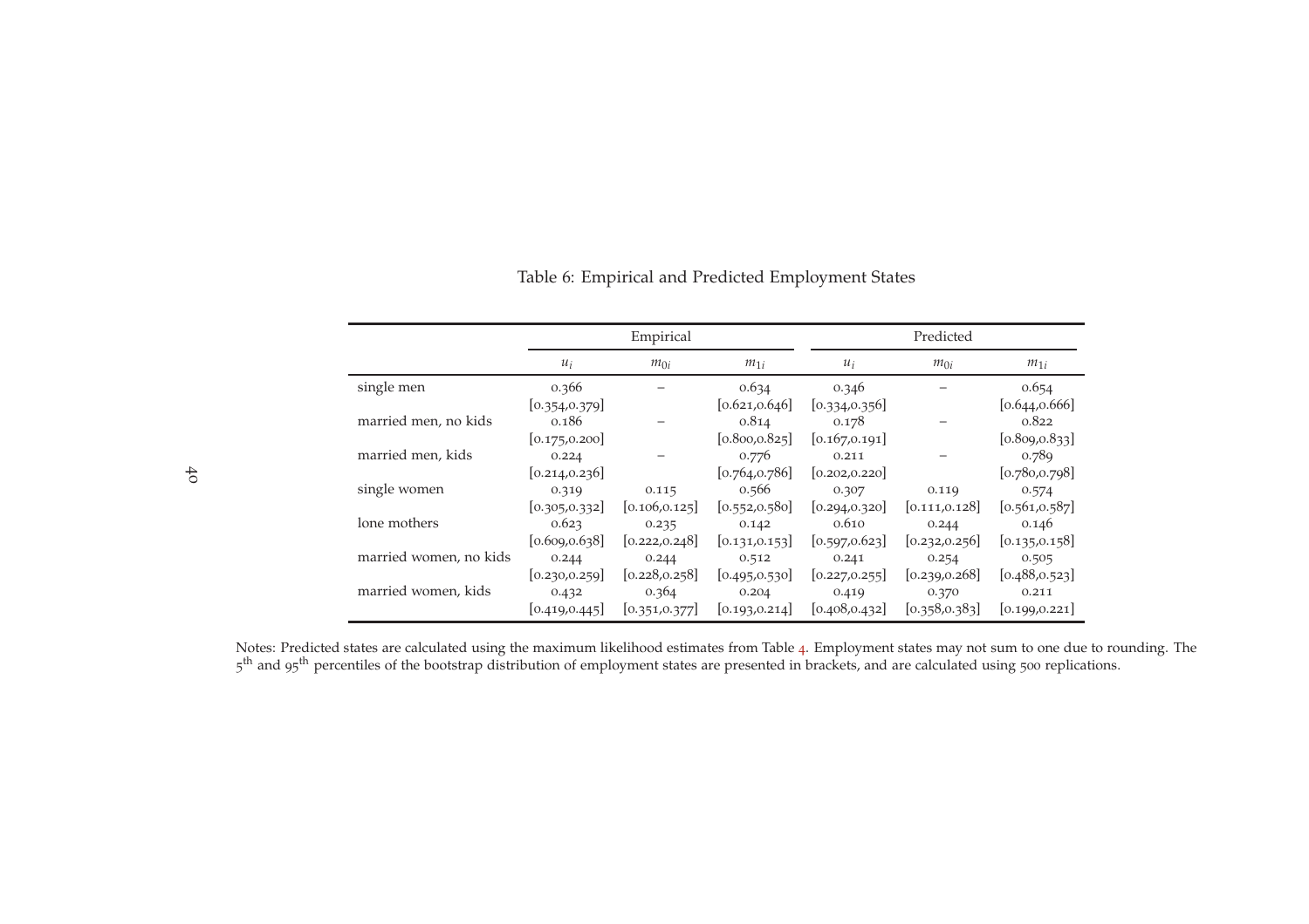Table 6: Empirical and Predicted Employment States

| | Empirical | | | Predicted | | |
|---|---|---|---|---|---|---|
| | $u_i$ | $m_{0i}$ | $m_{1i}$ | $u_i$ | $m_{0i}$ | $m_{1i}$ |
| single men | 0.366 | – | 0.634 | 0.346 | – | 0.654 |
| | [0.354,0.379] | | [0.621,0.646] | [0.334,0.356] | | [0.644,0.666] |
| married men, no kids | 0.186 | – | 0.814 | 0.178 | – | 0.822 |
| | [0.175,0.200] | | [0.800,0.825] | [0.167,0.191] | | [0.809,0.833] |
| married men, kids | 0.224 | – | 0.776 | 0.211 | – | 0.789 |
| | [0.214,0.236] | | [0.764,0.786] | [0.202,0.220] | | [0.780,0.798] |
| single women | 0.319 | 0.115 | 0.566 | 0.307 | 0.119 | 0.574 |
| | [0.305,0.332] | [0.106,0.125] | [0.552,0.580] | [0.294,0.320] | [0.111,0.128] | [0.561,0.587] |
| lone mothers | 0.623 | 0.235 | 0.142 | 0.610 | 0.244 | 0.146 |
| | [0.609,0.638] | [0.222,0.248] | [0.131,0.153] | [0.597,0.623] | [0.232,0.256] | [0.135,0.158] |
| married women, no kids | 0.244 | 0.244 | 0.512 | 0.241 | 0.254 | 0.505 |
| | [0.230,0.259] | [0.228,0.258] | [0.495,0.530] | [0.227,0.255] | [0.239,0.268] | [0.488,0.523] |
| married women, kids | 0.432 | 0.364 | 0.204 | 0.419 | 0.370 | 0.211 |
| | [0.419,0.445] | [0.351,0.377] | [0.193,0.214] | [0.408,0.432] | [0.358,0.383] | [0.199,0.221] |

Notes: Predicted states are calculated using the maximum likelihood estimates from Table 4. Employment states may not sum to one due to rounding. The $5^{th}$ and $95^{th}$ percentiles of the bootstrap distribution of employment states are presented in brackets, and are calculated using 500 replications.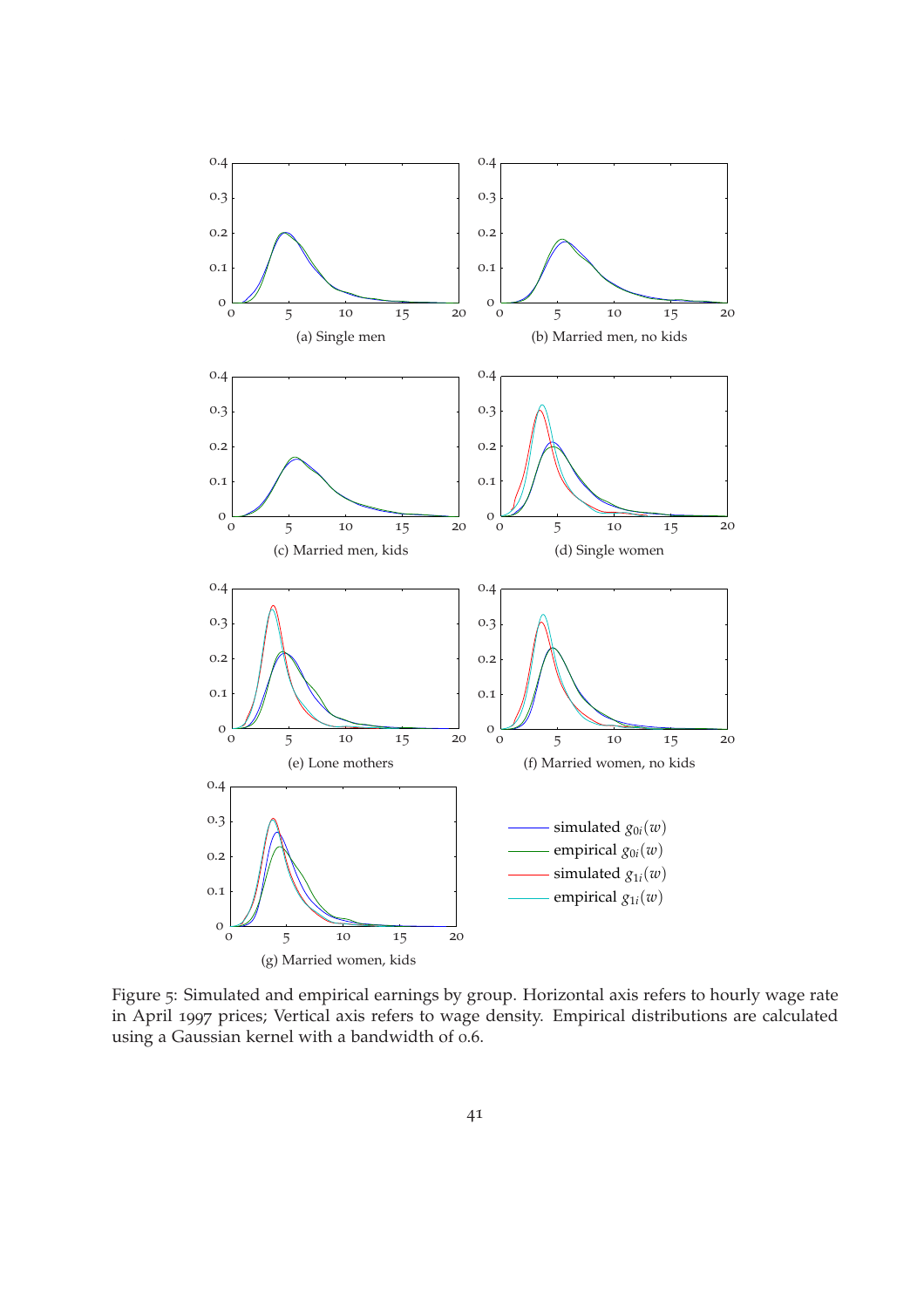(a) Single men

(b) Married men, no kids

(c) Married men, kids

(d) Single women

(e) Lone mothers

(f) Married women, no kids

(g) Married women, kids

simulated $g_{0i}(w)$
empirical $g_{0i}(w)$
simulated $g_{1i}(w)$
empirical $g_{1i}(w)$

Figure 5: Simulated and empirical earnings by group. Horizontal axis refers to hourly wage rate in April 1997 prices; Vertical axis refers to wage density. Empirical distributions are calculated using a Gaussian kernel with a bandwidth of 0.6.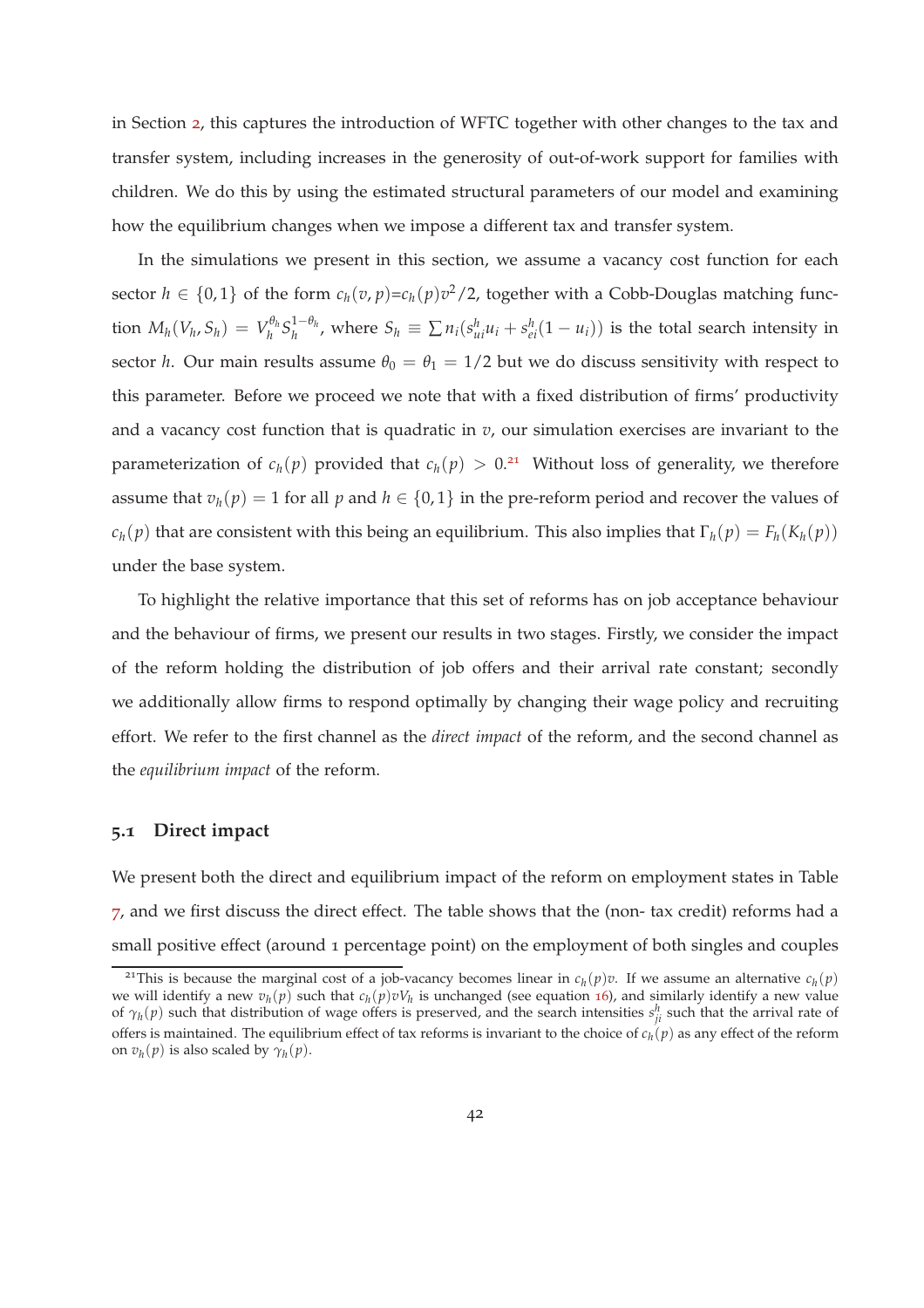in Section 2, this captures the introduction of WFTC together with other changes to the tax and transfer system, including increases in the generosity of out-of-work support for families with children. We do this by using the estimated structural parameters of our model and examining how the equilibrium changes when we impose a different tax and transfer system.

In the simulations we present in this section, we assume a vacancy cost function for each sector $h \in \{0, 1\}$ of the form $c_h(v, p) = c_h(p)v^2/2$, together with a Cobb-Douglas matching function $M_h(V_h, S_h) = V_h^{\theta_h} S_h^{1-\theta_h}$, where $S_h \equiv \sum n_i(s_{ui}^h u_i + s_{ei}^h(1-u_i))$ is the total search intensity in sector $h$. Our main results assume $\theta_0 = \theta_1 = 1/2$ but we do discuss sensitivity with respect to this parameter. Before we proceed we note that with a fixed distribution of firms' productivity and a vacancy cost function that is quadratic in $v$, our simulation exercises are invariant to the parameterization of $c_h(p)$ provided that $c_h(p) > 0$.[21] Without loss of generality, we therefore assume that $v_h(p) = 1$ for all $p$ and $h \in \{0, 1\}$ in the pre-reform period and recover the values of $c_h(p)$ that are consistent with this being an equilibrium. This also implies that $\Gamma_h(p) = F_h(K_h(p))$ under the base system.

To highlight the relative importance that this set of reforms has on job acceptance behaviour and the behaviour of firms, we present our results in two stages. Firstly, we consider the impact of the reform holding the distribution of job offers and their arrival rate constant; secondly we additionally allow firms to respond optimally by changing their wage policy and recruiting effort. We refer to the first channel as the *direct impact* of the reform, and the second channel as the *equilibrium impact* of the reform.

## 5.1 Direct impact

We present both the direct and equilibrium impact of the reform on employment states in Table 7, and we first discuss the direct effect. The table shows that the (non- tax credit) reforms had a small positive effect (around 1 percentage point) on the employment of both singles and couples

[21] This is because the marginal cost of a job-vacancy becomes linear in $c_h(p)v$. If we assume an alternative $c_h(p)$ we will identify a new $v_h(p)$ such that $c_h(p)vV_h$ is unchanged (see equation 16), and similarly identify a new value of $\gamma_h(p)$ such that distribution of wage offers is preserved, and the search intensities $s_{ji}^h$ such that the arrival rate of offers is maintained. The equilibrium effect of tax reforms is invariant to the choice of $c_h(p)$ as any effect of the reform on $v_h(p)$ is also scaled by $\gamma_h(p)$.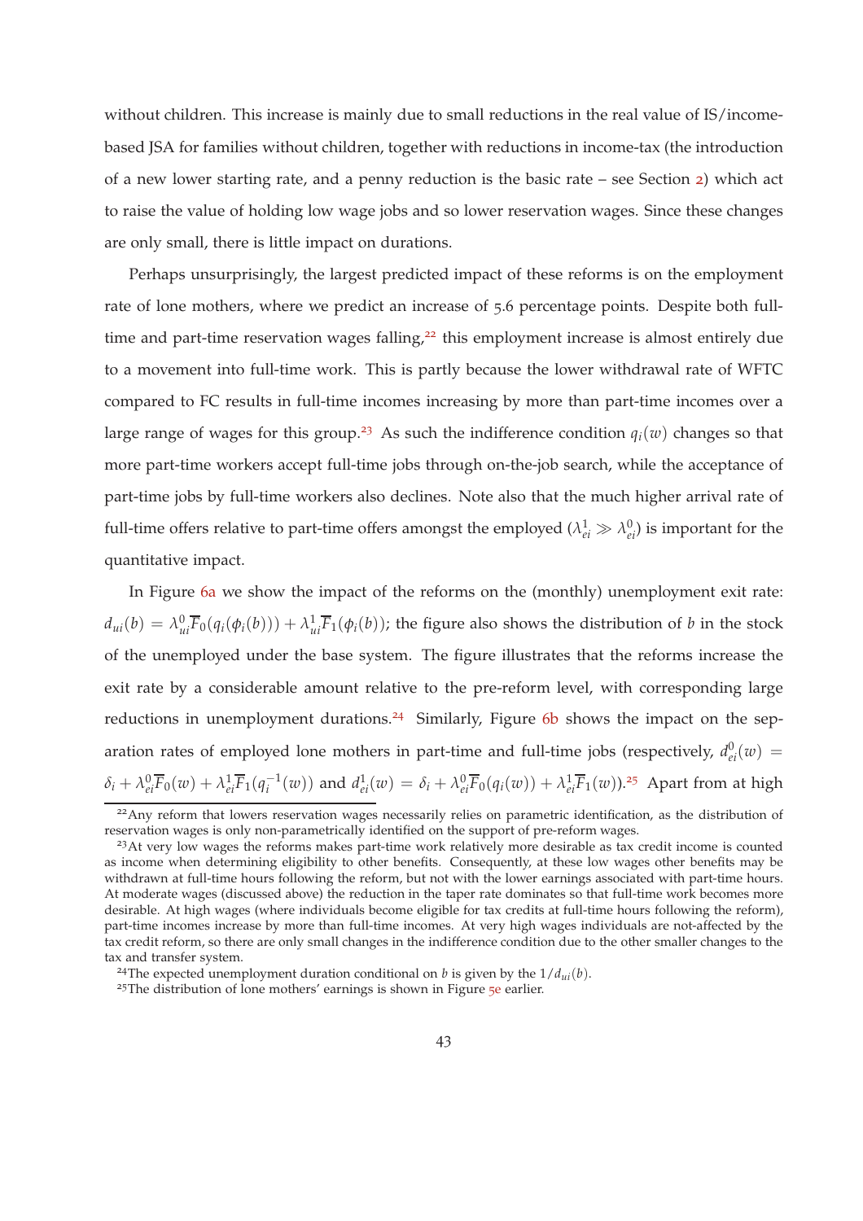without children. This increase is mainly due to small reductions in the real value of IS/income-based JSA for families without children, together with reductions in income-tax (the introduction of a new lower starting rate, and a penny reduction is the basic rate – see Section 2) which act to raise the value of holding low wage jobs and so lower reservation wages. Since these changes are only small, there is little impact on durations.

Perhaps unsurprisingly, the largest predicted impact of these reforms is on the employment rate of lone mothers, where we predict an increase of 5.6 percentage points. Despite both full-time and part-time reservation wages falling,[22] this employment increase is almost entirely due to a movement into full-time work. This is partly because the lower withdrawal rate of WFTC compared to FC results in full-time incomes increasing by more than part-time incomes over a large range of wages for this group.[23] As such the indifference condition $q_i(w)$ changes so that more part-time workers accept full-time jobs through on-the-job search, while the acceptance of part-time jobs by full-time workers also declines. Note also that the much higher arrival rate of full-time offers relative to part-time offers amongst the employed ($\lambda^1_{ei} \gg \lambda^0_{ei}$) is important for the quantitative impact.

In Figure 6a we show the impact of the reforms on the (monthly) unemployment exit rate: $d_{ui}(b) = \lambda^0_{ui}\overline{F}_0(q_i(\phi_i(b))) + \lambda^1_{ui}\overline{F}_1(\phi_i(b))$; the figure also shows the distribution of $b$ in the stock of the unemployed under the base system. The figure illustrates that the reforms increase the exit rate by a considerable amount relative to the pre-reform level, with corresponding large reductions in unemployment durations.[24] Similarly, Figure 6b shows the impact on the separation rates of employed lone mothers in part-time and full-time jobs (respectively, $d^0_{ei}(w) = \delta_i + \lambda^0_{ei}\overline{F}_0(w) + \lambda^1_{ei}\overline{F}_1(q_i^{-1}(w))$ and $d^1_{ei}(w) = \delta_i + \lambda^0_{ei}\overline{F}_0(q_i(w)) + \lambda^1_{ei}\overline{F}_1(w)$).[25] Apart from at high

[22] Any reform that lowers reservation wages necessarily relies on parametric identification, as the distribution of reservation wages is only non-parametrically identified on the support of pre-reform wages.

[23] At very low wages the reforms makes part-time work relatively more desirable as tax credit income is counted as income when determining eligibility to other benefits. Consequently, at these low wages other benefits may be withdrawn at full-time hours following the reform, but not with the lower earnings associated with part-time hours. At moderate wages (discussed above) the reduction in the taper rate dominates so that full-time work becomes more desirable. At high wages (where individuals become eligible for tax credits at full-time hours following the reform), part-time incomes increase by more than full-time incomes. At very high wages individuals are not-affected by the tax credit reform, so there are only small changes in the indifference condition due to the other smaller changes to the tax and transfer system.

[24] The expected unemployment duration conditional on $b$ is given by the $1/d_{ui}(b)$.

[25] The distribution of lone mothers' earnings is shown in Figure 5e earlier.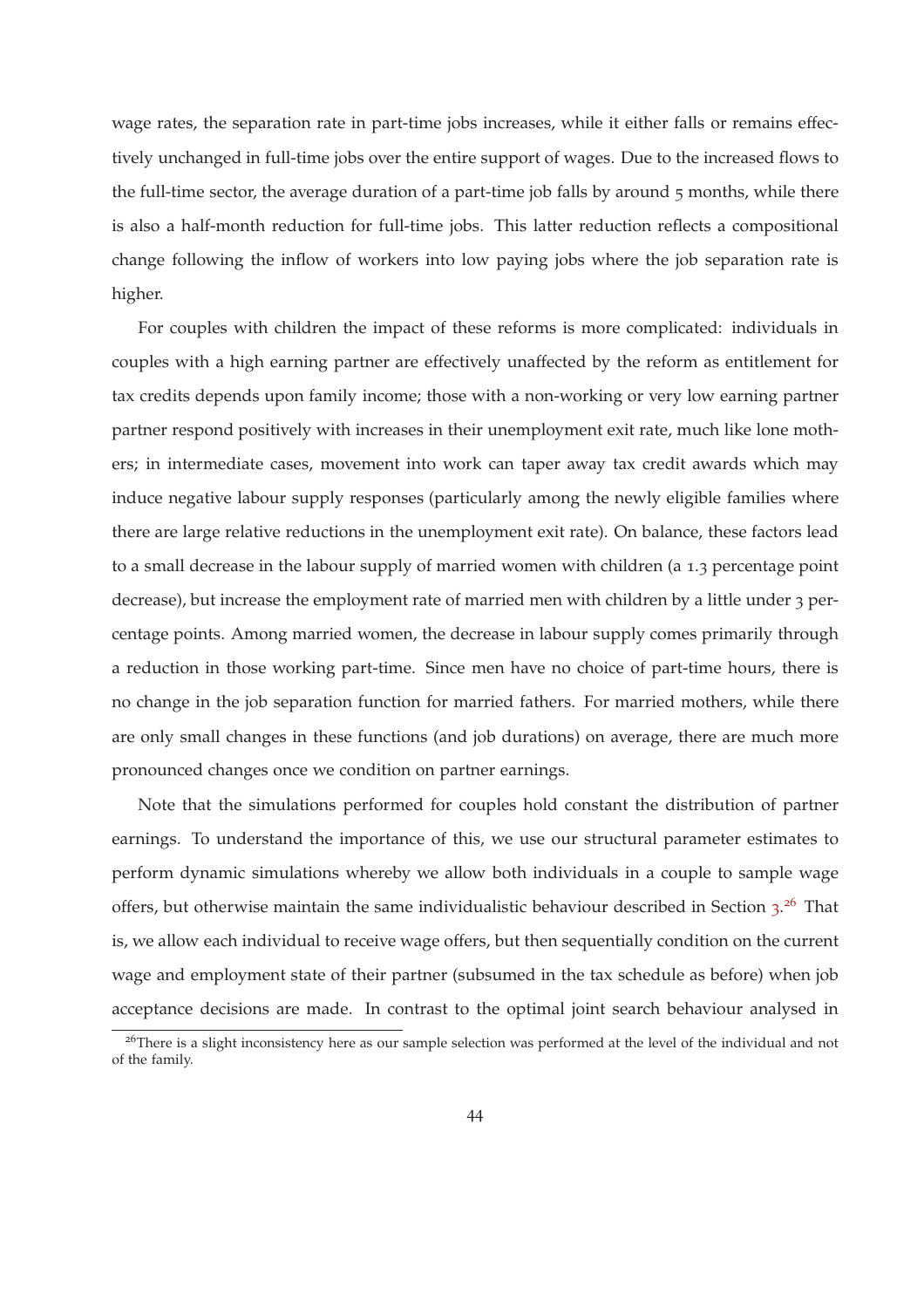wage rates, the separation rate in part-time jobs increases, while it either falls or remains effectively unchanged in full-time jobs over the entire support of wages. Due to the increased flows to the full-time sector, the average duration of a part-time job falls by around 5 months, while there is also a half-month reduction for full-time jobs. This latter reduction reflects a compositional change following the inflow of workers into low paying jobs where the job separation rate is higher.

For couples with children the impact of these reforms is more complicated: individuals in couples with a high earning partner are effectively unaffected by the reform as entitlement for tax credits depends upon family income; those with a non-working or very low earning partner partner respond positively with increases in their unemployment exit rate, much like lone mothers; in intermediate cases, movement into work can taper away tax credit awards which may induce negative labour supply responses (particularly among the newly eligible families where there are large relative reductions in the unemployment exit rate). On balance, these factors lead to a small decrease in the labour supply of married women with children (a 1.3 percentage point decrease), but increase the employment rate of married men with children by a little under 3 percentage points. Among married women, the decrease in labour supply comes primarily through a reduction in those working part-time. Since men have no choice of part-time hours, there is no change in the job separation function for married fathers. For married mothers, while there are only small changes in these functions (and job durations) on average, there are much more pronounced changes once we condition on partner earnings.

Note that the simulations performed for couples hold constant the distribution of partner earnings. To understand the importance of this, we use our structural parameter estimates to perform dynamic simulations whereby we allow both individuals in a couple to sample wage offers, but otherwise maintain the same individualistic behaviour described in Section 3.[26] That is, we allow each individual to receive wage offers, but then sequentially condition on the current wage and employment state of their partner (subsumed in the tax schedule as before) when job acceptance decisions are made. In contrast to the optimal joint search behaviour analysed in

[26] There is a slight inconsistency here as our sample selection was performed at the level of the individual and not of the family.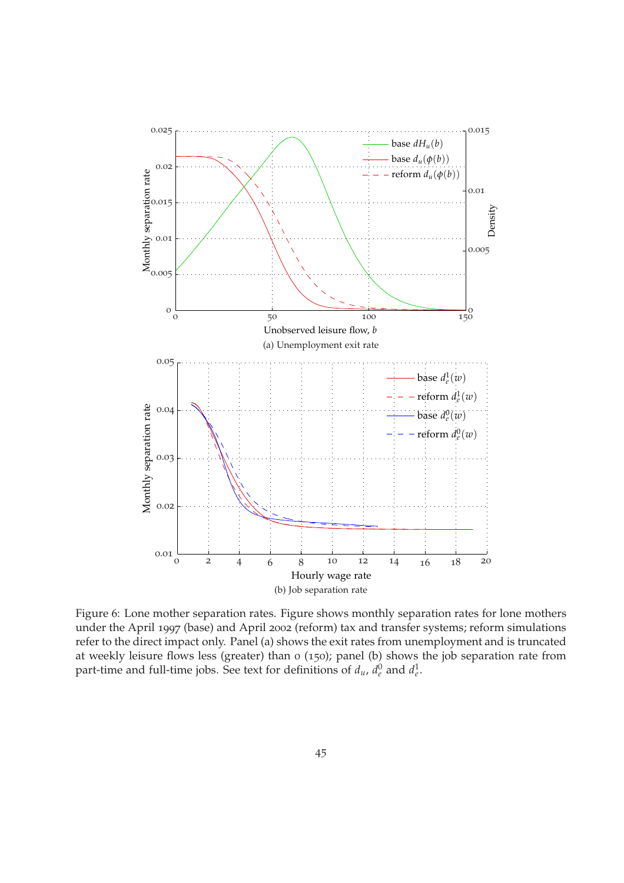Figure 6: Lone mother separation rates. Figure shows monthly separation rates for lone mothers under the April 1997 (base) and April 2002 (reform) tax and transfer systems; reform simulations refer to the direct impact only. Panel (a) shows the exit rates from unemployment and is truncated at weekly leisure flows less (greater) than 0 (150); panel (b) shows the job separation rate from part-time and full-time jobs. See text for definitions of $d_u$, $d_e^0$ and $d_e^1$.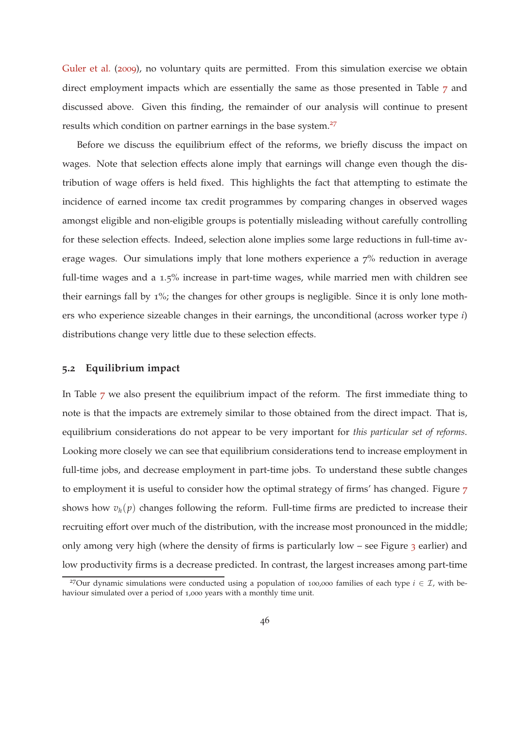Guler et al. (2009), no voluntary quits are permitted. From this simulation exercise we obtain direct employment impacts which are essentially the same as those presented in Table 7 and discussed above. Given this finding, the remainder of our analysis will continue to present results which condition on partner earnings in the base system.[27]

Before we discuss the equilibrium effect of the reforms, we briefly discuss the impact on wages. Note that selection effects alone imply that earnings will change even though the distribution of wage offers is held fixed. This highlights the fact that attempting to estimate the incidence of earned income tax credit programmes by comparing changes in observed wages amongst eligible and non-eligible groups is potentially misleading without carefully controlling for these selection effects. Indeed, selection alone implies some large reductions in full-time average wages. Our simulations imply that lone mothers experience a 7% reduction in average full-time wages and a 1.5% increase in part-time wages, while married men with children see their earnings fall by 1%; the changes for other groups is negligible. Since it is only lone mothers who experience sizeable changes in their earnings, the unconditional (across worker type $i$) distributions change very little due to these selection effects.

## 5.2 Equilibrium impact

In Table 7 we also present the equilibrium impact of the reform. The first immediate thing to note is that the impacts are extremely similar to those obtained from the direct impact. That is, equilibrium considerations do not appear to be very important for *this particular set of reforms*. Looking more closely we can see that equilibrium considerations tend to increase employment in full-time jobs, and decrease employment in part-time jobs. To understand these subtle changes to employment it is useful to consider how the optimal strategy of firms' has changed. Figure 7 shows how $v_h(p)$ changes following the reform. Full-time firms are predicted to increase their recruiting effort over much of the distribution, with the increase most pronounced in the middle; only among very high (where the density of firms is particularly low – see Figure 3 earlier) and low productivity firms is a decrease predicted. In contrast, the largest increases among part-time

[27] Our dynamic simulations were conducted using a population of 100,000 families of each type $i \in \mathcal{I}$, with behaviour simulated over a period of 1,000 years with a monthly time unit.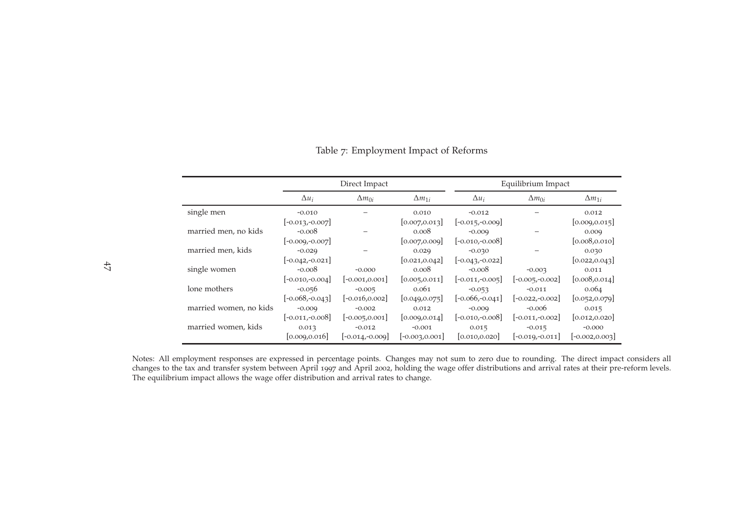Table 7: Employment Impact of Reforms

| | Direct Impact | | | Equilibrium Impact | | |
|---|---|---|---|---|---|---|
| | $\Delta u_i$ | $\Delta m_{0i}$ | $\Delta m_{1i}$ | $\Delta u_i$ | $\Delta m_{0i}$ | $\Delta m_{1i}$ |
| single men | -0.010 | – | 0.010 | -0.012 | – | 0.012 |
| | [-0.013,-0.007] | | [0.007,0.013] | [-0.015,-0.009] | | [0.009,0.015] |
| married men, no kids | -0.008 | – | 0.008 | -0.009 | – | 0.009 |
| | [-0.009,-0.007] | | [0.007,0.009] | [-0.010,-0.008] | | [0.008,0.010] |
| married men, kids | -0.029 | – | 0.029 | -0.030 | – | 0.030 |
| | [-0.042,-0.021] | | [0.021,0.042] | [-0.043,-0.022] | | [0.022,0.043] |
| single women | -0.008 | -0.000 | 0.008 | -0.008 | -0.003 | 0.011 |
| | [-0.010,-0.004] | [-0.001,0.001] | [0.005,0.011] | [-0.011,-0.005] | [-0.005,-0.002] | [0.008,0.014] |
| lone mothers | -0.056 | -0.005 | 0.061 | -0.053 | -0.011 | 0.064 |
| | [-0.068,-0.043] | [-0.016,0.002] | [0.049,0.075] | [-0.066,-0.041] | [-0.022,-0.002] | [0.052,0.079] |
| married women, no kids | -0.009 | -0.002 | 0.012 | -0.009 | -0.006 | 0.015 |
| | [-0.011,-0.008] | [-0.005,0.001] | [0.009,0.014] | [-0.010,-0.008] | [-0.011,-0.002] | [0.012,0.020] |
| married women, kids | 0.013 | -0.012 | -0.001 | 0.015 | -0.015 | -0.000 |
| | [0.009,0.016] | [-0.014,-0.009] | [-0.003,0.001] | [0.010,0.020] | [-0.019,-0.011] | [-0.002,0.003] |

Notes: All employment responses are expressed in percentage points. Changes may not sum to zero due to rounding. The direct impact considers all changes to the tax and transfer system between April 1997 and April 2002, holding the wage offer distributions and arrival rates at their pre-reform levels. The equilibrium impact allows the wage offer distribution and arrival rates to change.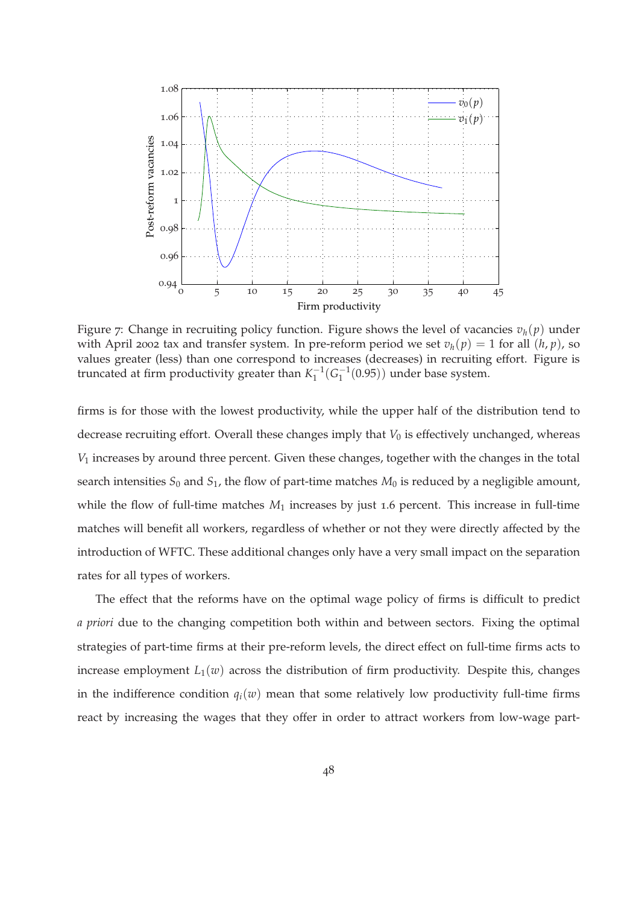Figure 7: Change in recruiting policy function. Figure shows the level of vacancies $v_h(p)$ under with April 2002 tax and transfer system. In pre-reform period we set $v_h(p) = 1$ for all $(h, p)$, so values greater (less) than one correspond to increases (decreases) in recruiting effort. Figure is truncated at firm productivity greater than $K_1^{-1}(G_1^{-1}(0.95))$ under base system.

firms is for those with the lowest productivity, while the upper half of the distribution tend to decrease recruiting effort. Overall these changes imply that $V_0$ is effectively unchanged, whereas $V_1$ increases by around three percent. Given these changes, together with the changes in the total search intensities $S_0$ and $S_1$, the flow of part-time matches $M_0$ is reduced by a negligible amount, while the flow of full-time matches $M_1$ increases by just 1.6 percent. This increase in full-time matches will benefit all workers, regardless of whether or not they were directly affected by the introduction of WFTC. These additional changes only have a very small impact on the separation rates for all types of workers.

The effect that the reforms have on the optimal wage policy of firms is difficult to predict *a priori* due to the changing competition both within and between sectors. Fixing the optimal strategies of part-time firms at their pre-reform levels, the direct effect on full-time firms acts to increase employment $L_1(w)$ across the distribution of firm productivity. Despite this, changes in the indifference condition $q_i(w)$ mean that some relatively low productivity full-time firms react by increasing the wages that they offer in order to attract workers from low-wage part-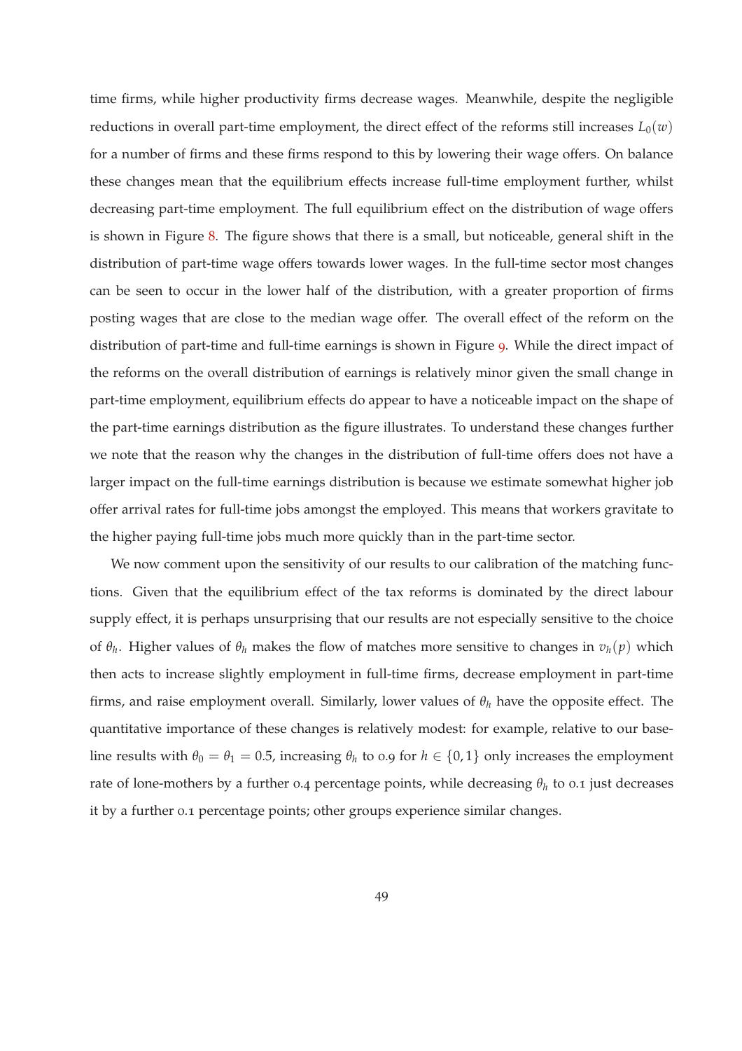time firms, while higher productivity firms decrease wages. Meanwhile, despite the negligible reductions in overall part-time employment, the direct effect of the reforms still increases $L_0(w)$ for a number of firms and these firms respond to this by lowering their wage offers. On balance these changes mean that the equilibrium effects increase full-time employment further, whilst decreasing part-time employment. The full equilibrium effect on the distribution of wage offers is shown in Figure 8. The figure shows that there is a small, but noticeable, general shift in the distribution of part-time wage offers towards lower wages. In the full-time sector most changes can be seen to occur in the lower half of the distribution, with a greater proportion of firms posting wages that are close to the median wage offer. The overall effect of the reform on the distribution of part-time and full-time earnings is shown in Figure 9. While the direct impact of the reforms on the overall distribution of earnings is relatively minor given the small change in part-time employment, equilibrium effects do appear to have a noticeable impact on the shape of the part-time earnings distribution as the figure illustrates. To understand these changes further we note that the reason why the changes in the distribution of full-time offers does not have a larger impact on the full-time earnings distribution is because we estimate somewhat higher job offer arrival rates for full-time jobs amongst the employed. This means that workers gravitate to the higher paying full-time jobs much more quickly than in the part-time sector.

We now comment upon the sensitivity of our results to our calibration of the matching functions. Given that the equilibrium effect of the tax reforms is dominated by the direct labour supply effect, it is perhaps unsurprising that our results are not especially sensitive to the choice of $\theta_h$. Higher values of $\theta_h$ makes the flow of matches more sensitive to changes in $v_h(p)$ which then acts to increase slightly employment in full-time firms, decrease employment in part-time firms, and raise employment overall. Similarly, lower values of $\theta_h$ have the opposite effect. The quantitative importance of these changes is relatively modest: for example, relative to our baseline results with $\theta_0 = \theta_1 = 0.5$, increasing $\theta_h$ to 0.9 for $h \in \{0, 1\}$ only increases the employment rate of lone-mothers by a further 0.4 percentage points, while decreasing $\theta_h$ to 0.1 just decreases it by a further 0.1 percentage points; other groups experience similar changes.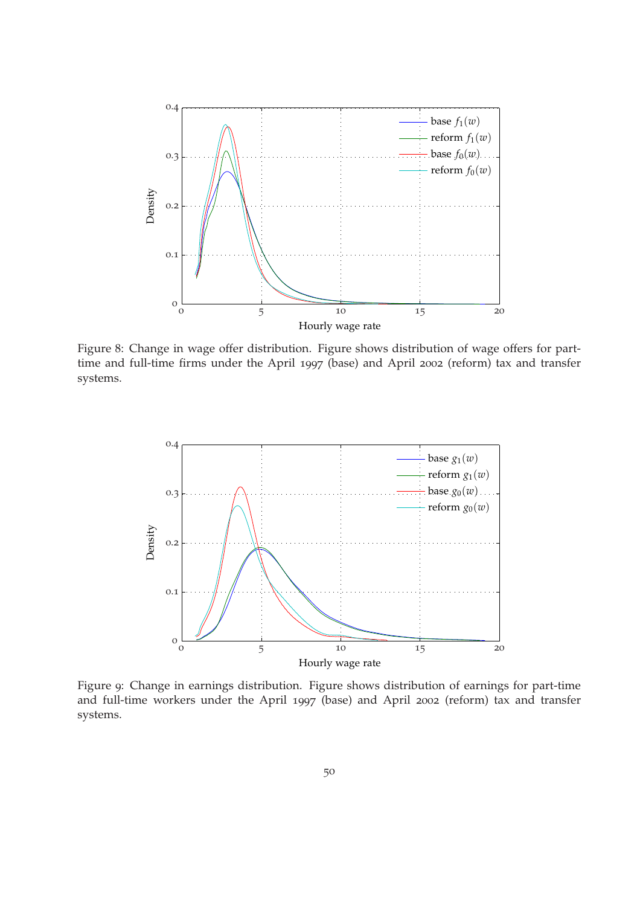Figure 8: Change in wage offer distribution. Figure shows distribution of wage offers for part-time and full-time firms under the April 1997 (base) and April 2002 (reform) tax and transfer systems.

Figure 9: Change in earnings distribution. Figure shows distribution of earnings for part-time and full-time workers under the April 1997 (base) and April 2002 (reform) tax and transfer systems.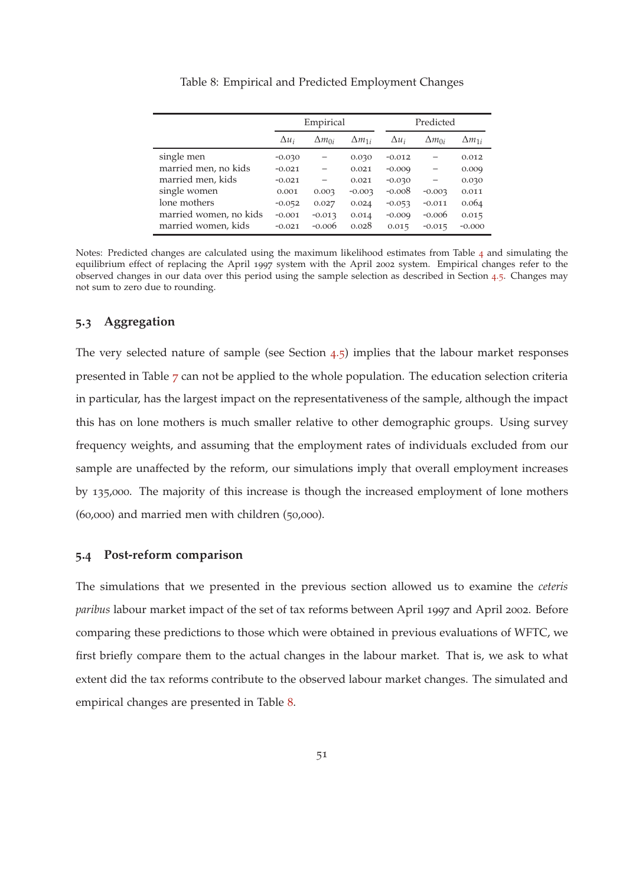Table 8: Empirical and Predicted Employment Changes

| | Empirical | | | Predicted | | |
|---|---|---|---|---|---|---|
| | $\Delta u_i$ | $\Delta m_{0i}$ | $\Delta m_{1i}$ | $\Delta u_i$ | $\Delta m_{0i}$ | $\Delta m_{1i}$ |
| single men | -0.030 | – | 0.030 | -0.012 | – | 0.012 |
| married men, no kids | -0.021 | – | 0.021 | -0.009 | – | 0.009 |
| married men, kids | -0.021 | – | 0.021 | -0.030 | – | 0.030 |
| single women | 0.001 | 0.003 | -0.003 | -0.008 | -0.003 | 0.011 |
| lone mothers | -0.052 | 0.027 | 0.024 | -0.053 | -0.011 | 0.064 |
| married women, no kids | -0.001 | -0.013 | 0.014 | -0.009 | -0.006 | 0.015 |
| married women, kids | -0.021 | -0.006 | 0.028 | 0.015 | -0.015 | -0.000 |

Notes: Predicted changes are calculated using the maximum likelihood estimates from Table 4 and simulating the equilibrium effect of replacing the April 1997 system with the April 2002 system. Empirical changes refer to the observed changes in our data over this period using the sample selection as described in Section 4.5. Changes may not sum to zero due to rounding.

### 5.3 Aggregation

The very selected nature of sample (see Section 4.5) implies that the labour market responses presented in Table 7 can not be applied to the whole population. The education selection criteria in particular, has the largest impact on the representativeness of the sample, although the impact this has on lone mothers is much smaller relative to other demographic groups. Using survey frequency weights, and assuming that the employment rates of individuals excluded from our sample are unaffected by the reform, our simulations imply that overall employment increases by 135,000. The majority of this increase is though the increased employment of lone mothers (60,000) and married men with children (50,000).

### 5.4 Post-reform comparison

The simulations that we presented in the previous section allowed us to examine the *ceteris paribus* labour market impact of the set of tax reforms between April 1997 and April 2002. Before comparing these predictions to those which were obtained in previous evaluations of WFTC, we first briefly compare them to the actual changes in the labour market. That is, we ask to what extent did the tax reforms contribute to the observed labour market changes. The simulated and empirical changes are presented in Table 8.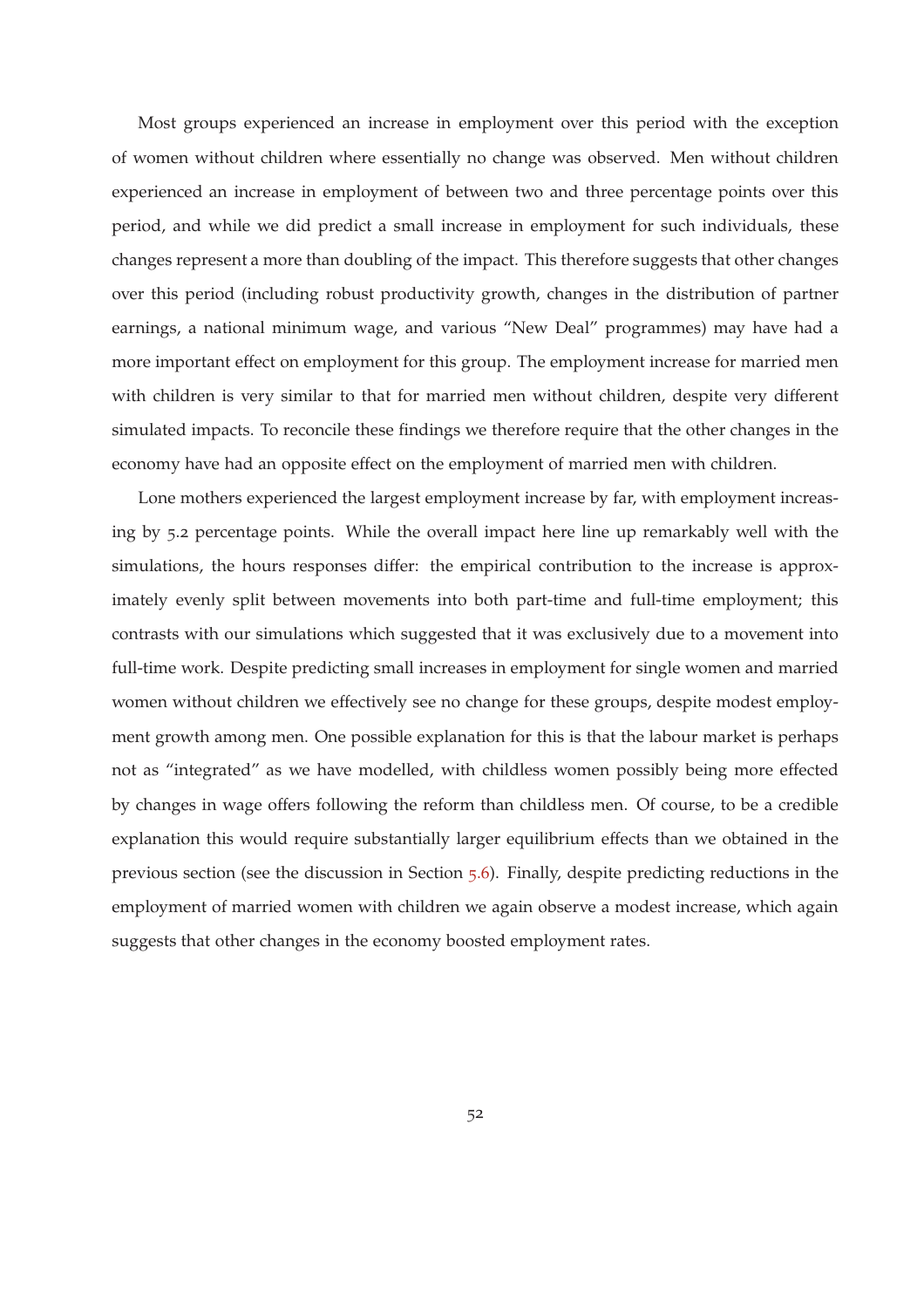Most groups experienced an increase in employment over this period with the exception of women without children where essentially no change was observed. Men without children experienced an increase in employment of between two and three percentage points over this period, and while we did predict a small increase in employment for such individuals, these changes represent a more than doubling of the impact. This therefore suggests that other changes over this period (including robust productivity growth, changes in the distribution of partner earnings, a national minimum wage, and various "New Deal" programmes) may have had a more important effect on employment for this group. The employment increase for married men with children is very similar to that for married men without children, despite very different simulated impacts. To reconcile these findings we therefore require that the other changes in the economy have had an opposite effect on the employment of married men with children.

Lone mothers experienced the largest employment increase by far, with employment increasing by 5.2 percentage points. While the overall impact here line up remarkably well with the simulations, the hours responses differ: the empirical contribution to the increase is approximately evenly split between movements into both part-time and full-time employment; this contrasts with our simulations which suggested that it was exclusively due to a movement into full-time work. Despite predicting small increases in employment for single women and married women without children we effectively see no change for these groups, despite modest employment growth among men. One possible explanation for this is that the labour market is perhaps not as "integrated" as we have modelled, with childless women possibly being more effected by changes in wage offers following the reform than childless men. Of course, to be a credible explanation this would require substantially larger equilibrium effects than we obtained in the previous section (see the discussion in Section 5.6). Finally, despite predicting reductions in the employment of married women with children we again observe a modest increase, which again suggests that other changes in the economy boosted employment rates.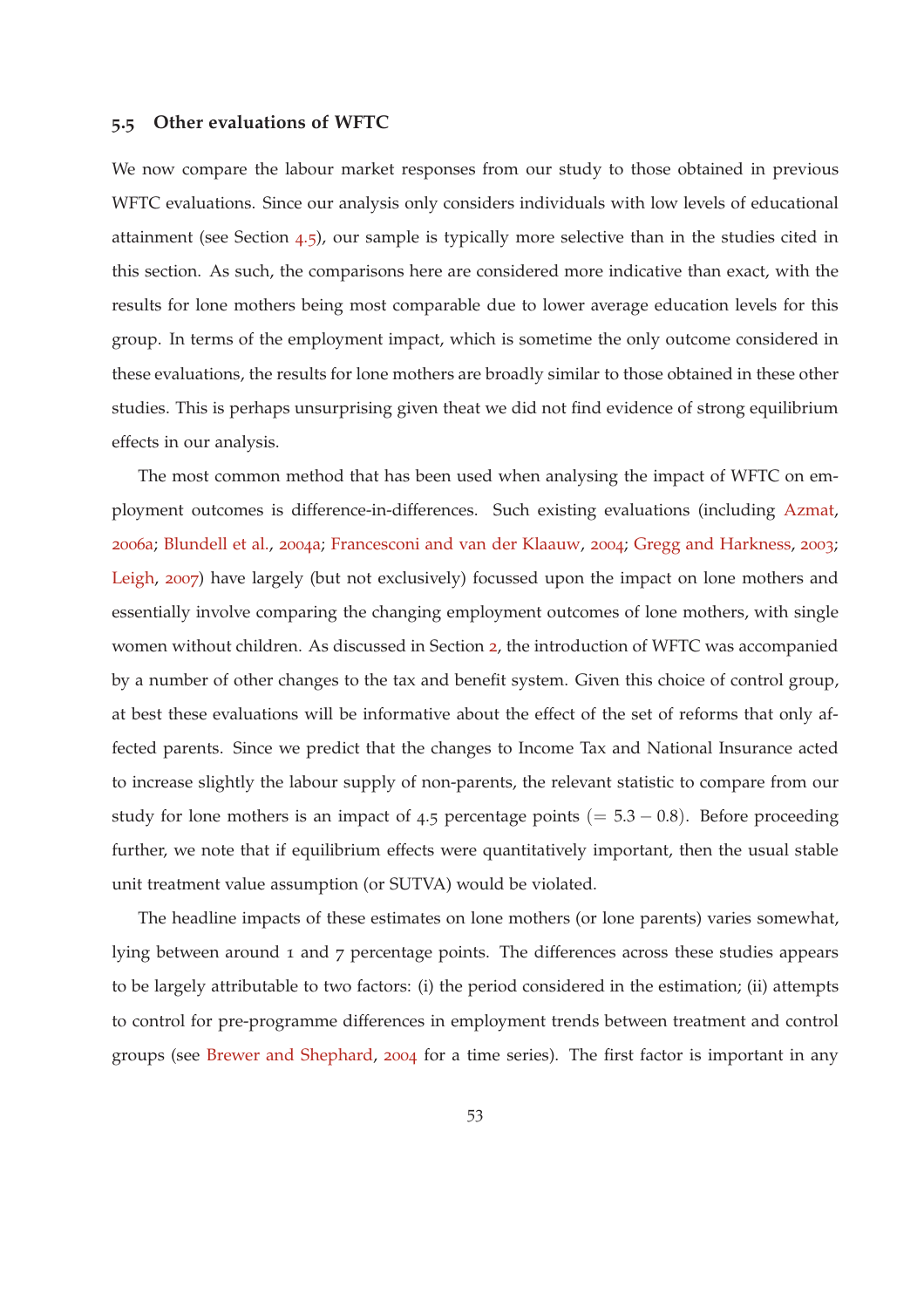### 5.5 Other evaluations of WFTC

We now compare the labour market responses from our study to those obtained in previous WFTC evaluations. Since our analysis only considers individuals with low levels of educational attainment (see Section 4.5), our sample is typically more selective than in the studies cited in this section. As such, the comparisons here are considered more indicative than exact, with the results for lone mothers being most comparable due to lower average education levels for this group. In terms of the employment impact, which is sometime the only outcome considered in these evaluations, the results for lone mothers are broadly similar to those obtained in these other studies. This is perhaps unsurprising given theat we did not find evidence of strong equilibrium effects in our analysis.

The most common method that has been used when analysing the impact of WFTC on employment outcomes is difference-in-differences. Such existing evaluations (including Azmat, 2006a; Blundell et al., 2004a; Francesconi and van der Klaauw, 2004; Gregg and Harkness, 2003; Leigh, 2007) have largely (but not exclusively) focussed upon the impact on lone mothers and essentially involve comparing the changing employment outcomes of lone mothers, with single women without children. As discussed in Section 2, the introduction of WFTC was accompanied by a number of other changes to the tax and benefit system. Given this choice of control group, at best these evaluations will be informative about the effect of the set of reforms that only affected parents. Since we predict that the changes to Income Tax and National Insurance acted to increase slightly the labour supply of non-parents, the relevant statistic to compare from our study for lone mothers is an impact of 4.5 percentage points ($= 5.3 - 0.8$). Before proceeding further, we note that if equilibrium effects were quantitatively important, then the usual stable unit treatment value assumption (or SUTVA) would be violated.

The headline impacts of these estimates on lone mothers (or lone parents) varies somewhat, lying between around 1 and 7 percentage points. The differences across these studies appears to be largely attributable to two factors: (i) the period considered in the estimation; (ii) attempts to control for pre-programme differences in employment trends between treatment and control groups (see Brewer and Shephard, 2004 for a time series). The first factor is important in any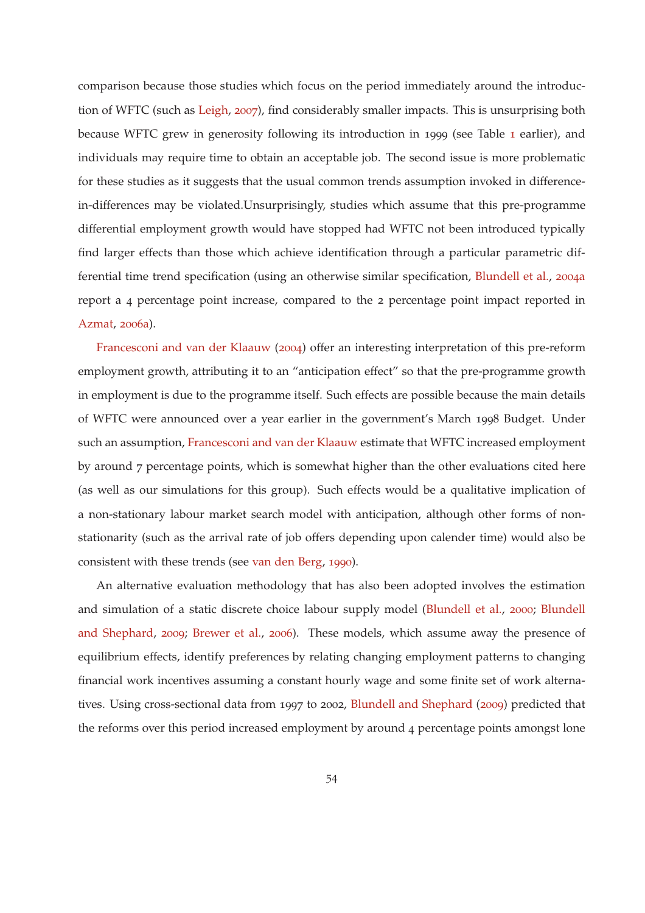comparison because those studies which focus on the period immediately around the introduction of WFTC (such as Leigh, 2007), find considerably smaller impacts. This is unsurprising both because WFTC grew in generosity following its introduction in 1999 (see Table 1 earlier), and individuals may require time to obtain an acceptable job. The second issue is more problematic for these studies as it suggests that the usual common trends assumption invoked in difference-in-differences may be violated.Unsurprisingly, studies which assume that this pre-programme differential employment growth would have stopped had WFTC not been introduced typically find larger effects than those which achieve identification through a particular parametric differential time trend specification (using an otherwise similar specification, Blundell et al., 2004a report a 4 percentage point increase, compared to the 2 percentage point impact reported in Azmat, 2006a).

Francesconi and van der Klaauw (2004) offer an interesting interpretation of this pre-reform employment growth, attributing it to an "anticipation effect" so that the pre-programme growth in employment is due to the programme itself. Such effects are possible because the main details of WFTC were announced over a year earlier in the government's March 1998 Budget. Under such an assumption, Francesconi and van der Klaauw estimate that WFTC increased employment by around 7 percentage points, which is somewhat higher than the other evaluations cited here (as well as our simulations for this group). Such effects would be a qualitative implication of a non-stationary labour market search model with anticipation, although other forms of non-stationarity (such as the arrival rate of job offers depending upon calender time) would also be consistent with these trends (see van den Berg, 1990).

An alternative evaluation methodology that has also been adopted involves the estimation and simulation of a static discrete choice labour supply model (Blundell et al., 2000; Blundell and Shephard, 2009; Brewer et al., 2006). These models, which assume away the presence of equilibrium effects, identify preferences by relating changing employment patterns to changing financial work incentives assuming a constant hourly wage and some finite set of work alternatives. Using cross-sectional data from 1997 to 2002, Blundell and Shephard (2009) predicted that the reforms over this period increased employment by around 4 percentage points amongst lone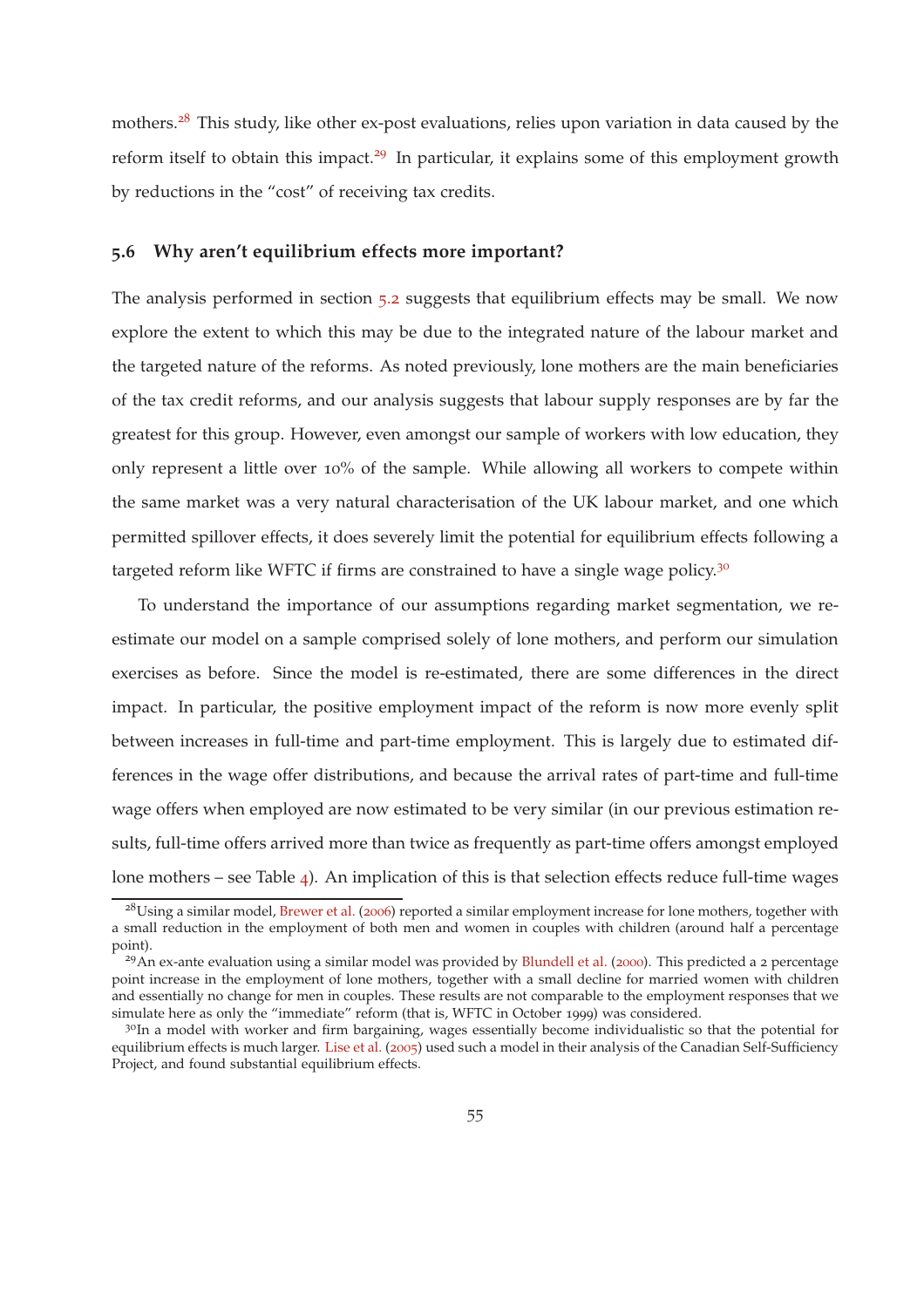mothers.[28] This study, like other ex-post evaluations, relies upon variation in data caused by the reform itself to obtain this impact.[29] In particular, it explains some of this employment growth by reductions in the "cost" of receiving tax credits.

### 5.6 Why aren't equilibrium effects more important?

The analysis performed in section 5.2 suggests that equilibrium effects may be small. We now explore the extent to which this may be due to the integrated nature of the labour market and the targeted nature of the reforms. As noted previously, lone mothers are the main beneficiaries of the tax credit reforms, and our analysis suggests that labour supply responses are by far the greatest for this group. However, even amongst our sample of workers with low education, they only represent a little over 10% of the sample. While allowing all workers to compete within the same market was a very natural characterisation of the UK labour market, and one which permitted spillover effects, it does severely limit the potential for equilibrium effects following a targeted reform like WFTC if firms are constrained to have a single wage policy.[30]

To understand the importance of our assumptions regarding market segmentation, we re-estimate our model on a sample comprised solely of lone mothers, and perform our simulation exercises as before. Since the model is re-estimated, there are some differences in the direct impact. In particular, the positive employment impact of the reform is now more evenly split between increases in full-time and part-time employment. This is largely due to estimated differences in the wage offer distributions, and because the arrival rates of part-time and full-time wage offers when employed are now estimated to be very similar (in our previous estimation results, full-time offers arrived more than twice as frequently as part-time offers amongst employed lone mothers – see Table 4). An implication of this is that selection effects reduce full-time wages

[28] Using a similar model, Brewer et al. (2006) reported a similar employment increase for lone mothers, together with a small reduction in the employment of both men and women in couples with children (around half a percentage point).

[29] An ex-ante evaluation using a similar model was provided by Blundell et al. (2000). This predicted a 2 percentage point increase in the employment of lone mothers, together with a small decline for married women with children and essentially no change for men in couples. These results are not comparable to the employment responses that we simulate here as only the "immediate" reform (that is, WFTC in October 1999) was considered.

[30] In a model with worker and firm bargaining, wages essentially become individualistic so that the potential for equilibrium effects is much larger. Lise et al. (2005) used such a model in their analysis of the Canadian Self-Sufficiency Project, and found substantial equilibrium effects.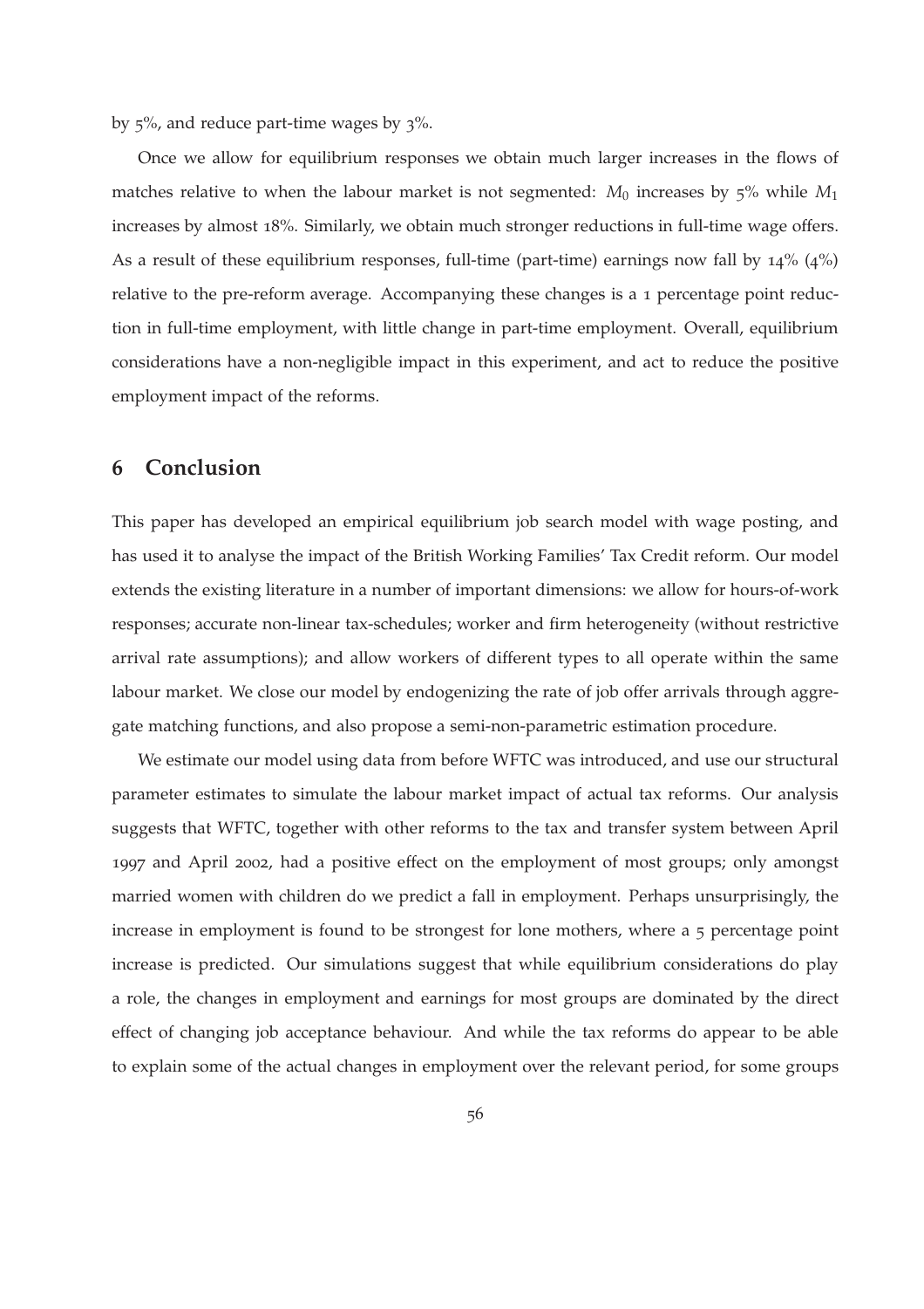by 5%, and reduce part-time wages by 3%.

Once we allow for equilibrium responses we obtain much larger increases in the flows of matches relative to when the labour market is not segmented: $M_0$ increases by 5% while $M_1$ increases by almost 18%. Similarly, we obtain much stronger reductions in full-time wage offers. As a result of these equilibrium responses, full-time (part-time) earnings now fall by 14% (4%) relative to the pre-reform average. Accompanying these changes is a 1 percentage point reduction in full-time employment, with little change in part-time employment. Overall, equilibrium considerations have a non-negligible impact in this experiment, and act to reduce the positive employment impact of the reforms.

# 6 Conclusion

This paper has developed an empirical equilibrium job search model with wage posting, and has used it to analyse the impact of the British Working Families' Tax Credit reform. Our model extends the existing literature in a number of important dimensions: we allow for hours-of-work responses; accurate non-linear tax-schedules; worker and firm heterogeneity (without restrictive arrival rate assumptions); and allow workers of different types to all operate within the same labour market. We close our model by endogenizing the rate of job offer arrivals through aggregate matching functions, and also propose a semi-non-parametric estimation procedure.

We estimate our model using data from before WFTC was introduced, and use our structural parameter estimates to simulate the labour market impact of actual tax reforms. Our analysis suggests that WFTC, together with other reforms to the tax and transfer system between April 1997 and April 2002, had a positive effect on the employment of most groups; only amongst married women with children do we predict a fall in employment. Perhaps unsurprisingly, the increase in employment is found to be strongest for lone mothers, where a 5 percentage point increase is predicted. Our simulations suggest that while equilibrium considerations do play a role, the changes in employment and earnings for most groups are dominated by the direct effect of changing job acceptance behaviour. And while the tax reforms do appear to be able to explain some of the actual changes in employment over the relevant period, for some groups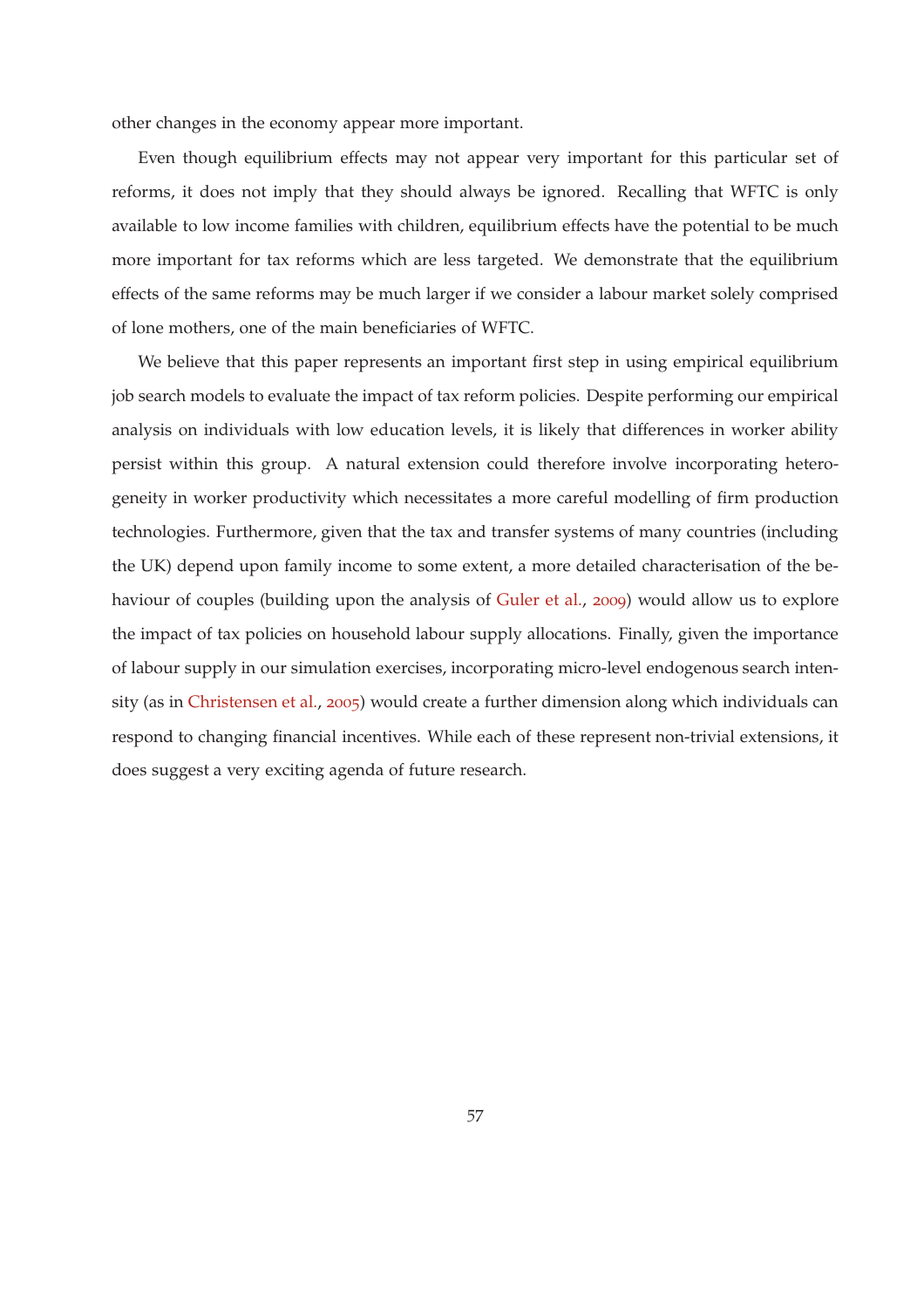other changes in the economy appear more important.

Even though equilibrium effects may not appear very important for this particular set of reforms, it does not imply that they should always be ignored. Recalling that WFTC is only available to low income families with children, equilibrium effects have the potential to be much more important for tax reforms which are less targeted. We demonstrate that the equilibrium effects of the same reforms may be much larger if we consider a labour market solely comprised of lone mothers, one of the main beneficiaries of WFTC.

We believe that this paper represents an important first step in using empirical equilibrium job search models to evaluate the impact of tax reform policies. Despite performing our empirical analysis on individuals with low education levels, it is likely that differences in worker ability persist within this group. A natural extension could therefore involve incorporating heterogeneity in worker productivity which necessitates a more careful modelling of firm production technologies. Furthermore, given that the tax and transfer systems of many countries (including the UK) depend upon family income to some extent, a more detailed characterisation of the behaviour of couples (building upon the analysis of Guler et al., 2009) would allow us to explore the impact of tax policies on household labour supply allocations. Finally, given the importance of labour supply in our simulation exercises, incorporating micro-level endogenous search intensity (as in Christensen et al., 2005) would create a further dimension along which individuals can respond to changing financial incentives. While each of these represent non-trivial extensions, it does suggest a very exciting agenda of future research.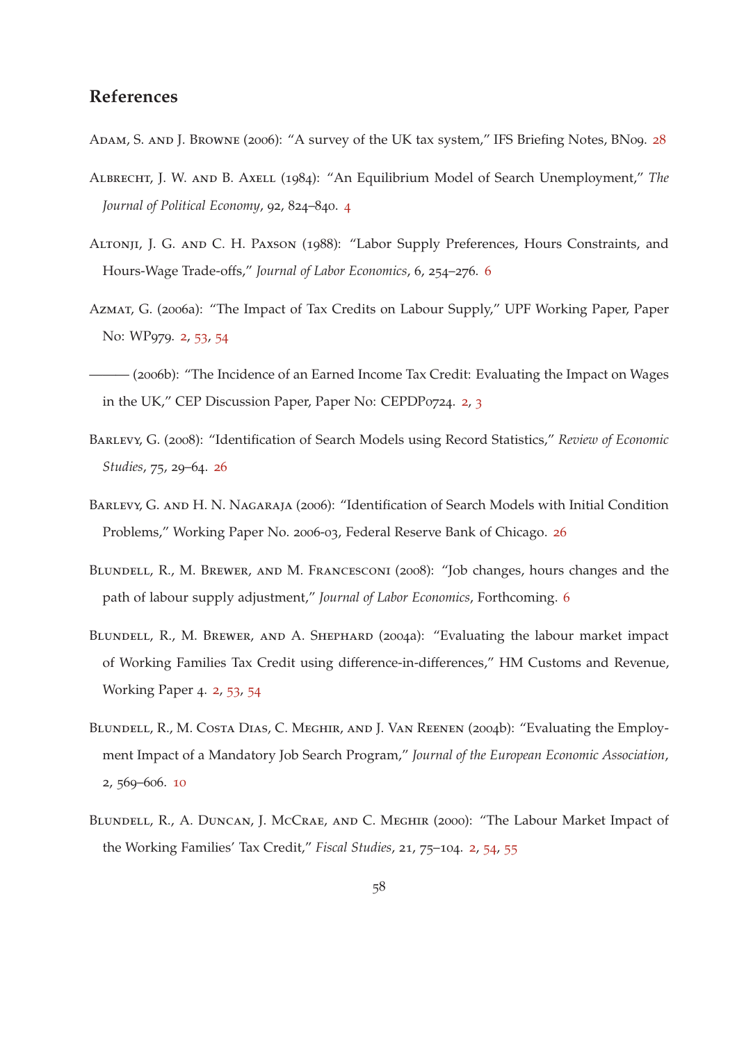## References

Adam, S. and J. Browne (2006): "A survey of the UK tax system," IFS Briefing Notes, BN09. 28

Albrecht, J. W. and B. Axell (1984): "An Equilibrium Model of Search Unemployment," *The Journal of Political Economy*, 92, 824–840. 4

Altonji, J. G. and C. H. Paxson (1988): "Labor Supply Preferences, Hours Constraints, and Hours-Wage Trade-offs," *Journal of Labor Economics*, 6, 254–276. 6

Azmat, G. (2006a): "The Impact of Tax Credits on Labour Supply," UPF Working Paper, Paper No: WP979. 2, 53, 54

——— (2006b): "The Incidence of an Earned Income Tax Credit: Evaluating the Impact on Wages in the UK," CEP Discussion Paper, Paper No: CEPDP0724. 2, 3

Barlevy, G. (2008): "Identification of Search Models using Record Statistics," *Review of Economic Studies*, 75, 29–64. 26

Barlevy, G. and H. N. Nagaraja (2006): "Identification of Search Models with Initial Condition Problems," Working Paper No. 2006-03, Federal Reserve Bank of Chicago. 26

Blundell, R., M. Brewer, and M. Francesconi (2008): "Job changes, hours changes and the path of labour supply adjustment," *Journal of Labor Economics*, Forthcoming. 6

Blundell, R., M. Brewer, and A. Shephard (2004a): "Evaluating the labour market impact of Working Families Tax Credit using difference-in-differences," HM Customs and Revenue, Working Paper 4. 2, 53, 54

Blundell, R., M. Costa Dias, C. Meghir, and J. Van Reenen (2004b): "Evaluating the Employment Impact of a Mandatory Job Search Program," *Journal of the European Economic Association*, 2, 569–606. 10

Blundell, R., A. Duncan, J. McCrae, and C. Meghir (2000): "The Labour Market Impact of the Working Families' Tax Credit," *Fiscal Studies*, 21, 75–104. 2, 54, 55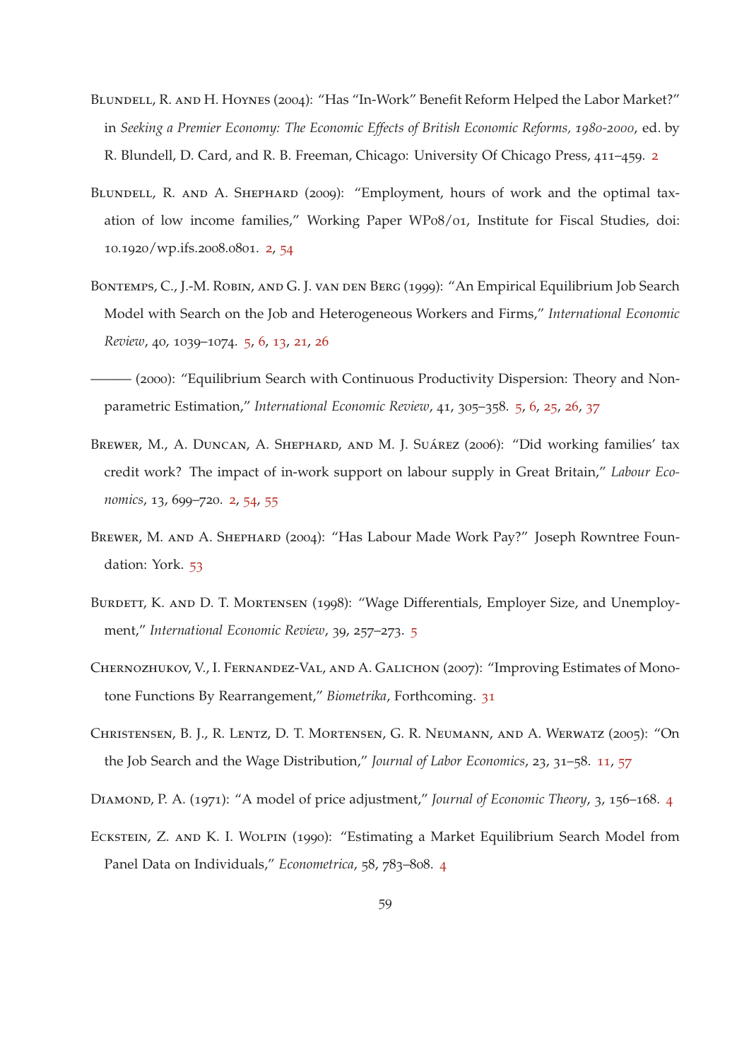Blundell, R. and H. Hoynes (2004): "Has "In-Work" Benefit Reform Helped the Labor Market?" in *Seeking a Premier Economy: The Economic Effects of British Economic Reforms, 1980-2000*, ed. by R. Blundell, D. Card, and R. B. Freeman, Chicago: University Of Chicago Press, 411–459. 2

Blundell, R. and A. Shephard (2009): "Employment, hours of work and the optimal taxation of low income families," Working Paper WP08/01, Institute for Fiscal Studies, doi: 10.1920/wp.ifs.2008.0801. 2, 54

Bontemps, C., J.-M. Robin, and G. J. van den Berg (1999): "An Empirical Equilibrium Job Search Model with Search on the Job and Heterogeneous Workers and Firms," *International Economic Review*, 40, 1039–1074. 5, 6, 13, 21, 26

——— (2000): "Equilibrium Search with Continuous Productivity Dispersion: Theory and Nonparametric Estimation," *International Economic Review*, 41, 305–358. 5, 6, 25, 26, 37

Brewer, M., A. Duncan, A. Shephard, and M. J. Suárez (2006): "Did working families' tax credit work? The impact of in-work support on labour supply in Great Britain," *Labour Economics*, 13, 699–720. 2, 54, 55

Brewer, M. and A. Shephard (2004): "Has Labour Made Work Pay?" Joseph Rowntree Foundation: York. 53

Burdett, K. and D. T. Mortensen (1998): "Wage Differentials, Employer Size, and Unemployment," *International Economic Review*, 39, 257–273. 5

Chernozhukov, V., I. Fernandez-Val, and A. Galichon (2007): "Improving Estimates of Monotone Functions By Rearrangement," *Biometrika*, Forthcoming. 31

Christensen, B. J., R. Lentz, D. T. Mortensen, G. R. Neumann, and A. Werwatz (2005): "On the Job Search and the Wage Distribution," *Journal of Labor Economics*, 23, 31–58. 11, 57

Diamond, P. A. (1971): "A model of price adjustment," *Journal of Economic Theory*, 3, 156–168. 4

Eckstein, Z. and K. I. Wolpin (1990): "Estimating a Market Equilibrium Search Model from Panel Data on Individuals," *Econometrica*, 58, 783–808. 4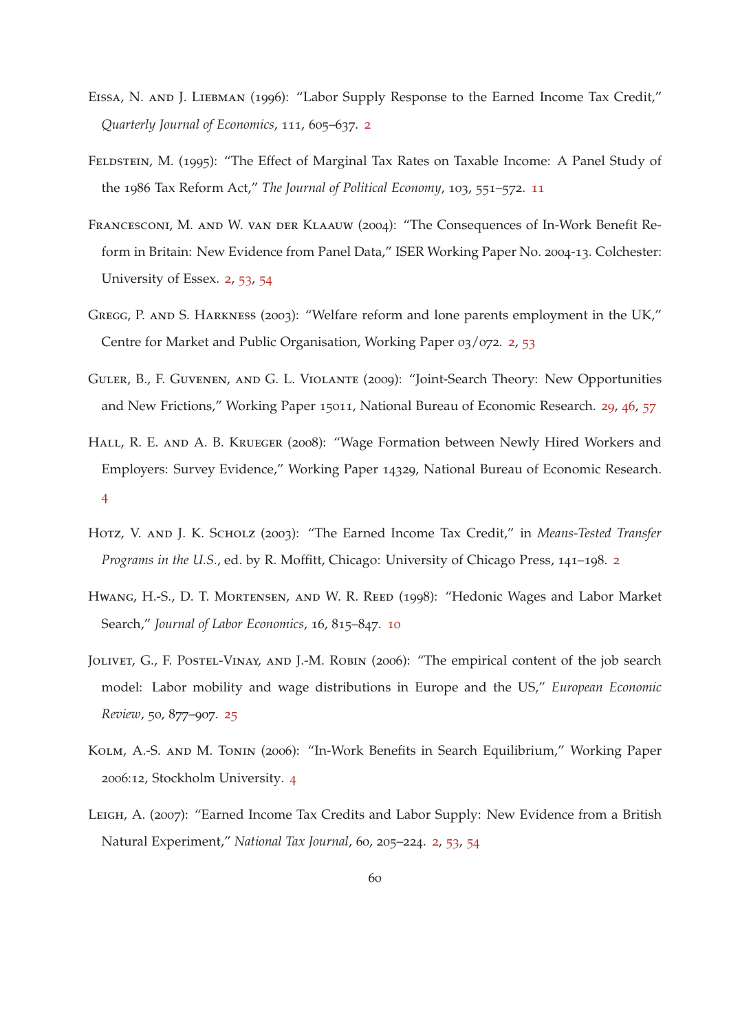Eissa, N. and J. Liebman (1996): "Labor Supply Response to the Earned Income Tax Credit," *Quarterly Journal of Economics*, 111, 605–637. 2

Feldstein, M. (1995): "The Effect of Marginal Tax Rates on Taxable Income: A Panel Study of the 1986 Tax Reform Act," *The Journal of Political Economy*, 103, 551–572. 11

Francesconi, M. and W. van der Klaauw (2004): "The Consequences of In-Work Benefit Reform in Britain: New Evidence from Panel Data," ISER Working Paper No. 2004-13. Colchester: University of Essex. 2, 53, 54

Gregg, P. and S. Harkness (2003): "Welfare reform and lone parents employment in the UK," Centre for Market and Public Organisation, Working Paper 03/072. 2, 53

Guler, B., F. Guvenen, and G. L. Violante (2009): "Joint-Search Theory: New Opportunities and New Frictions," Working Paper 15011, National Bureau of Economic Research. 29, 46, 57

Hall, R. E. and A. B. Krueger (2008): "Wage Formation between Newly Hired Workers and Employers: Survey Evidence," Working Paper 14329, National Bureau of Economic Research. 4

Hotz, V. and J. K. Scholz (2003): "The Earned Income Tax Credit," in *Means-Tested Transfer Programs in the U.S.*, ed. by R. Moffitt, Chicago: University of Chicago Press, 141–198. 2

Hwang, H.-S., D. T. Mortensen, and W. R. Reed (1998): "Hedonic Wages and Labor Market Search," *Journal of Labor Economics*, 16, 815–847. 10

Jolivet, G., F. Postel-Vinay, and J.-M. Robin (2006): "The empirical content of the job search model: Labor mobility and wage distributions in Europe and the US," *European Economic Review*, 50, 877–907. 25

Kolm, A.-S. and M. Tonin (2006): "In-Work Benefits in Search Equilibrium," Working Paper 2006:12, Stockholm University. 4

Leigh, A. (2007): "Earned Income Tax Credits and Labor Supply: New Evidence from a British Natural Experiment," *National Tax Journal*, 60, 205–224. 2, 53, 54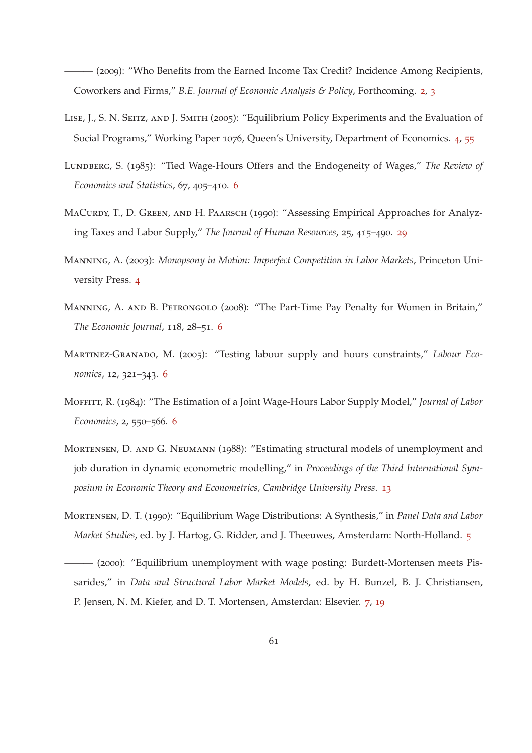——— (2009): "Who Benefits from the Earned Income Tax Credit? Incidence Among Recipients, Coworkers and Firms," *B.E. Journal of Economic Analysis & Policy*, Forthcoming. 2, 3

Lise, J., S. N. Seitz, and J. Smith (2005): "Equilibrium Policy Experiments and the Evaluation of Social Programs," Working Paper 1076, Queen's University, Department of Economics. 4, 55

Lundberg, S. (1985): "Tied Wage-Hours Offers and the Endogeneity of Wages," *The Review of Economics and Statistics*, 67, 405–410. 6

MaCurdy, T., D. Green, and H. Paarsch (1990): "Assessing Empirical Approaches for Analyzing Taxes and Labor Supply," *The Journal of Human Resources*, 25, 415–490. 29

Manning, A. (2003): *Monopsony in Motion: Imperfect Competition in Labor Markets*, Princeton University Press. 4

Manning, A. and B. Petrongolo (2008): "The Part-Time Pay Penalty for Women in Britain," *The Economic Journal*, 118, 28–51. 6

Martinez-Granado, M. (2005): "Testing labour supply and hours constraints," *Labour Economics*, 12, 321–343. 6

Moffitt, R. (1984): "The Estimation of a Joint Wage-Hours Labor Supply Model," *Journal of Labor Economics*, 2, 550–566. 6

Mortensen, D. and G. Neumann (1988): "Estimating structural models of unemployment and job duration in dynamic econometric modelling," in *Proceedings of the Third International Symposium in Economic Theory and Econometrics, Cambridge University Press*. 13

Mortensen, D. T. (1990): "Equilibrium Wage Distributions: A Synthesis," in *Panel Data and Labor Market Studies*, ed. by J. Hartog, G. Ridder, and J. Theeuwes, Amsterdam: North-Holland. 5

——— (2000): "Equilibrium unemployment with wage posting: Burdett-Mortensen meets Pissarides," in *Data and Structural Labor Market Models*, ed. by H. Bunzel, B. J. Christiansen, P. Jensen, N. M. Kiefer, and D. T. Mortensen, Amsterdan: Elsevier. 7, 19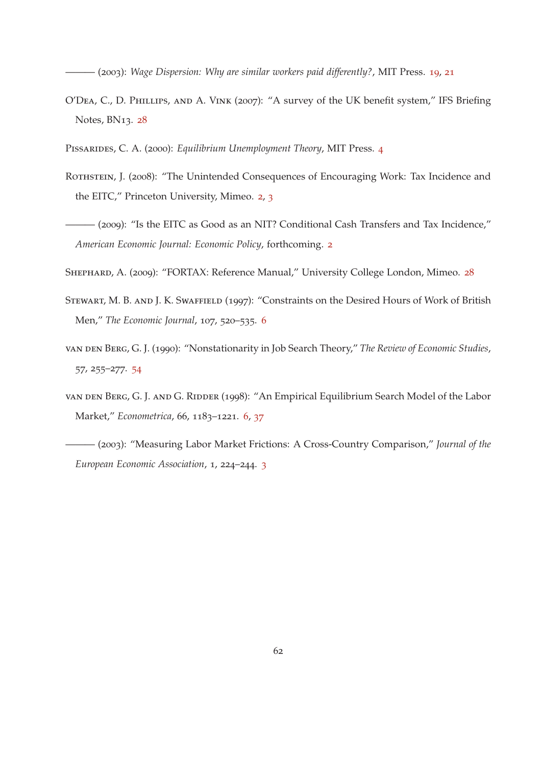——— (2003): *Wage Dispersion: Why are similar workers paid differently?*, MIT Press. 19, 21

O'Dea, C., D. Phillips, and A. Vink (2007): "A survey of the UK benefit system," IFS Briefing Notes, BN13. 28

Pissarides, C. A. (2000): *Equilibrium Unemployment Theory*, MIT Press. 4

Rothstein, J. (2008): "The Unintended Consequences of Encouraging Work: Tax Incidence and the EITC," Princeton University, Mimeo. 2, 3

——— (2009): "Is the EITC as Good as an NIT? Conditional Cash Transfers and Tax Incidence," *American Economic Journal: Economic Policy*, forthcoming. 2

Shephard, A. (2009): "FORTAX: Reference Manual," University College London, Mimeo. 28

Stewart, M. B. and J. K. Swaffield (1997): "Constraints on the Desired Hours of Work of British Men," *The Economic Journal*, 107, 520–535. 6

van den Berg, G. J. (1990): "Nonstationarity in Job Search Theory," *The Review of Economic Studies*, 57, 255–277. 54

van den Berg, G. J. and G. Ridder (1998): "An Empirical Equilibrium Search Model of the Labor Market," *Econometrica*, 66, 1183–1221. 6, 37

——— (2003): "Measuring Labor Market Frictions: A Cross-Country Comparison," *Journal of the European Economic Association*, 1, 224–244. 3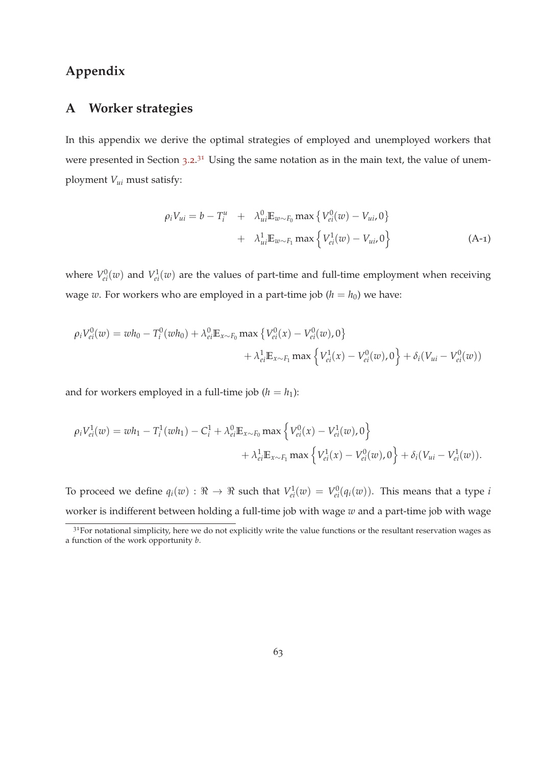# Appendix

## A Worker strategies

In this appendix we derive the optimal strategies of employed and unemployed workers that were presented in Section 3.2.[31] Using the same notation as in the main text, the value of unemployment $V_{ui}$ must satisfy:

$$\begin{aligned}\rho_i V_{ui} = b - T_i^u \quad &+ \quad \lambda_{ui}^0 \mathbb{E}_{w\sim F_0} \max\left\{V_{ei}^0(w) - V_{ui}, 0\right\} \\ &+ \quad \lambda_{ui}^1 \mathbb{E}_{w\sim F_1} \max\left\{V_{ei}^1(w) - V_{ui}, 0\right\}\end{aligned} \tag{A-1}$$

where $V_{ei}^0(w)$ and $V_{ei}^1(w)$ are the values of part-time and full-time employment when receiving wage $w$. For workers who are employed in a part-time job ($h = h_0$) we have:

$$\begin{aligned}\rho_i V_{ei}^0(w) = wh_0 - T_i^0(wh_0) + \lambda_{ei}^0 \mathbb{E}_{x\sim F_0} \max\left\{V_{ei}^0(x) - V_{ei}^0(w), 0\right\} \\ + \lambda_{ei}^1 \mathbb{E}_{x\sim F_1} \max\left\{V_{ei}^1(x) - V_{ei}^0(w), 0\right\} + \delta_i(V_{ui} - V_{ei}^0(w))\end{aligned}$$

and for workers employed in a full-time job ($h = h_1$):

$$\begin{aligned}\rho_i V_{ei}^1(w) = wh_1 - T_i^1(wh_1) - C_i^1 + \lambda_{ei}^0 \mathbb{E}_{x\sim F_0} \max\left\{V_{ei}^0(x) - V_{ei}^1(w), 0\right\} \\ + \lambda_{ei}^1 \mathbb{E}_{x\sim F_1} \max\left\{V_{ei}^1(x) - V_{ei}^0(w), 0\right\} + \delta_i(V_{ui} - V_{ei}^1(w)).\end{aligned}$$

To proceed we define $q_i(w) : \Re \to \Re$ such that $V_{ei}^1(w) = V_{ei}^0(q_i(w))$. This means that a type $i$ worker is indifferent between holding a full-time job with wage $w$ and a part-time job with wage

[31] For notational simplicity, here we do not explicitly write the value functions or the resultant reservation wages as a function of the work opportunity $b$.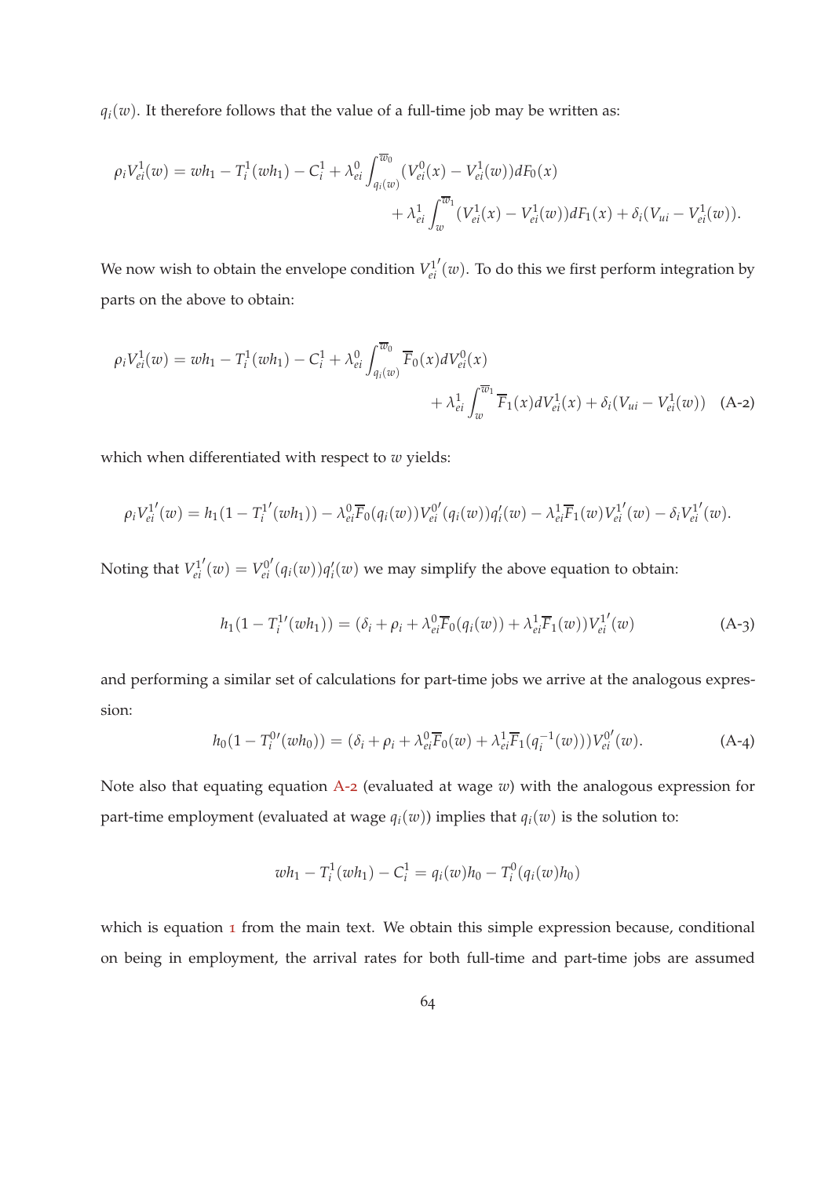$q_i(w)$. It therefore follows that the value of a full-time job may be written as:

$$\rho_i V_{ei}^1(w) = wh_1 - T_i^1(wh_1) - C_i^1 + \lambda_{ei}^0 \int_{q_i(w)}^{\overline{w}_0} (V_{ei}^0(x) - V_{ei}^1(w)) dF_0(x) + \lambda_{ei}^1 \int_{w}^{\overline{w}_1} (V_{ei}^1(x) - V_{ei}^1(w)) dF_1(x) + \delta_i (V_{ui} - V_{ei}^1(w)).$$

We now wish to obtain the envelope condition $V_{ei}^{1\prime}(w)$. To do this we first perform integration by parts on the above to obtain:

$$\rho_i V_{ei}^1(w) = wh_1 - T_i^1(wh_1) - C_i^1 + \lambda_{ei}^0 \int_{q_i(w)}^{\overline{w}_0} \overline{F}_0(x) dV_{ei}^0(x) + \lambda_{ei}^1 \int_{w}^{\overline{w}_1} \overline{F}_1(x) dV_{ei}^1(x) + \delta_i (V_{ui} - V_{ei}^1(w)) \quad \text{(A-2)}$$

which when differentiated with respect to $w$ yields:

$$\rho_i V_{ei}^{1\prime}(w) = h_1(1 - T_i^{1\prime}(wh_1)) - \lambda_{ei}^0 \overline{F}_0(q_i(w)) V_{ei}^{0\prime}(q_i(w)) q_i'(w) - \lambda_{ei}^1 \overline{F}_1(w) V_{ei}^{1\prime}(w) - \delta_i V_{ei}^{1\prime}(w).$$

Noting that $V_{ei}^{1\prime}(w) = V_{ei}^{0\prime}(q_i(w)) q_i'(w)$ we may simplify the above equation to obtain:

$$h_1(1 - T_i^{1\prime}(wh_1)) = (\delta_i + \rho_i + \lambda_{ei}^0 \overline{F}_0(q_i(w)) + \lambda_{ei}^1 \overline{F}_1(w)) V_{ei}^{1\prime}(w) \quad \text{(A-3)}$$

and performing a similar set of calculations for part-time jobs we arrive at the analogous expression:

$$h_0(1 - T_i^{0\prime}(wh_0)) = (\delta_i + \rho_i + \lambda_{ei}^0 \overline{F}_0(w) + \lambda_{ei}^1 \overline{F}_1(q_i^{-1}(w))) V_{ei}^{0\prime}(w). \quad \text{(A-4)}$$

Note also that equating equation A-2 (evaluated at wage $w$) with the analogous expression for part-time employment (evaluated at wage $q_i(w)$) implies that $q_i(w)$ is the solution to:

$$wh_1 - T_i^1(wh_1) - C_i^1 = q_i(w)h_0 - T_i^0(q_i(w)h_0)$$

which is equation 1 from the main text. We obtain this simple expression because, conditional on being in employment, the arrival rates for both full-time and part-time jobs are assumed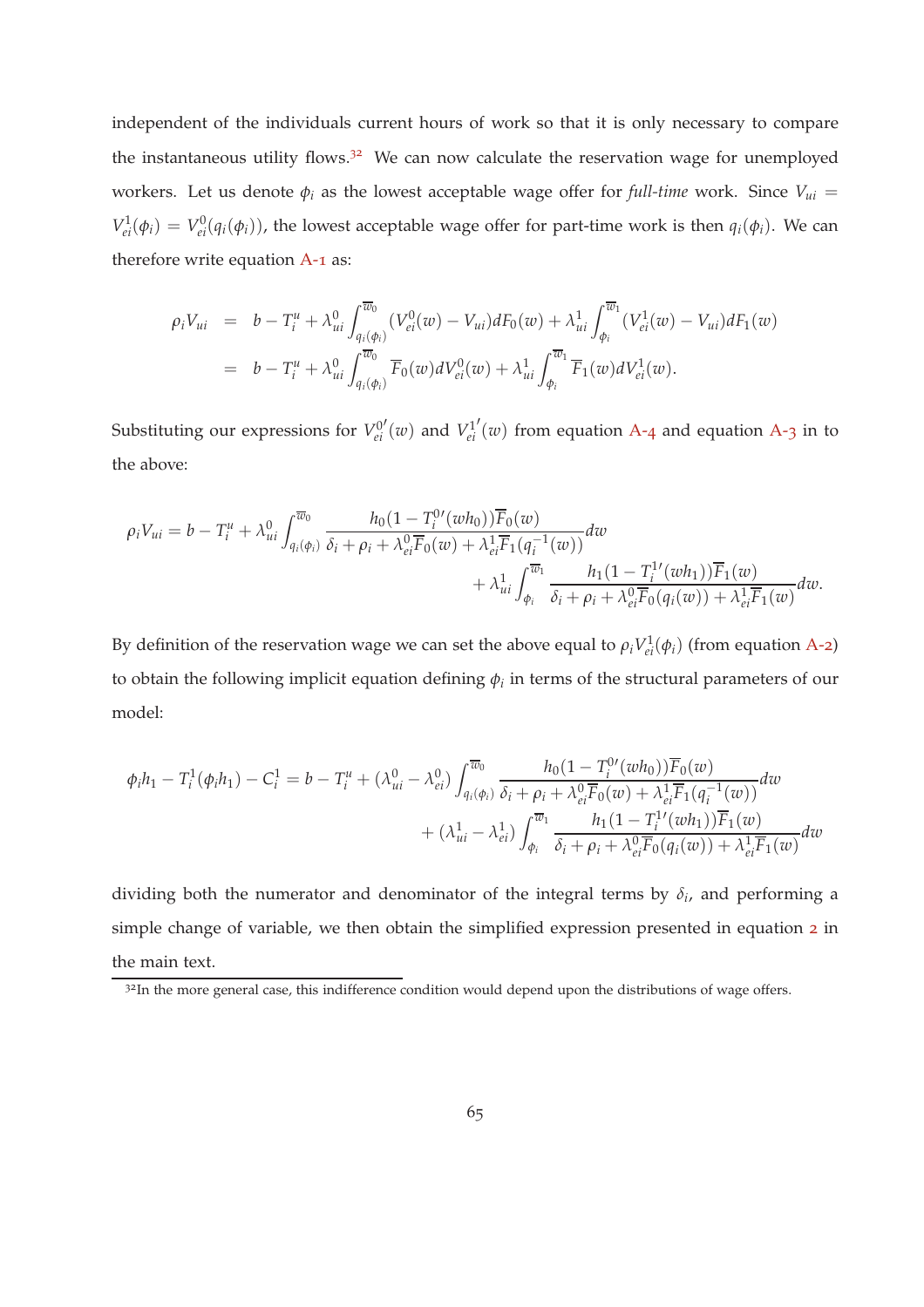independent of the individuals current hours of work so that it is only necessary to compare the instantaneous utility flows.[32] We can now calculate the reservation wage for unemployed workers. Let us denote $\phi_i$ as the lowest acceptable wage offer for *full-time* work. Since $V_{ui} = V^1_{ei}(\phi_i) = V^0_{ei}(q_i(\phi_i))$, the lowest acceptable wage offer for part-time work is then $q_i(\phi_i)$. We can therefore write equation A-1 as:

$$
\begin{aligned}
\rho_i V_{ui} &= b - T^u_i + \lambda^0_{ui} \int_{q_i(\phi_i)}^{\overline{w}_0} (V^0_{ei}(w) - V_{ui}) dF_0(w) + \lambda^1_{ui} \int_{\phi_i}^{\overline{w}_1} (V^1_{ei}(w) - V_{ui}) dF_1(w) \\
&= b - T^u_i + \lambda^0_{ui} \int_{q_i(\phi_i)}^{\overline{w}_0} \overline{F}_0(w) dV^0_{ei}(w) + \lambda^1_{ui} \int_{\phi_i}^{\overline{w}_1} \overline{F}_1(w) dV^1_{ei}(w).
\end{aligned}
$$

Substituting our expressions for $V^{0'}_{ei}(w)$ and $V^{1'}_{ei}(w)$ from equation A-4 and equation A-3 in to the above:

$$
\begin{aligned}
\rho_i V_{ui} = b - T^u_i + \lambda^0_{ui} \int_{q_i(\phi_i)}^{\overline{w}_0} \frac{h_0(1 - T^{0\prime}_i(wh_0))\overline{F}_0(w)}{\delta_i + \rho_i + \lambda^0_{ei}\overline{F}_0(w) + \lambda^1_{ei}\overline{F}_1(q_i^{-1}(w))} dw \\
+ \lambda^1_{ui} \int_{\phi_i}^{\overline{w}_1} \frac{h_1(1 - T^{1\prime}_i(wh_1))\overline{F}_1(w)}{\delta_i + \rho_i + \lambda^0_{ei}\overline{F}_0(q_i(w)) + \lambda^1_{ei}\overline{F}_1(w)} dw.
\end{aligned}
$$

By definition of the reservation wage we can set the above equal to $\rho_i V^1_{ei}(\phi_i)$ (from equation A-2) to obtain the following implicit equation defining $\phi_i$ in terms of the structural parameters of our model:

$$
\begin{aligned}
\phi_i h_1 - T^1_i(\phi_i h_1) - C^1_i = b - T^u_i + (\lambda^0_{ui} - \lambda^0_{ei}) \int_{q_i(\phi_i)}^{\overline{w}_0} \frac{h_0(1 - T^{0\prime}_i(wh_0))\overline{F}_0(w)}{\delta_i + \rho_i + \lambda^0_{ei}\overline{F}_0(w) + \lambda^1_{ei}\overline{F}_1(q_i^{-1}(w))} dw \\
+ (\lambda^1_{ui} - \lambda^1_{ei}) \int_{\phi_i}^{\overline{w}_1} \frac{h_1(1 - T^{1\prime}_i(wh_1))\overline{F}_1(w)}{\delta_i + \rho_i + \lambda^0_{ei}\overline{F}_0(q_i(w)) + \lambda^1_{ei}\overline{F}_1(w)} dw
\end{aligned}
$$

dividing both the numerator and denominator of the integral terms by $\delta_i$, and performing a simple change of variable, we then obtain the simplified expression presented in equation 2 in the main text.

[32] In the more general case, this indifference condition would depend upon the distributions of wage offers.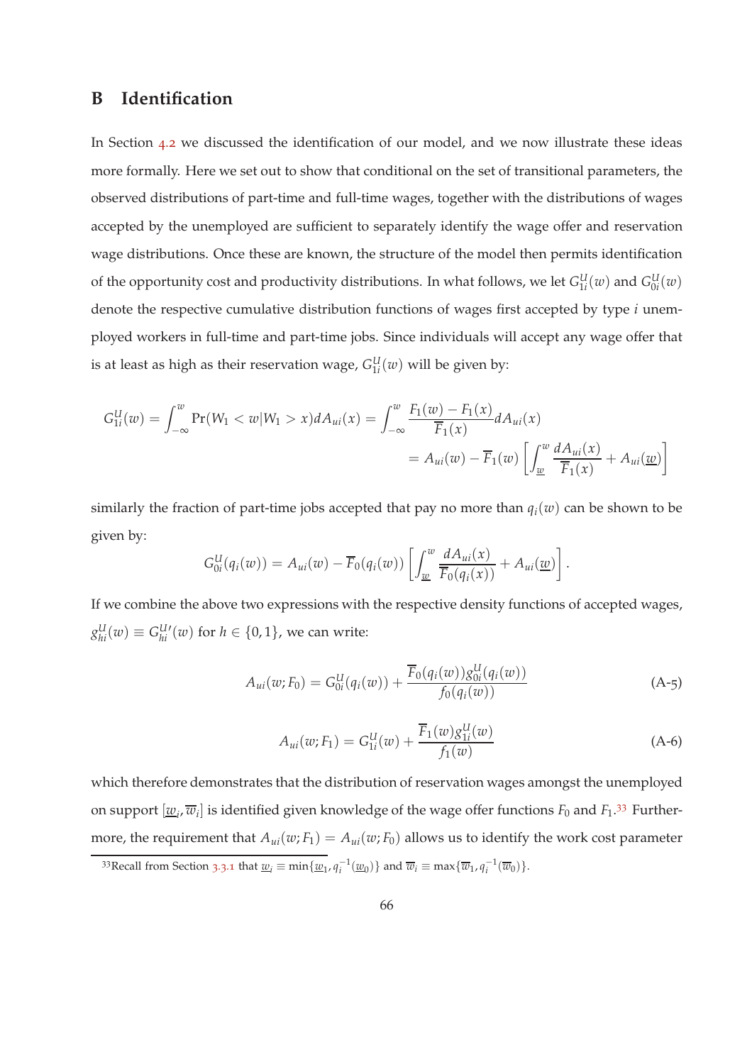# B Identification

In Section 4.2 we discussed the identification of our model, and we now illustrate these ideas more formally. Here we set out to show that conditional on the set of transitional parameters, the observed distributions of part-time and full-time wages, together with the distributions of wages accepted by the unemployed are sufficient to separately identify the wage offer and reservation wage distributions. Once these are known, the structure of the model then permits identification of the opportunity cost and productivity distributions. In what follows, we let $G^U_{1i}(w)$ and $G^U_{0i}(w)$ denote the respective cumulative distribution functions of wages first accepted by type $i$ unemployed workers in full-time and part-time jobs. Since individuals will accept any wage offer that is at least as high as their reservation wage, $G^U_{1i}(w)$ will be given by:

$$
\begin{aligned}
G^U_{1i}(w) = \int_{-\infty}^{w} \Pr(W_1 < w | W_1 > x) dA_{ui}(x) &= \int_{-\infty}^{w} \frac{F_1(w) - F_1(x)}{\overline{F}_1(x)} dA_{ui}(x) \\
&= A_{ui}(w) - \overline{F}_1(w) \left[ \int_{\underline{w}}^{w} \frac{dA_{ui}(x)}{\overline{F}_1(x)} + A_{ui}(\underline{w}) \right]
\end{aligned}
$$

similarly the fraction of part-time jobs accepted that pay no more than $q_i(w)$ can be shown to be given by:

$$
G^U_{0i}(q_i(w)) = A_{ui}(w) - \overline{F}_0(q_i(w)) \left[ \int_{\underline{w}}^{w} \frac{dA_{ui}(x)}{\overline{F}_0(q_i(x))} + A_{ui}(\underline{w}) \right].
$$

If we combine the above two expressions with the respective density functions of accepted wages, $g^U_{hi}(w) \equiv G^{U\prime}_{hi}(w)$ for $h \in \{0, 1\}$, we can write:

$$
A_{ui}(w; F_0) = G^U_{0i}(q_i(w)) + \frac{\overline{F}_0(q_i(w)) g^U_{0i}(q_i(w))}{f_0(q_i(w))} \tag{A-5}
$$

$$
A_{ui}(w; F_1) = G^U_{1i}(w) + \frac{\overline{F}_1(w) g^U_{1i}(w)}{f_1(w)} \tag{A-6}
$$

which therefore demonstrates that the distribution of reservation wages amongst the unemployed on support $[\underline{w}_i, \overline{w}_i]$ is identified given knowledge of the wage offer functions $F_0$ and $F_1$.[33] Furthermore, the requirement that $A_{ui}(w; F_1) = A_{ui}(w; F_0)$ allows us to identify the work cost parameter

[33] Recall from Section 3.3.1 that $\underline{w}_i \equiv \min\{\underline{w}_1, q_i^{-1}(\underline{w}_0)\}$ and $\overline{w}_i \equiv \max\{\overline{w}_1, q_i^{-1}(\overline{w}_0)\}$.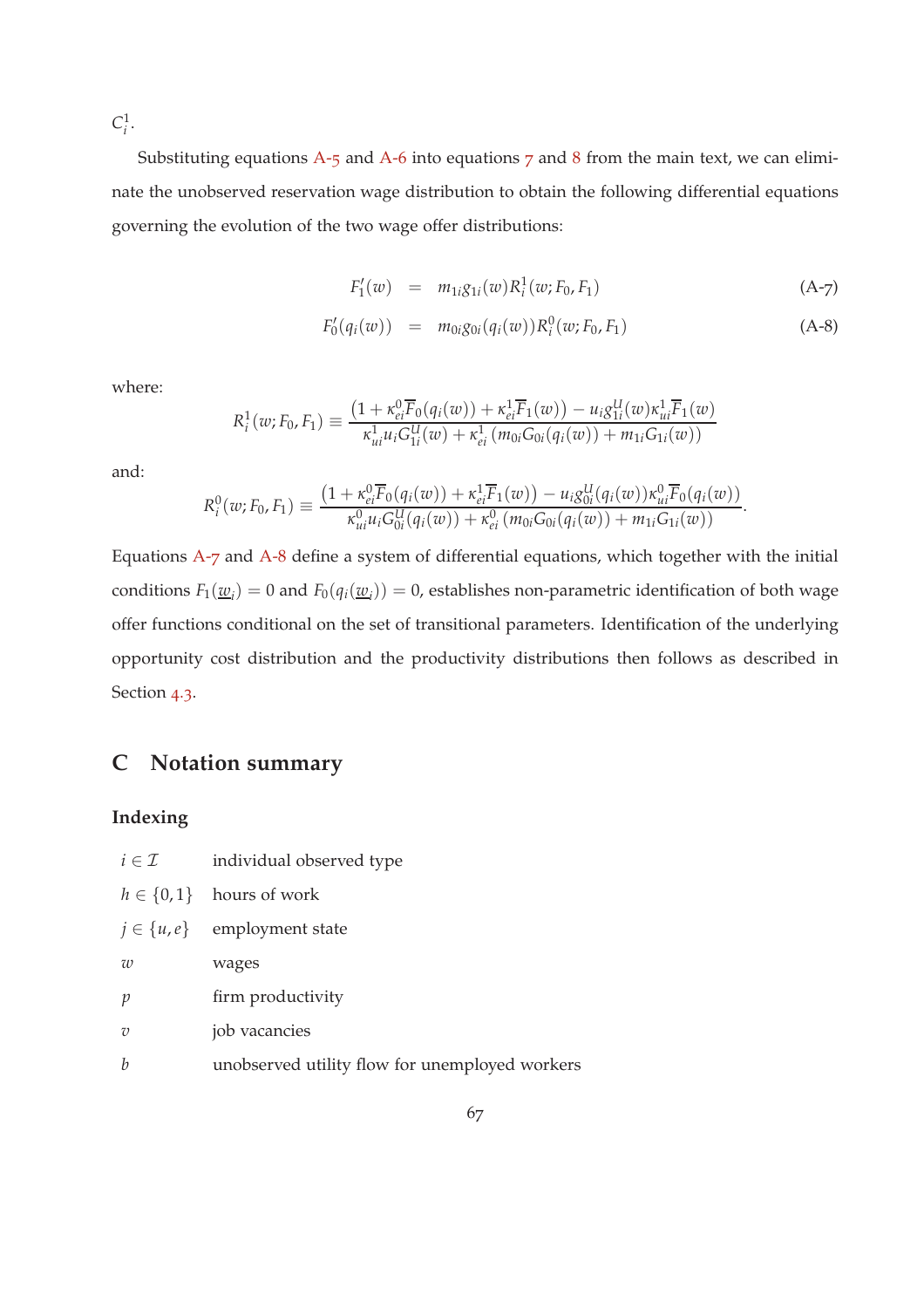$C_i^1$.

Substituting equations A-5 and A-6 into equations 7 and 8 from the main text, we can eliminate the unobserved reservation wage distribution to obtain the following differential equations governing the evolution of the two wage offer distributions:

$$
\begin{aligned}
F_1'(w) &= m_{1i} g_{1i}(w) R_i^1(w; F_0, F_1) && \text{(A-7)} \\
F_0'(q_i(w)) &= m_{0i} g_{0i}(q_i(w)) R_i^0(w; F_0, F_1) && \text{(A-8)}
\end{aligned}
$$

where:

$$
R_i^1(w; F_0, F_1) \equiv \frac{\left(1 + \kappa_{ei}^0 \overline{F}_0(q_i(w)) + \kappa_{ei}^1 \overline{F}_1(w)\right) - u_i g_{1i}^U(w) \kappa_{ui}^1 \overline{F}_1(w)}{\kappa_{ui}^1 u_i G_{1i}^U(w) + \kappa_{ei}^1 \left(m_{0i} G_{0i}(q_i(w)) + m_{1i} G_{1i}(w)\right)}
$$

and:

$$
R_i^0(w; F_0, F_1) \equiv \frac{\left(1 + \kappa_{ei}^0 \overline{F}_0(q_i(w)) + \kappa_{ei}^1 \overline{F}_1(w)\right) - u_i g_{0i}^U(q_i(w)) \kappa_{ui}^0 \overline{F}_0(q_i(w))}{\kappa_{ui}^0 u_i G_{0i}^U(q_i(w)) + \kappa_{ei}^0 \left(m_{0i} G_{0i}(q_i(w)) + m_{1i} G_{1i}(w)\right)}.
$$

Equations A-7 and A-8 define a system of differential equations, which together with the initial conditions $F_1(\underline{w}_i) = 0$ and $F_0(q_i(\underline{w}_i)) = 0$, establishes non-parametric identification of both wage offer functions conditional on the set of transitional parameters. Identification of the underlying opportunity cost distribution and the productivity distributions then follows as described in Section 4.3.

# C Notation summary

### Indexing

| | |
|---|---|
| $i \in \mathcal{I}$ | individual observed type |
| $h \in \{0, 1\}$ | hours of work |
| $j \in \{u, e\}$ | employment state |
| $w$ | wages |
| $p$ | firm productivity |
| $v$ | job vacancies |
| $b$ | unobserved utility flow for unemployed workers |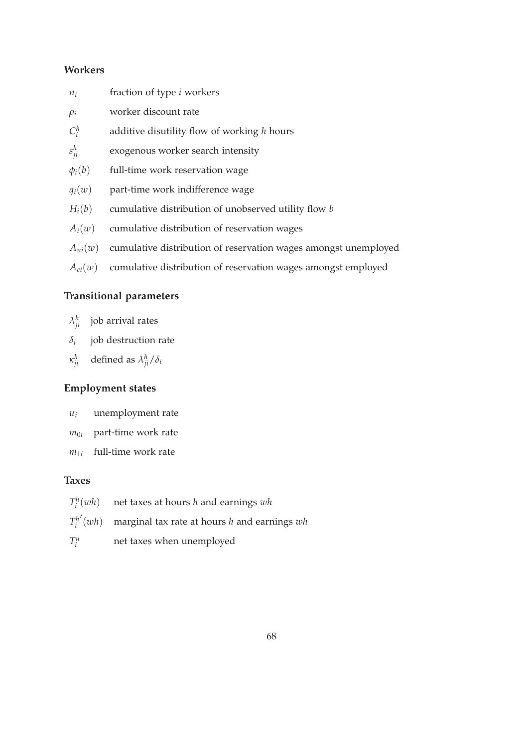**Workers**

| | |
|---|---|
| $n_i$ | fraction of type $i$ workers |
| $\rho_i$ | worker discount rate |
| $C_i^h$ | additive disutility flow of working $h$ hours |
| $s_{ji}^h$ | exogenous worker search intensity |
| $\phi_i(b)$ | full-time work reservation wage |
| $q_i(w)$ | part-time work indifference wage |
| $H_i(b)$ | cumulative distribution of unobserved utility flow $b$ |
| $A_i(w)$ | cumulative distribution of reservation wages |
| $A_{ui}(w)$ | cumulative distribution of reservation wages amongst unemployed |
| $A_{ei}(w)$ | cumulative distribution of reservation wages amongst employed |

**Transitional parameters**

| | |
|---|---|
| $\lambda_{ji}^h$ | job arrival rates |
| $\delta_i$ | job destruction rate |
| $\kappa_{ji}^h$ | defined as $\lambda_{ji}^h/\delta_i$ |

**Employment states**

| | |
|---|---|
| $u_i$ | unemployment rate |
| $m_{0i}$ | part-time work rate |
| $m_{1i}$ | full-time work rate |

**Taxes**

| | |
|---|---|
| $T_i^h(wh)$ | net taxes at hours $h$ and earnings $wh$ |
| $T_i^{h'}(wh)$ | marginal tax rate at hours $h$ and earnings $wh$ |
| $T_i^u$ | net taxes when unemployed |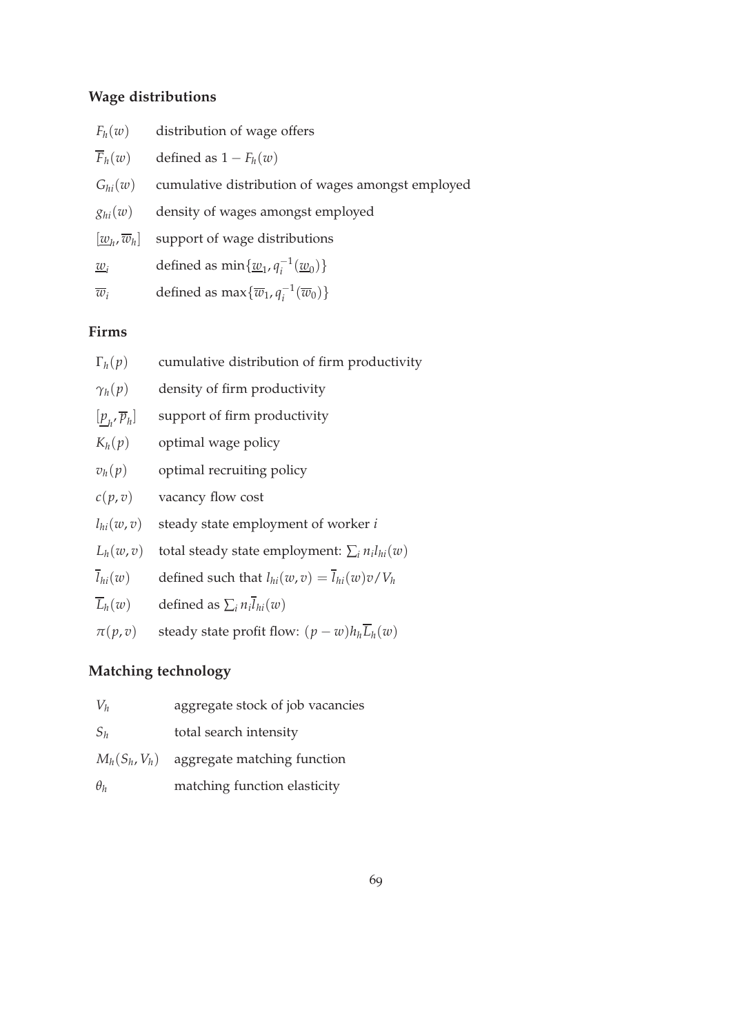### Wage distributions

| | |
|---|---|
| $F_h(w)$ | distribution of wage offers |
| $\overline{F}_h(w)$ | defined as $1 - F_h(w)$ |
| $G_{hi}(w)$ | cumulative distribution of wages amongst employed |
| $g_{hi}(w)$ | density of wages amongst employed |
| $[\underline{w}_h, \overline{w}_h]$ | support of wage distributions |
| $\underline{w}_i$ | defined as $\min\{\underline{w}_1, q_i^{-1}(\underline{w}_0)\}$ |
| $\overline{w}_i$ | defined as $\max\{\overline{w}_1, q_i^{-1}(\overline{w}_0)\}$ |

### Firms

| | |
|---|---|
| $\Gamma_h(p)$ | cumulative distribution of firm productivity |
| $\gamma_h(p)$ | density of firm productivity |
| $[\underline{p}_h, \overline{p}_h]$ | support of firm productivity |
| $K_h(p)$ | optimal wage policy |
| $v_h(p)$ | optimal recruiting policy |
| $c(p, v)$ | vacancy flow cost |
| $l_{hi}(w, v)$ | steady state employment of worker $i$ |
| $L_h(w, v)$ | total steady state employment: $\sum_i n_i l_{hi}(w)$ |
| $\overline{l}_{hi}(w)$ | defined such that $l_{hi}(w, v) = \overline{l}_{hi}(w)v/V_h$ |
| $\overline{L}_h(w)$ | defined as $\sum_i n_i \overline{l}_{hi}(w)$ |
| $\pi(p, v)$ | steady state profit flow: $(p - w)h_h\overline{L}_h(w)$ |

### Matching technology

| | |
|---|---|
| $V_h$ | aggregate stock of job vacancies |
| $S_h$ | total search intensity |
| $M_h(S_h, V_h)$ | aggregate matching function |
| $\theta_h$ | matching function elasticity |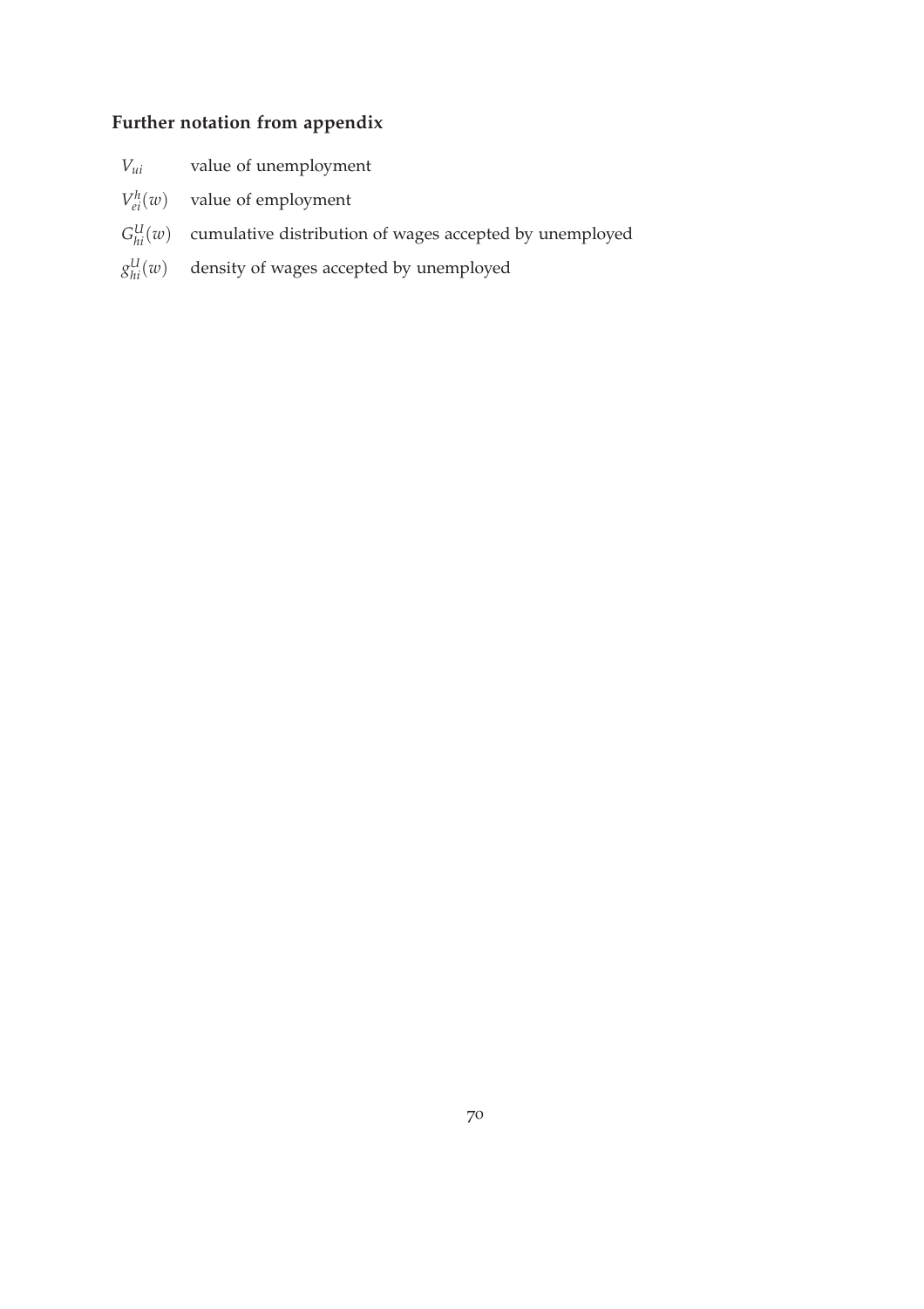### Further notation from appendix

| | |
|---|---|
| $V_{ui}$ | value of unemployment |
| $V_{ei}^{h}(w)$ | value of employment |
| $G_{hi}^{U}(w)$ | cumulative distribution of wages accepted by unemployed |
| $g_{hi}^{U}(w)$ | density of wages accepted by unemployed |